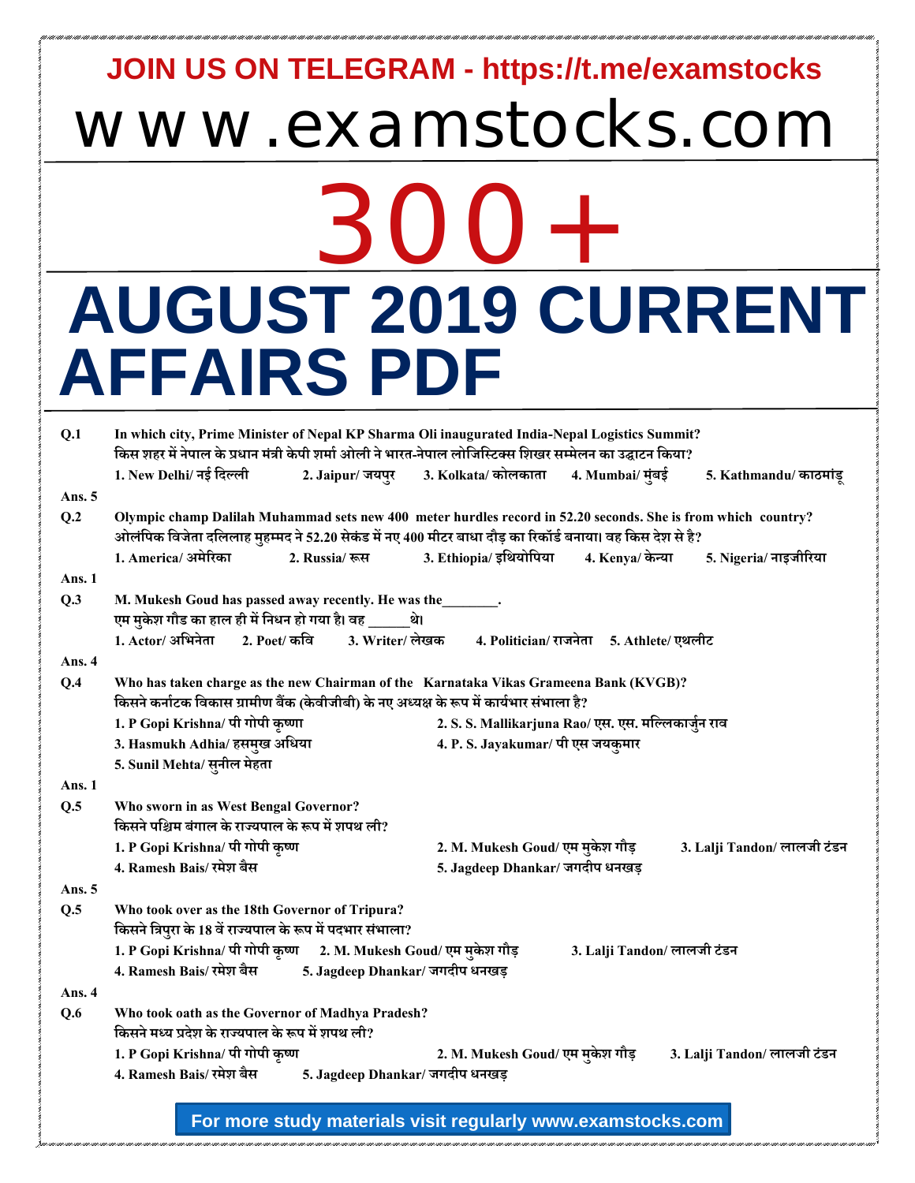**JOIN US ON TELEGRAM - https://t.me/examstocks**

# www.examstocks.com

# 300+

# AUGUST 2019 CURRENT AFFAIRS PDF

**Q.1** **In which city, Prime Minister of Nepal KP Sharma Oli inaugurated India-Nepal Logistics Summit?**
**किस शहर में नेपाल के प्रधान मंत्री केपी शर्मा ओली ने भारत-नेपाल लोजिस्टिक्स शिखर सम्मेलन का उद्घाटन किया?**
1. New Delhi/ नई दिल्ली 2. Jaipur/ जयपुर 3. Kolkata/ कोलकाता 4. Mumbai/ मुंबई 5. Kathmandu/ काठमांडू

**Ans. 5**

**Q.2** **Olympic champ Dalilah Muhammad sets new 400 meter hurdles record in 52.20 seconds. She is from which country?**
**ओलंपिक विजेता दलिलाह मुहम्मद ने 52.20 सेकंड में नए 400 मीटर बाधा दौड़ का रिकॉर्ड बनाया। वह किस देश से है?**
1. America/ अमेरिका 2. Russia/ रूस 3. Ethiopia/ इथियोपिया 4. Kenya/ केन्या 5. Nigeria/ नाइजीरिया

**Ans. 1**

**Q.3** **M. Mukesh Goud has passed away recently. He was the________.**
**एम मुकेश गौड का हाल ही में निधन हो गया है। वह ______थे।**
1. Actor/ अभिनेता 2. Poet/ कवि 3. Writer/ लेखक 4. Politician/ राजनेता 5. Athlete/ एथलीट

**Ans. 4**

**Q.4** **Who has taken charge as the new Chairman of the Karnataka Vikas Grameena Bank (KVGB)?**
**किसने कर्नाटक विकास ग्रामीण बैंक (केवीजीबी) के नए अध्यक्ष के रूप में कार्यभार संभाला है?**
1. P Gopi Krishna/ पी गोपी कृष्णा
2. S. S. Mallikarjuna Rao/ एस. एस. मल्लिकार्जुन राव
3. Hasmukh Adhia/ हसमुख अधिया
4. P. S. Jayakumar/ पी एस जयकुमार
5. Sunil Mehta/ सुनील मेहता

**Ans. 1**

**Q.5** **Who sworn in as West Bengal Governor?**
**किसने पश्चिम बंगाल के राज्यपाल के रूप में शपथ ली?**
1. P Gopi Krishna/ पी गोपी कृष्ण
2. M. Mukesh Goud/ एम मुकेश गौड़
3. Lalji Tandon/ लालजी टंडन
4. Ramesh Bais/ रमेश बैस
5. Jagdeep Dhankar/ जगदीप धनखड़

**Ans. 5**

**Q.5** **Who took over as the 18th Governor of Tripura?**
**किसने त्रिपुरा के 18 वें राज्यपाल के रूप में पदभार संभाला?**
1. P Gopi Krishna/ पी गोपी कृष्ण
2. M. Mukesh Goud/ एम मुकेश गौड़
3. Lalji Tandon/ लालजी टंडन
4. Ramesh Bais/ रमेश बैस
5. Jagdeep Dhankar/ जगदीप धनखड़

**Ans. 4**

**Q.6** **Who took oath as the Governor of Madhya Pradesh?**
**किसने मध्य प्रदेश के राज्यपाल के रूप में शपथ ली?**
1. P Gopi Krishna/ पी गोपी कृष्ण
2. M. Mukesh Goud/ एम मुकेश गौड़
3. Lalji Tandon/ लालजी टंडन
4. Ramesh Bais/ रमेश बैस
5. Jagdeep Dhankar/ जगदीप धनखड़

**For more study materials visit regularly www.examstocks.com**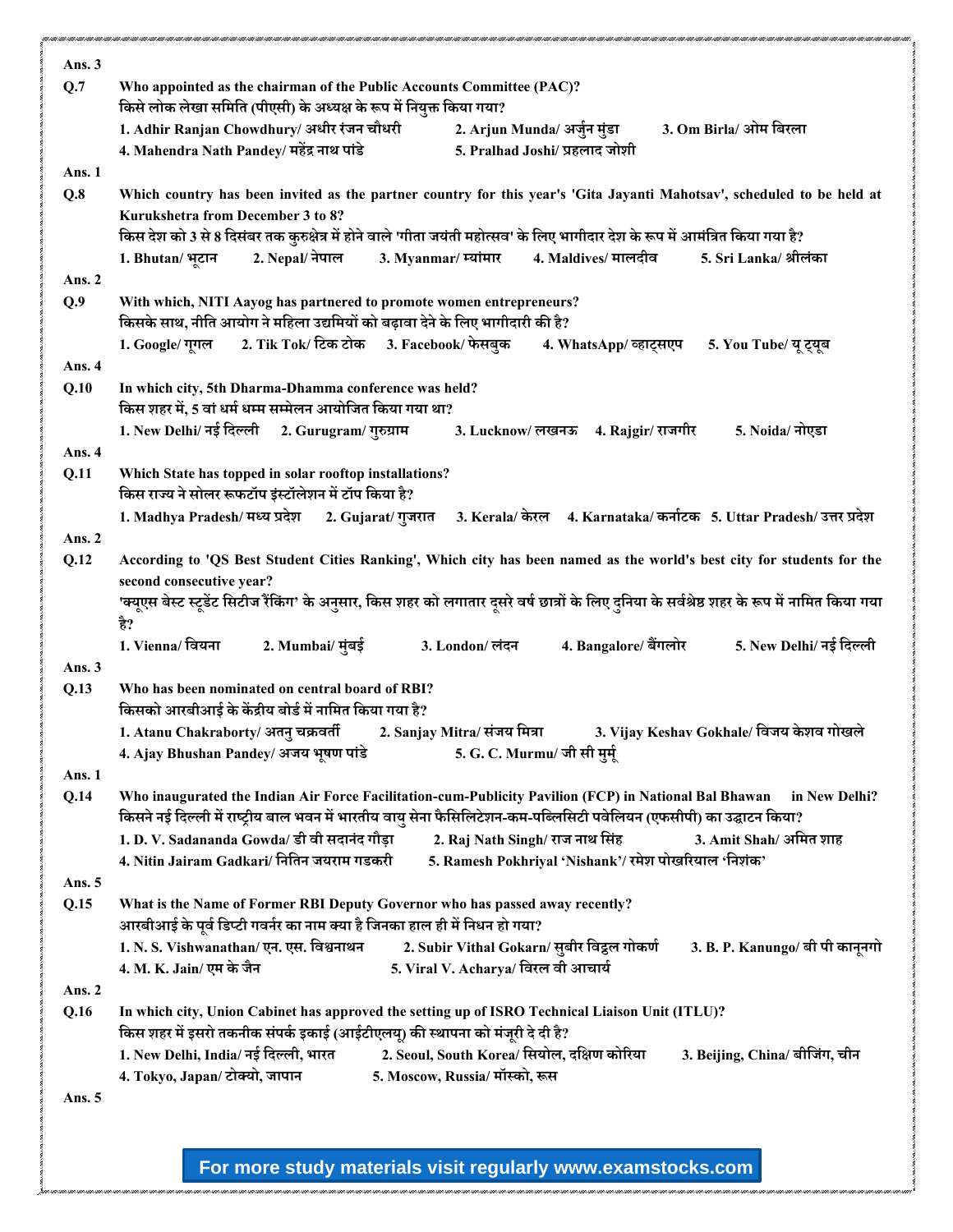**Ans. 3**

**Q.7** **Who appointed as the chairman of the Public Accounts Committee (PAC)?**
**किसे लोक लेखा समिति (पीएसी) के अध्यक्ष के रूप में नियुक्त किया गया?**

1. Adhir Ranjan Chowdhury/ अधीर रंजन चौधरी
2. Arjun Munda/ अर्जुन मुंडा
3. Om Birla/ ओम बिरला
4. Mahendra Nath Pandey/ महेंद्र नाथ पांडे
5. Pralhad Joshi/ प्रहलाद जोशी

**Ans. 1**

**Q.8** **Which country has been invited as the partner country for this year's 'Gita Jayanti Mahotsav', scheduled to be held at Kurukshetra from December 3 to 8?**
**किस देश को 3 से 8 दिसंबर तक कुरुक्षेत्र में होने वाले 'गीता जयंती महोत्सव' के लिए भागीदार देश के रूप में आमंत्रित किया गया है?**

1. Bhutan/ भूटान
2. Nepal/ नेपाल
3. Myanmar/ म्यांमार
4. Maldives/ मालदीव
5. Sri Lanka/ श्रीलंका

**Ans. 2**

**Q.9** **With which, NITI Aayog has partnered to promote women entrepreneurs?**
**किसके साथ, नीति आयोग ने महिला उद्यमियों को बढ़ावा देने के लिए भागीदारी की है?**

1. Google/ गूगल
2. Tik Tok/ टिक टोक
3. Facebook/ फेसबुक
4. WhatsApp/ व्हाट्सएप
5. You Tube/ यू ट्यूब

**Ans. 4**

**Q.10** **In which city, 5th Dharma-Dhamma conference was held?**
**किस शहर में, 5 वां धर्म धम्म सम्मेलन आयोजित किया गया था?**

1. New Delhi/ नई दिल्ली
2. Gurugram/ गुरुग्राम
3. Lucknow/ लखनऊ
4. Rajgir/ राजगीर
5. Noida/ नोएडा

**Ans. 4**

**Q.11** **Which State has topped in solar rooftop installations?**
**किस राज्य ने सोलर रूफटॉप इंस्टॉलेशन में टॉप किया है?**

1. Madhya Pradesh/ मध्य प्रदेश
2. Gujarat/ गुजरात
3. Kerala/ केरल
4. Karnataka/ कर्नाटक
5. Uttar Pradesh/ उत्तर प्रदेश

**Ans. 2**

**Q.12** **According to 'QS Best Student Cities Ranking', Which city has been named as the world's best city for students for the second consecutive year?**
**'क्यूएस बेस्ट स्टूडेंट सिटीज रैंकिंग' के अनुसार, किस शहर को लगातार दूसरे वर्ष छात्रों के लिए दुनिया के सर्वश्रेष्ठ शहर के रूप में नामित किया गया है?**

1. Vienna/ वियना
2. Mumbai/ मुंबई
3. London/ लंदन
4. Bangalore/ बैंगलोर
5. New Delhi/ नई दिल्ली

**Ans. 3**

**Q.13** **Who has been nominated on central board of RBI?**
**किसको आरबीआई के केंद्रीय बोर्ड में नामित किया गया है?**

1. Atanu Chakraborty/ अतनु चक्रवर्ती
2. Sanjay Mitra/ संजय मित्रा
3. Vijay Keshav Gokhale/ विजय केशव गोखले
4. Ajay Bhushan Pandey/ अजय भूषण पांडे
5. G. C. Murmu/ जी सी मुर्मू

**Ans. 1**

**Q.14** **Who inaugurated the Indian Air Force Facilitation-cum-Publicity Pavilion (FCP) in National Bal Bhawan in New Delhi?**
**किसने नई दिल्ली में राष्ट्रीय बाल भवन में भारतीय वायु सेना फैसिलिटेशन-कम-पब्लिसिटी पवेलियन (एफसीपी) का उद्घाटन किया?**

1. D. V. Sadananda Gowda/ डी वी सदानंद गौड़ा
2. Raj Nath Singh/ राज नाथ सिंह
3. Amit Shah/ अमित शाह
4. Nitin Jairam Gadkari/ नितिन जयराम गडकरी
5. Ramesh Pokhriyal 'Nishank'/ रमेश पोखरियाल 'निशंक'

**Ans. 5**

**Q.15** **What is the Name of Former RBI Deputy Governor who has passed away recently?**
**आरबीआई के पूर्व डिप्टी गवर्नर का नाम क्या है जिनका हाल ही में निधन हो गया?**

1. N. S. Vishwanathan/ एन. एस. विश्वनाथन
2. Subir Vithal Gokarn/ सुबीर विट्ठल गोकर्ण
3. B. P. Kanungo/ बी पी कानूनगो
4. M. K. Jain/ एम के जैन
5. Viral V. Acharya/ विरल वी आचार्य

**Ans. 2**

**Q.16** **In which city, Union Cabinet has approved the setting up of ISRO Technical Liaison Unit (ITLU)?**
**किस शहर में इसरो तकनीक संपर्क इकाई (आईटीएलयू) की स्थापना को मंज़ूरी दे दी है?**

1. New Delhi, India/ नई दिल्ली, भारत
2. Seoul, South Korea/ सियोल, दक्षिण कोरिया
3. Beijing, China/ बीजिंग, चीन
4. Tokyo, Japan/ टोक्यो, जापान
5. Moscow, Russia/ मॉस्को, रूस

**Ans. 5**

**For more study materials visit regularly www.examstocks.com**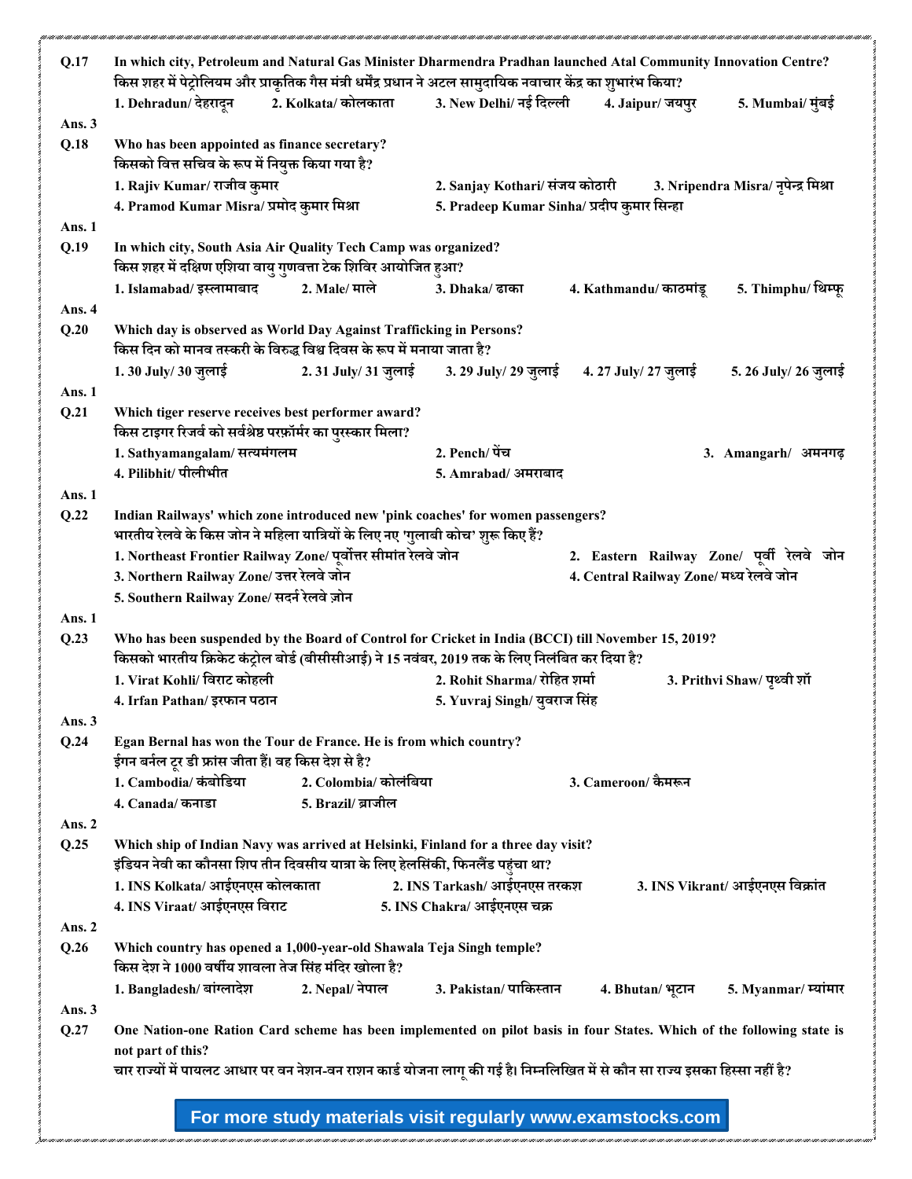**Q.17** **In which city, Petroleum and Natural Gas Minister Dharmendra Pradhan launched Atal Community Innovation Centre?**
**किस शहर में पेट्रोलियम और प्राकृतिक गैस मंत्री धर्मेंद्र प्रधान ने अटल सामुदायिक नवाचार केंद्र का शुभारंभ किया?**

1. Dehradun/ देहरादून
2. Kolkata/ कोलकाता
3. New Delhi/ नई दिल्ली
4. Jaipur/ जयपुर
5. Mumbai/ मुंबई

**Ans. 3**

**Q.18** **Who has been appointed as finance secretary?**
**किसको वित्त सचिव के रूप में नियुक्त किया गया है?**

1. Rajiv Kumar/ राजीव कुमार
2. Sanjay Kothari/ संजय कोठारी
3. Nripendra Misra/ नृपेन्द्र मिश्रा
4. Pramod Kumar Misra/ प्रमोद कुमार मिश्रा
5. Pradeep Kumar Sinha/ प्रदीप कुमार सिन्हा

**Ans. 1**

**Q.19** **In which city, South Asia Air Quality Tech Camp was organized?**
**किस शहर में दक्षिण एशिया वायु गुणवत्ता टेक शिविर आयोजित हुआ?**

1. Islamabad/ इस्लामाबाद
2. Male/ माले
3. Dhaka/ ढाका
4. Kathmandu/ काठमांडू
5. Thimphu/ थिम्फू

**Ans. 4**

**Q.20** **Which day is observed as World Day Against Trafficking in Persons?**
**किस दिन को मानव तस्करी के विरुद्ध विश्व दिवस के रूप में मनाया जाता है?**

1. 30 July/ 30 जुलाई
2. 31 July/ 31 जुलाई
3. 29 July/ 29 जुलाई
4. 27 July/ 27 जुलाई
5. 26 July/ 26 जुलाई

**Ans. 1**

**Q.21** **Which tiger reserve receives best performer award?**
**किस टाइगर रिजर्व को सर्वश्रेष्ठ परफ़ॉर्मर का पुरस्कार मिला?**

1. Sathyamangalam/ सत्यमंगलम
2. Pench/ पेंच
3. Amangarh/ अमनगढ़
4. Pilibhit/ पीलीभीत
5. Amrabad/ अमराबाद

**Ans. 1**

**Q.22** **Indian Railways' which zone introduced new 'pink coaches' for women passengers?**
**भारतीय रेलवे के किस जोन ने महिला यात्रियों के लिए नए 'गुलाबी कोच' शुरू किए हैं?**

1. Northeast Frontier Railway Zone/ पूर्वोत्तर सीमांत रेलवे जोन
2. Eastern Railway Zone/ पूर्वी रेलवे जोन
3. Northern Railway Zone/ उत्तर रेलवे जोन
4. Central Railway Zone/ मध्य रेलवे जोन
5. Southern Railway Zone/ सदर्न रेलवे ज़ोन

**Ans. 1**

**Q.23** **Who has been suspended by the Board of Control for Cricket in India (BCCI) till November 15, 2019?**
**किसको भारतीय क्रिकेट कंट्रोल बोर्ड (बीसीसीआई) ने 15 नवंबर, 2019 तक के लिए निलंबित कर दिया है?**

1. Virat Kohli/ विराट कोहली
2. Rohit Sharma/ रोहित शर्मा
3. Prithvi Shaw/ पृथ्वी शॉ
4. Irfan Pathan/ इरफान पठान
5. Yuvraj Singh/ युवराज सिंह

**Ans. 3**

**Q.24** **Egan Bernal has won the Tour de France. He is from which country?**
**ईगन बर्नल टूर डी फ्रांस जीता हैं। वह किस देश से है?**

1. Cambodia/ कंबोडिया
2. Colombia/ कोलंबिया
3. Cameroon/ कैमरून
4. Canada/ कनाडा
5. Brazil/ ब्राजील

**Ans. 2**

**Q.25** **Which ship of Indian Navy was arrived at Helsinki, Finland for a three day visit?**
**इंडियन नेवी का कौनसा शिप तीन दिवसीय यात्रा के लिए हेलसिंकी, फिनलैंड पहुंचा था?**

1. INS Kolkata/ आईएनएस कोलकाता
2. INS Tarkash/ आईएनएस तरकश
3. INS Vikrant/ आईएनएस विक्रांत
4. INS Viraat/ आईएनएस विराट
5. INS Chakra/ आईएनएस चक्र

**Ans. 2**

**Q.26** **Which country has opened a 1,000-year-old Shawala Teja Singh temple?**
**किस देश ने 1000 वर्षीय शावला तेज सिंह मंदिर खोला है?**

1. Bangladesh/ बांग्लादेश
2. Nepal/ नेपाल
3. Pakistan/ पाकिस्तान
4. Bhutan/ भूटान
5. Myanmar/ म्यांमार

**Ans. 3**

**Q.27** **One Nation-one Ration Card scheme has been implemented on pilot basis in four States. Which of the following state is not part of this?**
**चार राज्यों में पायलट आधार पर वन नेशन-वन राशन कार्ड योजना लागू की गई है। निम्नलिखित में से कौन सा राज्य इसका हिस्सा नहीं है?**

For more study materials visit regularly www.examstocks.com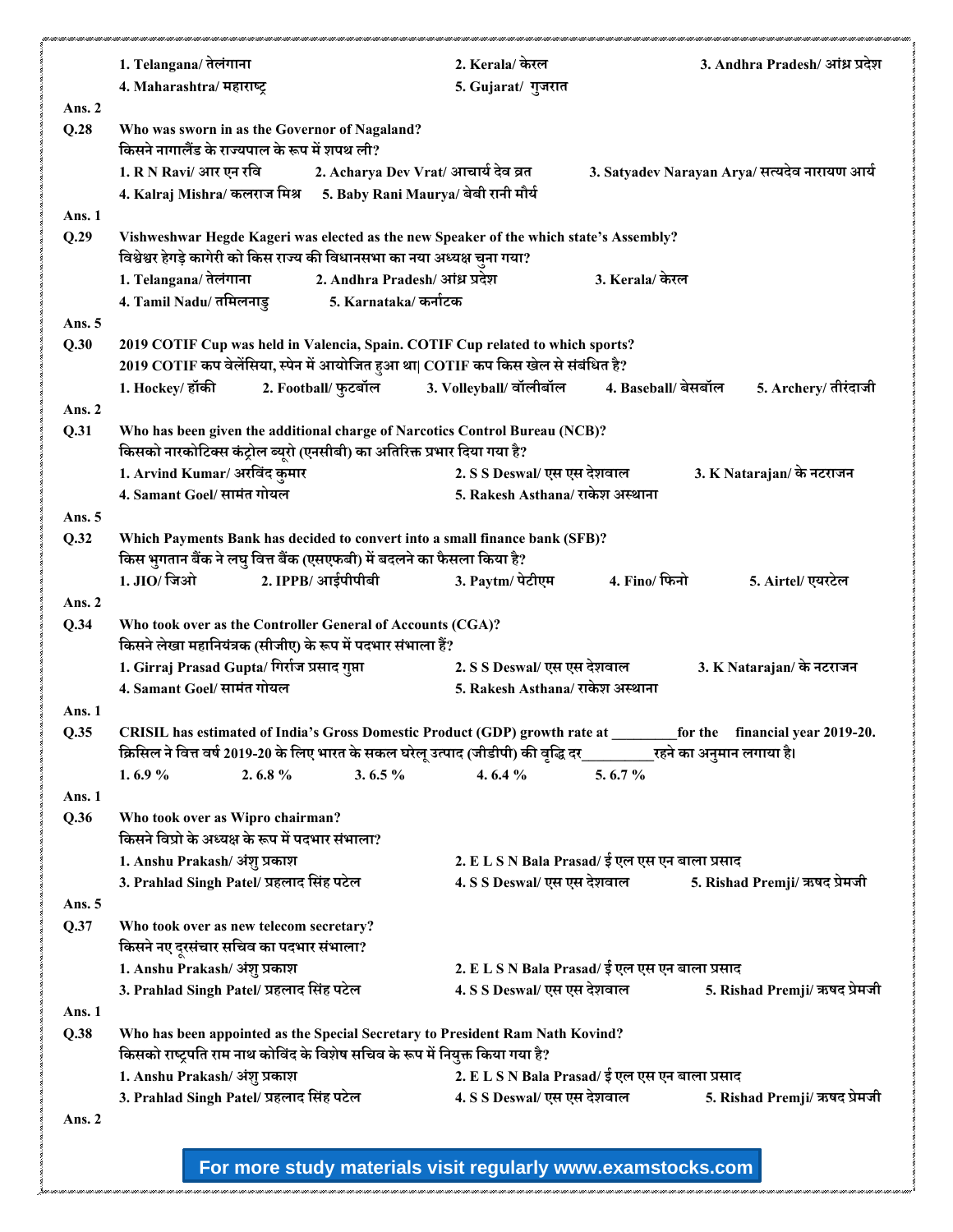1. Telangana/ तेलंगाना 2. Kerala/ केरल 3. Andhra Pradesh/ आंध्र प्रदेश
4. Maharashtra/ महाराष्ट्र 5. Gujarat/ गुजरात

**Ans. 2**

**Q.28** Who was sworn in as the Governor of Nagaland?
किसने नागालैंड के राज्यपाल के रूप में शपथ ली?
1. R N Ravi/ आर एन रवि 2. Acharya Dev Vrat/ आचार्य देव व्रत 3. Satyadev Narayan Arya/ सत्यदेव नारायण आर्य
4. Kalraj Mishra/ कलराज मिश्र 5. Baby Rani Maurya/ बेबी रानी मौर्य

**Ans. 1**

**Q.29** Vishweshwar Hegde Kageri was elected as the new Speaker of the which state's Assembly?
विश्वेश्वर हेगड़े कागेरी को किस राज्य की विधानसभा का नया अध्यक्ष चुना गया?
1. Telangana/ तेलंगाना 2. Andhra Pradesh/ आंध्र प्रदेश 3. Kerala/ केरल
4. Tamil Nadu/ तमिलनाडु 5. Karnataka/ कर्नाटक

**Ans. 5**

**Q.30** 2019 COTIF Cup was held in Valencia, Spain. COTIF Cup related to which sports?
2019 COTIF कप वेलेंसिया, स्पेन में आयोजित हुआ था| COTIF कप किस खेल से संबंधित है?
1. Hockey/ हॉकी 2. Football/ फुटबॉल 3. Volleyball/ वॉलीबॉल 4. Baseball/ बेसबॉल 5. Archery/ तीरंदाजी

**Ans. 2**

**Q.31** Who has been given the additional charge of Narcotics Control Bureau (NCB)?
किसको नारकोटिक्स कंट्रोल ब्यूरो (एनसीबी) का अतिरिक्त प्रभार दिया गया है?
1. Arvind Kumar/ अरविंद कुमार 2. S S Deswal/ एस एस देशवाल 3. K Natarajan/ के नटराजन
4. Samant Goel/ सामंत गोयल 5. Rakesh Asthana/ राकेश अस्थाना

**Ans. 5**

**Q.32** Which Payments Bank has decided to convert into a small finance bank (SFB)?
किस भुगतान बैंक ने लघु वित्त बैंक (एसएफबी) में बदलने का फैसला किया है?
1. JIO/ जिओ 2. IPPB/ आईपीपीबी 3. Paytm/ पेटीएम 4. Fino/ फिनो 5. Airtel/ एयरटेल

**Ans. 2**

**Q.34** Who took over as the Controller General of Accounts (CGA)?
किसने लेखा महानियंत्रक (सीजीए) के रूप में पदभार संभाला हैं?
1. Girraj Prasad Gupta/ गिर्राज प्रसाद गुप्ता 2. S S Deswal/ एस एस देशवाल 3. K Natarajan/ के नटराजन
4. Samant Goel/ सामंत गोयल 5. Rakesh Asthana/ राकेश अस्थाना

**Ans. 1**

**Q.35** CRISIL has estimated of India's Gross Domestic Product (GDP) growth rate at ________ for the financial year 2019-20.
क्रिसिल ने वित्त वर्ष 2019-20 के लिए भारत के सकल घरेलू उत्पाद (जीडीपी) की वृद्धि दर__________रहने का अनुमान लगाया है।
1. 6.9 % 2. 6.8 % 3. 6.5 % 4. 6.4 % 5. 6.7 %

**Ans. 1**

**Q.36** Who took over as Wipro chairman?
किसने विप्रो के अध्यक्ष के रूप में पदभार संभाला?
1. Anshu Prakash/ अंशु प्रकाश 2. E L S N Bala Prasad/ ई एल एस एन बाला प्रसाद
3. Prahlad Singh Patel/ प्रहलाद सिंह पटेल 4. S S Deswal/ एस एस देशवाल 5. Rishad Premji/ ऋषद प्रेमजी

**Ans. 5**

**Q.37** Who took over as new telecom secretary?
किसने नए दूरसंचार सचिव का पदभार संभाला?
1. Anshu Prakash/ अंशु प्रकाश 2. E L S N Bala Prasad/ ई एल एस एन बाला प्रसाद
3. Prahlad Singh Patel/ प्रहलाद सिंह पटेल 4. S S Deswal/ एस एस देशवाल 5. Rishad Premji/ ऋषद प्रेमजी

**Ans. 1**

**Q.38** Who has been appointed as the Special Secretary to President Ram Nath Kovind?
किसको राष्ट्रपति राम नाथ कोविंद के विशेष सचिव के रूप में नियुक्त किया गया है?
1. Anshu Prakash/ अंशु प्रकाश 2. E L S N Bala Prasad/ ई एल एस एन बाला प्रसाद
3. Prahlad Singh Patel/ प्रहलाद सिंह पटेल 4. S S Deswal/ एस एस देशवाल 5. Rishad Premji/ ऋषद प्रेमजी

**Ans. 2**

**For more study materials visit regularly www.examstocks.com**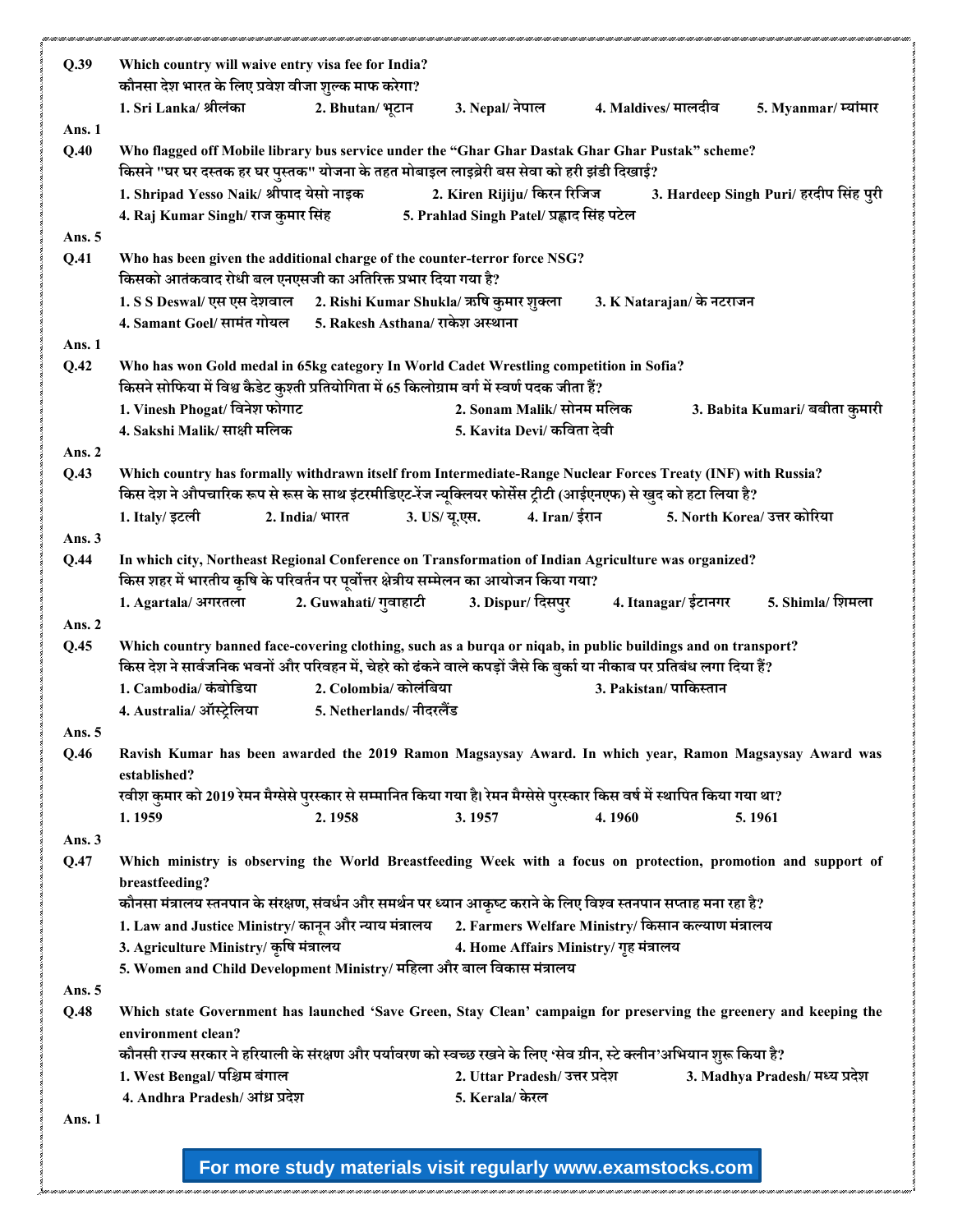**Q.39** **Which country will waive entry visa fee for India?**

**कौनसा देश भारत के लिए प्रवेश वीजा शुल्क माफ करेगा?**

**1. Sri Lanka/ श्रीलंका** **2. Bhutan/ भूटान** **3. Nepal/ नेपाल** **4. Maldives/ मालदीव** **5. Myanmar/ म्यांमार**

**Ans. 1**

**Q.40** **Who flagged off Mobile library bus service under the "Ghar Ghar Dastak Ghar Ghar Pustak" scheme?**

**किसने "घर घर दस्तक हर घर पुस्तक" योजना के तहत मोबाइल लाइब्रेरी बस सेवा को हरी झंडी दिखाई?**

**1. Shripad Yesso Naik/ श्रीपाद येसो नाइक** **2. Kiren Rijiju/ किरन रिजिज** **3. Hardeep Singh Puri/ हरदीप सिंह पुरी**

**4. Raj Kumar Singh/ राज कुमार सिंह** **5. Prahlad Singh Patel/ प्रह्लाद सिंह पटेल**

**Ans. 5**

**Q.41** **Who has been given the additional charge of the counter-terror force NSG?**

**किसको आतंकवाद रोधी बल एनएसजी का अतिरिक्त प्रभार दिया गया है?**

**1. S S Deswal/ एस एस देशवाल** **2. Rishi Kumar Shukla/ ऋषि कुमार शुक्ला** **3. K Natarajan/ के नटराजन**

**4. Samant Goel/ सामंत गोयल** **5. Rakesh Asthana/ राकेश अस्थाना**

**Ans. 1**

**Q.42** **Who has won Gold medal in 65kg category In World Cadet Wrestling competition in Sofia?**

**किसने सोफिया में विश्व कैडेट कुश्ती प्रतियोगिता में 65 किलोग्राम वर्ग में स्वर्ण पदक जीता हैं?**

**1. Vinesh Phogat/ विनेश फोगाट** **2. Sonam Malik/ सोनम मलिक** **3. Babita Kumari/ बबीता कुमारी**

**4. Sakshi Malik/ साक्षी मलिक** **5. Kavita Devi/ कविता देवी**

**Ans. 2**

**Q.43** **Which country has formally withdrawn itself from Intermediate-Range Nuclear Forces Treaty (INF) with Russia?**

**किस देश ने औपचारिक रूप से रूस के साथ इंटरमीडिएट-रेंज न्यूक्लियर फोर्सेस ट्रीटी (आईएनएफ) से खुद को हटा लिया है?**

**1. Italy/ इटली** **2. India/ भारत** **3. US/ यू.एस.** **4. Iran/ ईरान** **5. North Korea/ उत्तर कोरिया**

**Ans. 3**

**Q.44** **In which city, Northeast Regional Conference on Transformation of Indian Agriculture was organized?**

**किस शहर में भारतीय कृषि के परिवर्तन पर पूर्वोत्तर क्षेत्रीय सम्मेलन का आयोजन किया गया?**

**1. Agartala/ अगरतला** **2. Guwahati/ गुवाहाटी** **3. Dispur/ दिसपुर** **4. Itanagar/ ईटानगर** **5. Shimla/ शिमला**

**Ans. 2**

**Q.45** **Which country banned face-covering clothing, such as a burqa or niqab, in public buildings and on transport?**

**किस देश ने सार्वजनिक भवनों और परिवहन में, चेहरे को ढंकने वाले कपड़ों जैसे कि बुर्का या नीकाब पर प्रतिबंध लगा दिया हैं?**

**1. Cambodia/ कंबोडिया** **2. Colombia/ कोलंबिया** **3. Pakistan/ पाकिस्तान**

**4. Australia/ ऑस्ट्रेलिया** **5. Netherlands/ नीदरलैंड**

**Ans. 5**

**Q.46** **Ravish Kumar has been awarded the 2019 Ramon Magsaysay Award. In which year, Ramon Magsaysay Award was established?**

**रवीश कुमार को 2019 रेमन मैग्सेसे पुरस्कार से सम्मानित किया गया है। रेमन मैग्सेसे पुरस्कार किस वर्ष में स्थापित किया गया था?**

**1. 1959** **2. 1958** **3. 1957** **4. 1960** **5. 1961**

**Ans. 3**

**Q.47** **Which ministry is observing the World Breastfeeding Week with a focus on protection, promotion and support of breastfeeding?**

**कौनसा मंत्रालय स्तनपान के संरक्षण, संवर्धन और समर्थन पर ध्यान आकृष्ट कराने के लिए विश्व स्तनपान सप्ताह मना रहा है?**

**1. Law and Justice Ministry/ कानून और न्याय मंत्रालय** **2. Farmers Welfare Ministry/ किसान कल्याण मंत्रालय**

**3. Agriculture Ministry/ कृषि मंत्रालय** **4. Home Affairs Ministry/ गृह मंत्रालय**

**5. Women and Child Development Ministry/ महिला और बाल विकास मंत्रालय**

**Ans. 5**

**Q.48** **Which state Government has launched 'Save Green, Stay Clean' campaign for preserving the greenery and keeping the environment clean?**

**कौनसी राज्य सरकार ने हरियाली के संरक्षण और पर्यावरण को स्वच्छ रखने के लिए 'सेव ग्रीन, स्टे क्लीन' अभियान शुरू किया है?**

**1. West Bengal/ पश्चिम बंगाल** **2. Uttar Pradesh/ उत्तर प्रदेश** **3. Madhya Pradesh/ मध्य प्रदेश**

**4. Andhra Pradesh/ आंध्र प्रदेश** **5. Kerala/ केरल**

**Ans. 1**

**For more study materials visit regularly www.examstocks.com**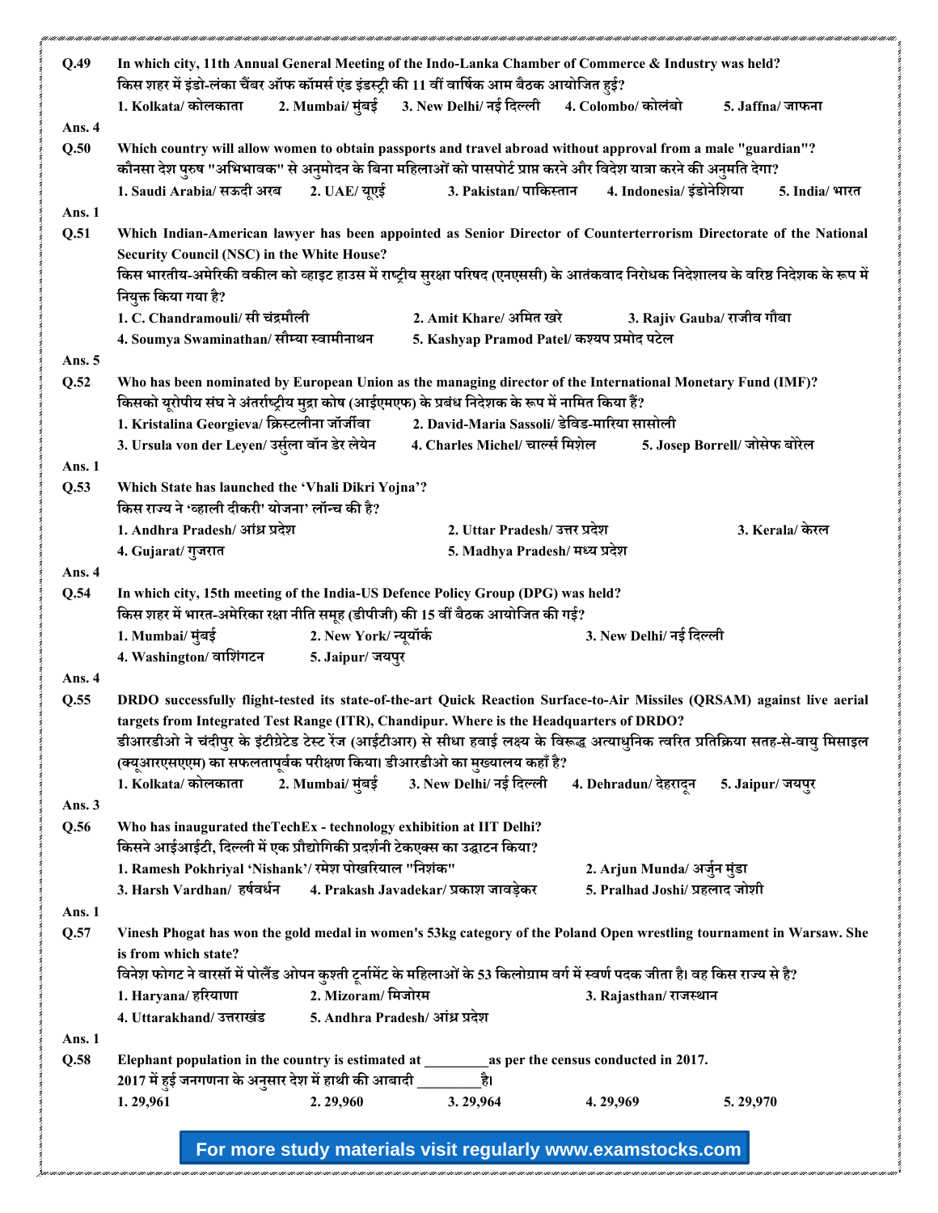**Q.49** In which city, 11th Annual General Meeting of the Indo-Lanka Chamber of Commerce & Industry was held?
किस शहर में इंडो-लंका चैंबर ऑफ कॉमर्स एंड इंडस्ट्री की 11 वीं वार्षिक आम बैठक आयोजित हुई?

1. Kolkata/ कोलकाता 2. Mumbai/ मुंबई 3. New Delhi/ नई दिल्ली 4. Colombo/ कोलंबो 5. Jaffna/ जाफना

**Ans. 4**

**Q.50** Which country will allow women to obtain passports and travel abroad without approval from a male "guardian"?
कौनसा देश पुरुष "अभिभावक" से अनुमोदन के बिना महिलाओं को पासपोर्ट प्राप्त करने और विदेश यात्रा करने की अनुमति देगा?

1. Saudi Arabia/ सऊदी अरब 2. UAE/ यूएई 3. Pakistan/ पाकिस्तान 4. Indonesia/ इंडोनेशिया 5. India/ भारत

**Ans. 1**

**Q.51** Which Indian-American lawyer has been appointed as Senior Director of Counterterrorism Directorate of the National Security Council (NSC) in the White House?
किस भारतीय-अमेरिकी वकील को व्हाइट हाउस में राष्ट्रीय सुरक्षा परिषद (एनएससी) के आतंकवाद निरोधक निदेशालय के वरिष्ठ निदेशक के रूप में नियुक्त किया गया है?

1. C. Chandramouli/ सी चंद्रमौली 2. Amit Khare/ अमित खरे 3. Rajiv Gauba/ राजीव गौबा
4. Soumya Swaminathan/ सौम्या स्वामीनाथन 5. Kashyap Pramod Patel/ कश्यप प्रमोद पटेल

**Ans. 5**

**Q.52** Who has been nominated by European Union as the managing director of the International Monetary Fund (IMF)?
किसको यूरोपीय संघ ने अंतर्राष्ट्रीय मुद्रा कोष (आईएमएफ) के प्रबंध निदेशक के रूप में नामित किया हैं?

1. Kristalina Georgieva/ क्रिस्टलीना जॉर्जीवा 2. David-Maria Sassoli/ डेविड-मारिया सासोली
3. Ursula von der Leyen/ उर्सुला वॉन डेर लेयेन 4. Charles Michel/ चार्ल्स मिशेल 5. Josep Borrell/ जोसेफ बोरेल

**Ans. 1**

**Q.53** Which State has launched the 'Vhali Dikri Yojna'?
किस राज्य ने 'व्हाली दीकरी' योजना' लॉन्च की है?

1. Andhra Pradesh/ आंध्र प्रदेश 2. Uttar Pradesh/ उत्तर प्रदेश 3. Kerala/ केरल
4. Gujarat/ गुजरात 5. Madhya Pradesh/ मध्य प्रदेश

**Ans. 4**

**Q.54** In which city, 15th meeting of the India-US Defence Policy Group (DPG) was held?
किस शहर में भारत-अमेरिका रक्षा नीति समूह (डीपीजी) की 15 वीं बैठक आयोजित की गई?

1. Mumbai/ मुंबई 2. New York/ न्यूयॉर्क 3. New Delhi/ नई दिल्ली
4. Washington/ वाशिंगटन 5. Jaipur/ जयपुर

**Ans. 4**

**Q.55** DRDO successfully flight-tested its state-of-the-art Quick Reaction Surface-to-Air Missiles (QRSAM) against live aerial targets from Integrated Test Range (ITR), Chandipur. Where is the Headquarters of DRDO?
डीआरडीओ ने चंदीपुर के इंटीग्रेटेड टेस्ट रेंज (आईटीआर) से सीधा हवाई लक्ष्य के विरूद्ध अत्याधुनिक त्वरित प्रतिक्रिया सतह-से-वायु मिसाइल (क्यूआरएसएएम) का सफलतापूर्वक परीक्षण किया। डीआरडीओ का मुख्यालय कहाँ है?

1. Kolkata/ कोलकाता 2. Mumbai/ मुंबई 3. New Delhi/ नई दिल्ली 4. Dehradun/ देहरादून 5. Jaipur/ जयपुर

**Ans. 3**

**Q.56** Who has inaugurated theTechEx - technology exhibition at IIT Delhi?
किसने आईआईटी, दिल्ली में एक प्रौद्योगिकी प्रदर्शनी टेकएक्स का उद्घाटन किया?

1. Ramesh Pokhriyal 'Nishank'/ रमेश पोखरियाल "निशंक" 2. Arjun Munda/ अर्जुन मुंडा
3. Harsh Vardhan/ हर्षवर्धन 4. Prakash Javadekar/ प्रकाश जावड़ेकर 5. Pralhad Joshi/ प्रहलाद जोशी

**Ans. 1**

**Q.57** Vinesh Phogat has won the gold medal in women's 53kg category of the Poland Open wrestling tournament in Warsaw. She is from which state?
विनेश फोगट ने वारसॉ में पोलैंड ओपन कुश्ती टूर्नामेंट के महिलाओं के 53 किलोग्राम वर्ग में स्वर्ण पदक जीता है। वह किस राज्य से है?

1. Haryana/ हरियाणा 2. Mizoram/ मिजोरम 3. Rajasthan/ राजस्थान
4. Uttarakhand/ उत्तराखंड 5. Andhra Pradesh/ आंध्र प्रदेश

**Ans. 1**

**Q.58** Elephant population in the country is estimated at ________ as per the census conducted in 2017.
2017 में हुई जनगणना के अनुसार देश में हाथी की आबादी ________ है।

1. 29,961 2. 29,960 3. 29,964 4. 29,969 5. 29,970

For more study materials visit regularly www.examstocks.com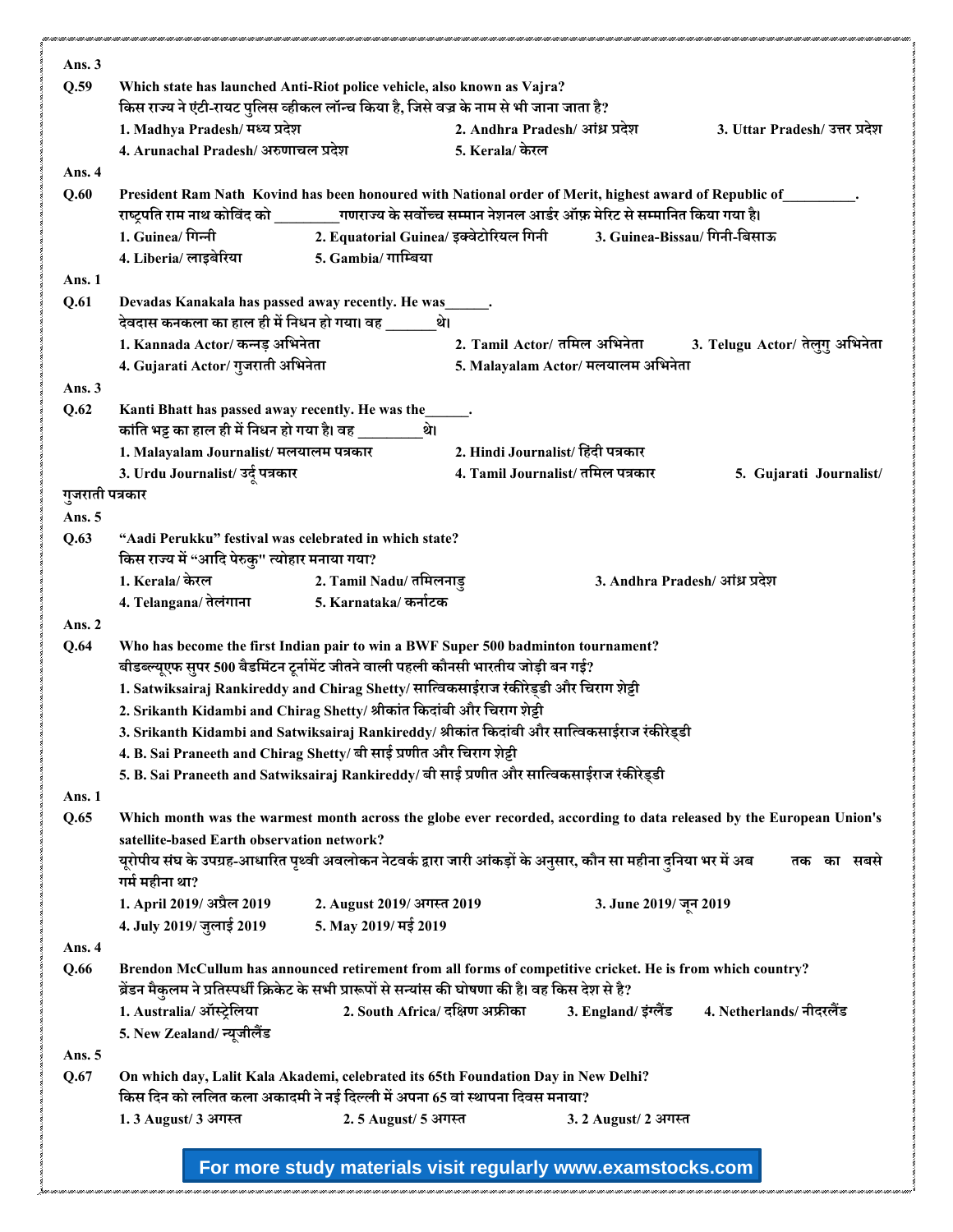**Ans. 3**

**Q.59** Which state has launched Anti-Riot police vehicle, also known as Vajra?
किस राज्य ने एंटी-रायट पुलिस व्हीकल लॉन्च किया है, जिसे वज्र के नाम से भी जाना जाता है?
1. Madhya Pradesh/ मध्य प्रदेश
2. Andhra Pradesh/ आंध्र प्रदेश
3. Uttar Pradesh/ उत्तर प्रदेश
4. Arunachal Pradesh/ अरुणाचल प्रदेश
5. Kerala/ केरल

**Ans. 4**

**Q.60** President Ram Nath Kovind has been honoured with National order of Merit, highest award of Republic of_________.
राष्ट्रपति राम नाथ कोविंद को ________गणराज्य के सर्वोच्च सम्मान नेशनल आर्डर ऑफ़ मेरिट से सम्मानित किया गया है।
1. Guinea/ गिन्नी
2. Equatorial Guinea/ इक्वेटोरियल गिनी
3. Guinea-Bissau/ गिनी-बिसाऊ
4. Liberia/ लाइबेरिया
5. Gambia/ गाम्बिया

**Ans. 1**

**Q.61** Devadas Kanakala has passed away recently. He was______.
देवदास कनकला का हाल ही में निधन हो गया। वह _______थे।
1. Kannada Actor/ कन्नड़ अभिनेता
2. Tamil Actor/ तमिल अभिनेता
3. Telugu Actor/ तेलुगु अभिनेता
4. Gujarati Actor/ गुजराती अभिनेता
5. Malayalam Actor/ मलयालम अभिनेता

**Ans. 3**

**Q.62** Kanti Bhatt has passed away recently. He was the______.
कांति भट्ट का हाल ही में निधन हो गया है। वह ________थे।
1. Malayalam Journalist/ मलयालम पत्रकार
2. Hindi Journalist/ हिंदी पत्रकार
3. Urdu Journalist/ उर्दू पत्रकार
4. Tamil Journalist/ तमिल पत्रकार
5. Gujarati Journalist/ गुजराती पत्रकार

**Ans. 5**

**Q.63** "Aadi Perukku" festival was celebrated in which state?
किस राज्य में "आदि पेरुकु" त्योहार मनाया गया?
1. Kerala/ केरल
2. Tamil Nadu/ तमिलनाडु
3. Andhra Pradesh/ आंध्र प्रदेश
4. Telangana/ तेलंगाना
5. Karnataka/ कर्नाटक

**Ans. 2**

**Q.64** Who has become the first Indian pair to win a BWF Super 500 badminton tournament?
बीडब्ल्यूएफ सुपर 500 बैडमिंटन टूर्नामेंट जीतने वाली पहली कौनसी भारतीय जोड़ी बन गई?
1. Satwiksairaj Rankireddy and Chirag Shetty/ सात्विकसाईराज रंकीरेड्डी और चिराग शेट्टी
2. Srikanth Kidambi and Chirag Shetty/ श्रीकांत किदांबी और चिराग शेट्टी
3. Srikanth Kidambi and Satwiksairaj Rankireddy/ श्रीकांत किदांबी और सात्विकसाईराज रंकीरेड्डी
4. B. Sai Praneeth and Chirag Shetty/ बी साई प्रणीत और चिराग शेट्टी
5. B. Sai Praneeth and Satwiksairaj Rankireddy/ बी साई प्रणीत और सात्विकसाईराज रंकीरेड्डी

**Ans. 1**

**Q.65** Which month was the warmest month across the globe ever recorded, according to data released by the European Union's satellite-based Earth observation network?
यूरोपीय संघ के उपग्रह-आधारित पृथ्वी अवलोकन नेटवर्क द्वारा जारी आंकड़ों के अनुसार, कौन सा महीना दुनिया भर में अब तक का सबसे गर्म महीना था?
1. April 2019/ अप्रैल 2019
2. August 2019/ अगस्त 2019
3. June 2019/ जून 2019
4. July 2019/ जुलाई 2019
5. May 2019/ मई 2019

**Ans. 4**

**Q.66** Brendon McCullum has announced retirement from all forms of competitive cricket. He is from which country?
ब्रेंडन मैकुलम ने प्रतिस्पर्धी क्रिकेट के सभी प्रारूपों से सन्यांस की घोषणा की है। वह किस देश से है?
1. Australia/ ऑस्ट्रेलिया
2. South Africa/ दक्षिण अफ्रीका
3. England/ इंग्लैंड
4. Netherlands/ नीदरलैंड
5. New Zealand/ न्यूजीलैंड

**Ans. 5**

**Q.67** On which day, Lalit Kala Akademi, celebrated its 65th Foundation Day in New Delhi?
किस दिन को ललित कला अकादमी ने नई दिल्ली में अपना 65 वां स्थापना दिवस मनाया?
1. 3 August/ 3 अगस्त
2. 5 August/ 5 अगस्त
3. 2 August/ 2 अगस्त

For more study materials visit regularly www.examstocks.com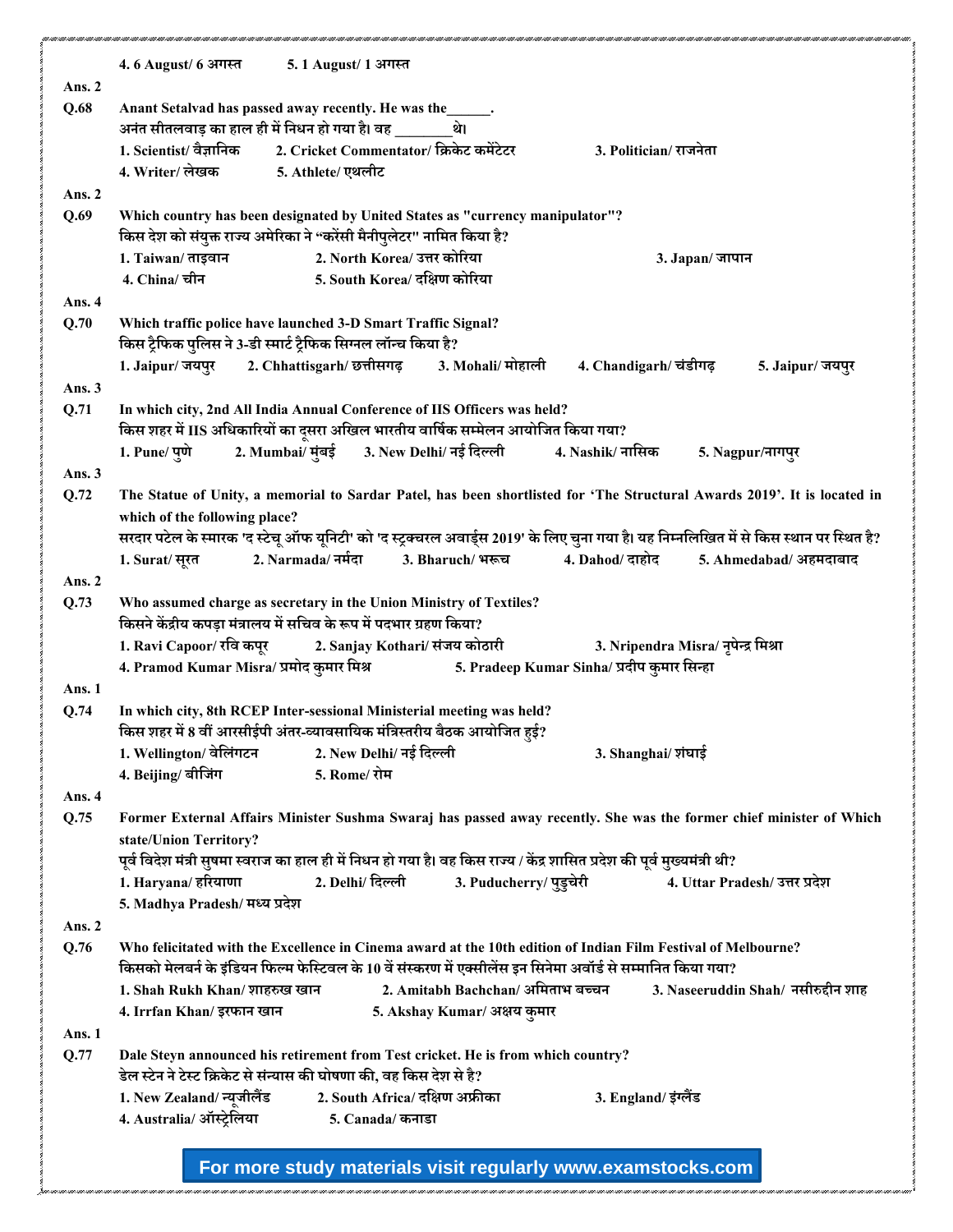4. 6 August/ 6 अगस्त 5. 1 August/ 1 अगस्त

**Ans. 2**

**Q.68** Anant Setalvad has passed away recently. He was the______.
अनंत सीतलवाड़ का हाल ही में निधन हो गया है। वह ________थे।

1. Scientist/ वैज्ञानिक 2. Cricket Commentator/ क्रिकेट कमेंटेटर 3. Politician/ राजनेता
4. Writer/ लेखक 5. Athlete/ एथलीट

**Ans. 2**

**Q.69** Which country has been designated by United States as "currency manipulator"?
किस देश को संयुक्त राज्य अमेरिका ने "करेंसी मैनीपुलेटर" नामित किया है?

1. Taiwan/ ताइवान 2. North Korea/ उत्तर कोरिया 3. Japan/ जापान
4. China/ चीन 5. South Korea/ दक्षिण कोरिया

**Ans. 4**

**Q.70** Which traffic police have launched 3-D Smart Traffic Signal?
किस ट्रैफिक पुलिस ने 3-डी स्मार्ट ट्रैफिक सिग्नल लॉन्च किया है?

1. Jaipur/ जयपुर 2. Chhattisgarh/ छत्तीसगढ़ 3. Mohali/ मोहाली 4. Chandigarh/ चंडीगढ़ 5. Jaipur/ जयपुर

**Ans. 3**

**Q.71** In which city, 2nd All India Annual Conference of IIS Officers was held?
किस शहर में IIS अधिकारियों का दूसरा अखिल भारतीय वार्षिक सम्मेलन आयोजित किया गया?

1. Pune/ पुणे 2. Mumbai/ मुंबई 3. New Delhi/ नई दिल्ली 4. Nashik/ नासिक 5. Nagpur/नागपुर

**Ans. 3**

**Q.72** The Statue of Unity, a memorial to Sardar Patel, has been shortlisted for 'The Structural Awards 2019'. It is located in which of the following place?
सरदार पटेल के स्मारक 'द स्टेचू ऑफ यूनिटी' को 'द स्ट्रक्चरल अवार्ड्स 2019' के लिए चुना गया है। यह निम्नलिखित में से किस स्थान पर स्थित है?

1. Surat/ सूरत 2. Narmada/ नर्मदा 3. Bharuch/ भरूच 4. Dahod/ दाहोद 5. Ahmedabad/ अहमदाबाद

**Ans. 2**

**Q.73** Who assumed charge as secretary in the Union Ministry of Textiles?
किसने केंद्रीय कपड़ा मंत्रालय में सचिव के रूप में पदभार ग्रहण किया?

1. Ravi Capoor/ रवि कपूर 2. Sanjay Kothari/ संजय कोठारी 3. Nripendra Misra/ नृपेन्द्र मिश्रा
4. Pramod Kumar Misra/ प्रमोद कुमार मिश्र 5. Pradeep Kumar Sinha/ प्रदीप कुमार सिन्हा

**Ans. 1**

**Q.74** In which city, 8th RCEP Inter-sessional Ministerial meeting was held?
किस शहर में 8 वीं आरसीईपी अंतर-व्यावसायिक मंत्रिस्तरीय बैठक आयोजित हुई?

1. Wellington/ वेलिंगटन 2. New Delhi/ नई दिल्ली 3. Shanghai/ शंघाई
4. Beijing/ बीजिंग 5. Rome/ रोम

**Ans. 4**

**Q.75** Former External Affairs Minister Sushma Swaraj has passed away recently. She was the former chief minister of Which state/Union Territory?
पूर्व विदेश मंत्री सुषमा स्वराज का हाल ही में निधन हो गया है। वह किस राज्य / केंद्र शासित प्रदेश की पूर्व मुख्यमंत्री थी?

1. Haryana/ हरियाणा 2. Delhi/ दिल्ली 3. Puducherry/ पुडुचेरी 4. Uttar Pradesh/ उत्तर प्रदेश
5. Madhya Pradesh/ मध्य प्रदेश

**Ans. 2**

**Q.76** Who felicitated with the Excellence in Cinema award at the 10th edition of Indian Film Festival of Melbourne?
किसको मेलबर्न के इंडियन फिल्म फेस्टिवल के 10 वें संस्करण में एक्सीलेंस इन सिनेमा अवॉर्ड से सम्मानित किया गया?

1. Shah Rukh Khan/ शाहरुख खान 2. Amitabh Bachchan/ अमिताभ बच्चन 3. Naseeruddin Shah/ नसीरुद्दीन शाह
4. Irrfan Khan/ इरफान खान 5. Akshay Kumar/ अक्षय कुमार

**Ans. 1**

**Q.77** Dale Steyn announced his retirement from Test cricket. He is from which country?
डेल स्टेन ने टेस्ट क्रिकेट से संन्यास की घोषणा की, वह किस देश से है?

1. New Zealand/ न्यूज़ीलैंड 2. South Africa/ दक्षिण अफ्रीका 3. England/ इंग्लैंड
4. Australia/ ऑस्ट्रेलिया 5. Canada/ कनाडा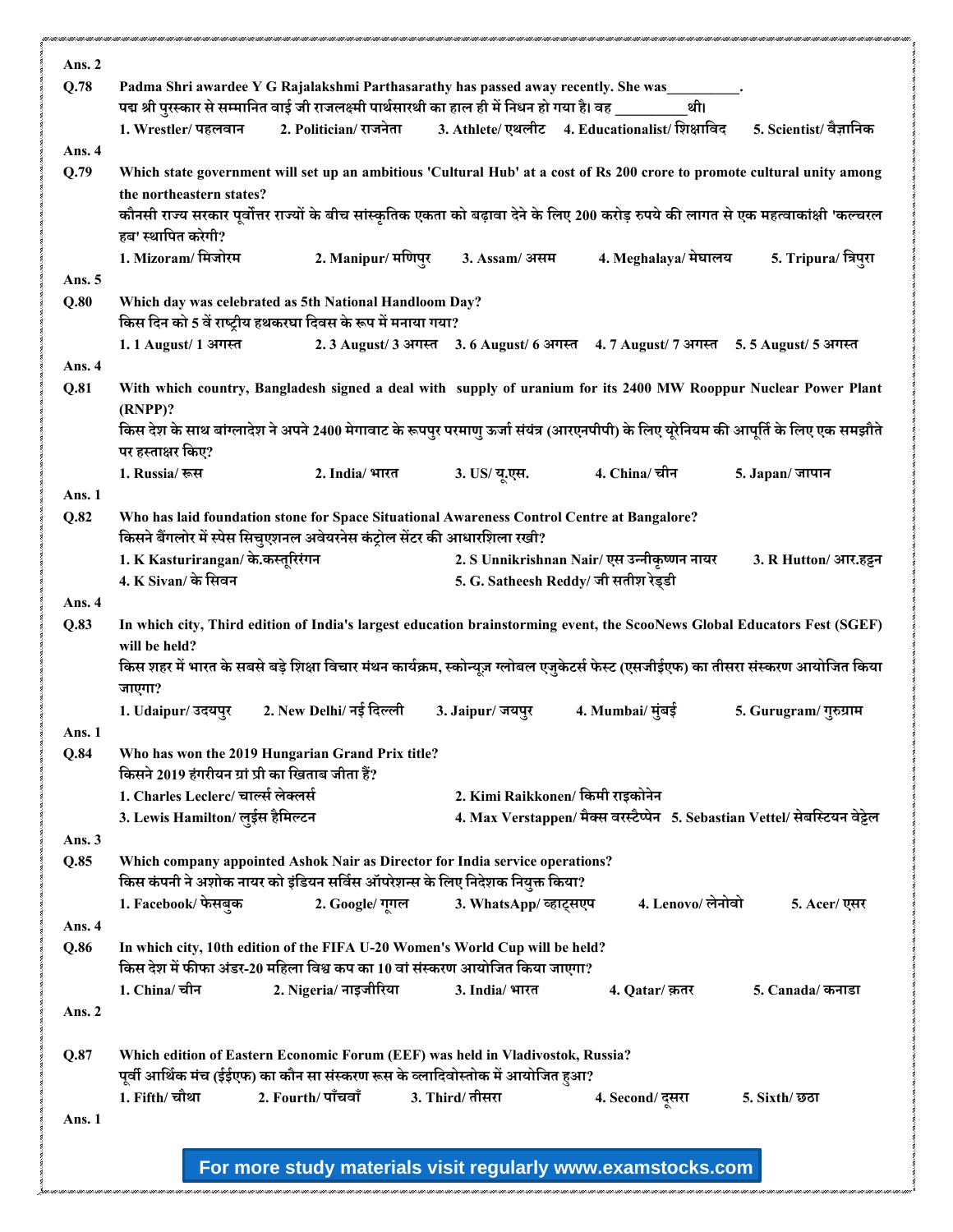Ans. 2

Q.78 Padma Shri awardee Y G Rajalakshmi Parthasarathy has passed away recently. She was_________.

पद्म श्री पुरस्कार से सम्मानित वाई जी राजलक्ष्मी पार्थसारथी का हाल ही में निधन हो गया है। वह _________ थी।

1. Wrestler/ पहलवान 2. Politician/ राजनेता 3. Athlete/ एथलीट 4. Educationalist/ शिक्षाविद 5. Scientist/ वैज्ञानिक

Ans. 4

Q.79 Which state government will set up an ambitious 'Cultural Hub' at a cost of Rs 200 crore to promote cultural unity among the northeastern states?

कौनसी राज्य सरकार पूर्वोत्तर राज्यों के बीच सांस्कृतिक एकता को बढ़ावा देने के लिए 200 करोड़ रुपये की लागत से एक महत्वाकांक्षी 'कल्चरल हब' स्थापित करेगी?

1. Mizoram/ मिजोरम 2. Manipur/ मणिपुर 3. Assam/ असम 4. Meghalaya/ मेघालय 5. Tripura/ त्रिपुरा

Ans. 5

Q.80 Which day was celebrated as 5th National Handloom Day?

किस दिन को 5 वें राष्ट्रीय हथकरघा दिवस के रूप में मनाया गया?

1. 1 August/ 1 अगस्त 2. 3 August/ 3 अगस्त 3. 6 August/ 6 अगस्त 4. 7 August/ 7 अगस्त 5. 5 August/ 5 अगस्त

Ans. 4

Q.81 With which country, Bangladesh signed a deal with supply of uranium for its 2400 MW Rooppur Nuclear Power Plant (RNPP)?

किस देश के साथ बांग्लादेश ने अपने 2400 मेगावाट के रूपपुर परमाणु ऊर्जा संयंत्र (आरएनपीपी) के लिए यूरेनियम की आपूर्ति के लिए एक समझौते पर हस्ताक्षर किए?

1. Russia/ रूस 2. India/ भारत 3. US/ यू.एस. 4. China/ चीन 5. Japan/ जापान

Ans. 1

Q.82 Who has laid foundation stone for Space Situational Awareness Control Centre at Bangalore?

किसने बैंगलोर में स्पेस सिचुएशनल अवेयरनेस कंट्रोल सेंटर की आधारशिला रखी?

1. K Kasturirangan/ के.कस्तूरिंगन 2. S Unnikrishnan Nair/ एस उन्नीकृष्णन नायर 3. R Hutton/ आर.हट्टन 4. K Sivan/ के सिवन 5. G. Satheesh Reddy/ जी सतीश रेड्डी

Ans. 4

Q.83 In which city, Third edition of India's largest education brainstorming event, the ScooNews Global Educators Fest (SGEF) will be held?

किस शहर में भारत के सबसे बड़े शिक्षा विचार मंथन कार्यक्रम, स्कोन्यूज़ ग्लोबल एजुकेटर्स फेस्ट (एसजीईएफ) का तीसरा संस्करण आयोजित किया जाएगा?

1. Udaipur/ उदयपुर 2. New Delhi/ नई दिल्ली 3. Jaipur/ जयपुर 4. Mumbai/ मुंबई 5. Gurugram/ गुरुग्राम

Ans. 1

Q.84 Who has won the 2019 Hungarian Grand Prix title?

किसने 2019 हंगरीयन ग्रां प्री का खिताब जीता हैं?

1. Charles Leclerc/ चार्ल्स लेक्लर्स 2. Kimi Raikkonen/ किमी राइकोनेन 3. Lewis Hamilton/ लुईस हैमिल्टन 4. Max Verstappen/ मैक्स वरस्टैप्पेन 5. Sebastian Vettel/ सेबस्टियन वेट्टेल

Ans. 3

Q.85 Which company appointed Ashok Nair as Director for India service operations?

किस कंपनी ने अशोक नायर को इंडियन सर्विस ऑपरेशन्स के लिए निदेशक नियुक्त किया?

1. Facebook/ फेसबुक 2. Google/ गूगल 3. WhatsApp/ व्हाट्सएप 4. Lenovo/ लेनोवो 5. Acer/ एसर

Ans. 4

Q.86 In which city, 10th edition of the FIFA U-20 Women's World Cup will be held?

किस देश में फीफा अंडर-20 महिला विश्व कप का 10 वां संस्करण आयोजित किया जाएगा?

1. China/ चीन 2. Nigeria/ नाइजीरिया 3. India/ भारत 4. Qatar/ क़तर 5. Canada/ कनाडा

Ans. 2

Q.87 Which edition of Eastern Economic Forum (EEF) was held in Vladivostok, Russia?

पूर्वी आर्थिक मंच (ईईएफ) का कौन सा संस्करण रूस के व्लादिवोस्तोक में आयोजित हुआ?

1. Fifth/ चौथा 2. Fourth/ पाँचवाँ 3. Third/ तीसरा 4. Second/ दूसरा 5. Sixth/ छठा

Ans. 1

**For more study materials visit regularly www.examstocks.com**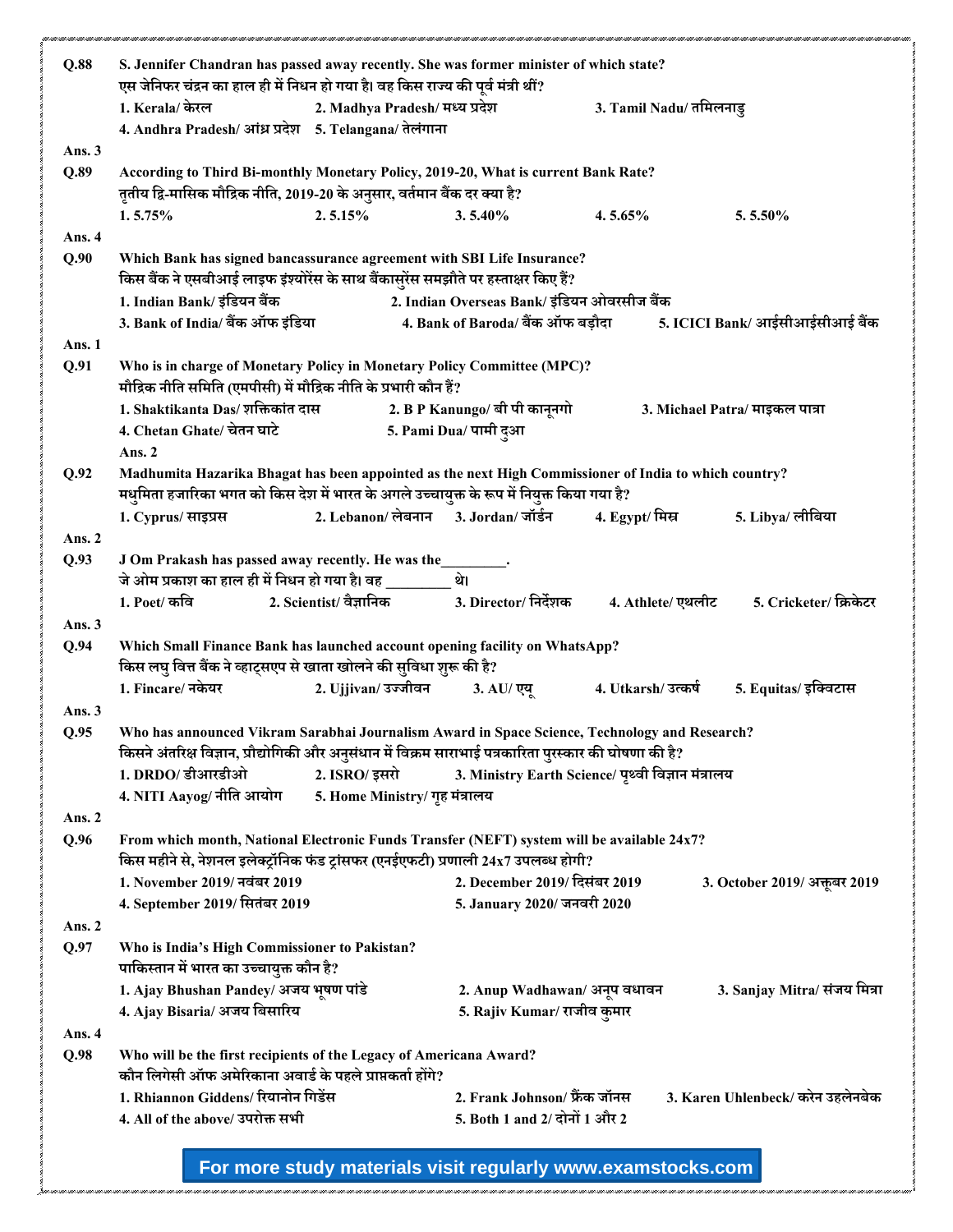**Q.88** S. Jennifer Chandran has passed away recently. She was former minister of which state?
एस जेनिफर चंद्रन का हाल ही में निधन हो गया है। वह किस राज्य की पूर्व मंत्री थीं?

1. Kerala/ केरल
2. Madhya Pradesh/ मध्य प्रदेश
3. Tamil Nadu/ तमिलनाडु
4. Andhra Pradesh/ आंध्र प्रदेश
5. Telangana/ तेलंगाना

**Ans. 3**

**Q.89** According to Third Bi-monthly Monetary Policy, 2019-20, What is current Bank Rate?
तृतीय द्वि-मासिक मौद्रिक नीति, 2019-20 के अनुसार, वर्तमान बैंक दर क्या है?

1. 5.75%
2. 5.15%
3. 5.40%
4. 5.65%
5. 5.50%

**Ans. 4**

**Q.90** Which Bank has signed bancassurance agreement with SBI Life Insurance?
किस बैंक ने एसबीआई लाइफ इंश्योरेंस के साथ बैंकासुरेंस समझौते पर हस्ताक्षर किए हैं?

1. Indian Bank/ इंडियन बैंक
2. Indian Overseas Bank/ इंडियन ओवरसीज बैंक
3. Bank of India/ बैंक ऑफ इंडिया
4. Bank of Baroda/ बैंक ऑफ बड़ौदा
5. ICICI Bank/ आईसीआईसीआई बैंक

**Ans. 1**

**Q.91** Who is in charge of Monetary Policy in Monetary Policy Committee (MPC)?
मौद्रिक नीति समिति (एमपीसी) में मौद्रिक नीति के प्रभारी कौन हैं?

1. Shaktikanta Das/ शक्तिकांत दास
2. B P Kanungo/ बी पी कानूनगो
3. Michael Patra/ माइकल पात्रा
4. Chetan Ghate/ चेतन घाटे
5. Pami Dua/ पामी दुआ

**Ans. 2**

**Q.92** Madhumita Hazarika Bhagat has been appointed as the next High Commissioner of India to which country?
मधुमिता हजारिका भगत को किस देश में भारत के अगले उच्चायुक्त के रूप में नियुक्त किया गया है?

1. Cyprus/ साइप्रस
2. Lebanon/ लेबनान
3. Jordan/ जॉर्डन
4. Egypt/ मिस्र
5. Libya/ लीबिया

**Ans. 2**

**Q.93** J Om Prakash has passed away recently. He was the________.
जे ओम प्रकाश का हाल ही में निधन हो गया है। वह _________ थे।

1. Poet/ कवि
2. Scientist/ वैज्ञानिक
3. Director/ निर्देशक
4. Athlete/ एथलीट
5. Cricketer/ क्रिकेटर

**Ans. 3**

**Q.94** Which Small Finance Bank has launched account opening facility on WhatsApp?
किस लघु वित्त बैंक ने व्हाट्सएप से खाता खोलने की सुविधा शुरू की है?

1. Fincare/ नकेयर
2. Ujjivan/ उज्जीवन
3. AU/ एयू
4. Utkarsh/ उत्कर्ष
5. Equitas/ इक्विटास

**Ans. 3**

**Q.95** Who has announced Vikram Sarabhai Journalism Award in Space Science, Technology and Research?
किसने अंतरिक्ष विज्ञान, प्रौद्योगिकी और अनुसंधान में विक्रम साराभाई पत्रकारिता पुरस्कार की घोषणा की है?

1. DRDO/ डीआरडीओ
2. ISRO/ इसरो
3. Ministry Earth Science/ पृथ्वी विज्ञान मंत्रालय
4. NITI Aayog/ नीति आयोग
5. Home Ministry/ गृह मंत्रालय

**Ans. 2**

**Q.96** From which month, National Electronic Funds Transfer (NEFT) system will be available 24x7?
किस महीने से, नेशनल इलेक्ट्रॉनिक फंड ट्रांसफर (एनईएफटी) प्रणाली 24x7 उपलब्ध होगी?

1. November 2019/ नवंबर 2019
2. December 2019/ दिसंबर 2019
3. October 2019/ अक्तूबर 2019
4. September 2019/ सितंबर 2019
5. January 2020/ जनवरी 2020

**Ans. 2**

**Q.97** Who is India's High Commissioner to Pakistan?
पाकिस्तान में भारत का उच्चायुक्त कौन है?

1. Ajay Bhushan Pandey/ अजय भूषण पांडे
2. Anup Wadhawan/ अनूप वधावन
3. Sanjay Mitra/ संजय मित्रा
4. Ajay Bisaria/ अजय बिसारिय
5. Rajiv Kumar/ राजीव कुमार

**Ans. 4**

**Q.98** Who will be the first recipients of the Legacy of Americana Award?
कौन लिगेसी ऑफ अमेरिकाना अवार्ड के पहले प्राप्तकर्ता होंगे?

1. Rhiannon Giddens/ रियानोन गिडेंस
2. Frank Johnson/ फ्रैंक जॉनस
3. Karen Uhlenbeck/ करेन उहलेनबेक
4. All of the above/ उपरोक्त सभी
5. Both 1 and 2/ दोनों 1 और 2

For more study materials visit regularly www.examstocks.com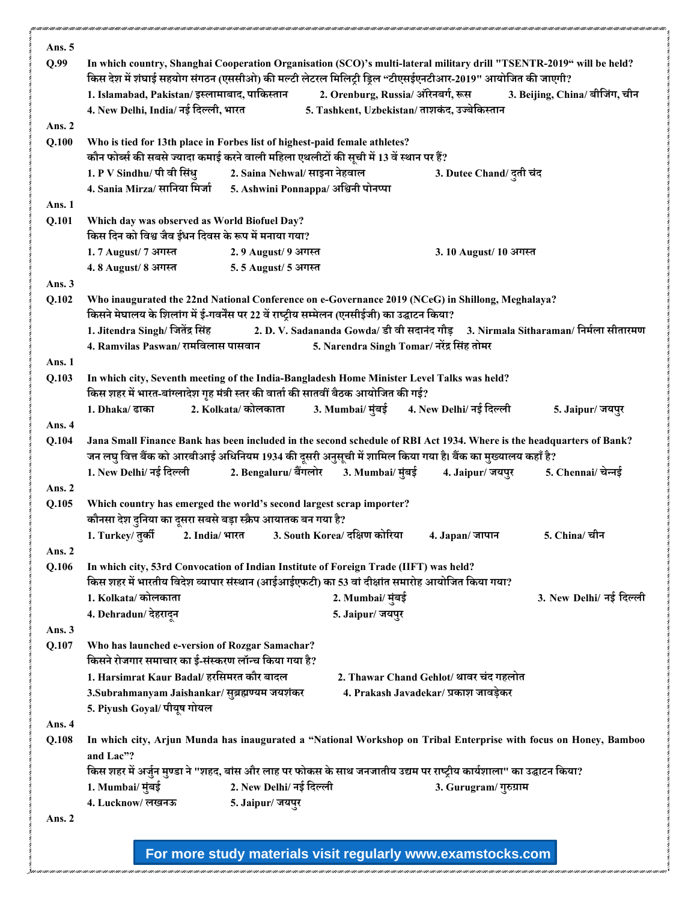**Ans. 5**

**Q.99** In which country, Shanghai Cooperation Organisation (SCO)'s multi-lateral military drill "TSENTR-2019" will be held?
किस देश में शंघाई सहयोग संगठन (एससीओ) की मल्टी लेटरल मिलिट्री ड्रिल "टीएसईएनटीआर-2019" आयोजित की जाएगी?

1. Islamabad, Pakistan/ इस्लामाबाद, पाकिस्तान
2. Orenburg, Russia/ ऑरेनबर्ग, रूस
3. Beijing, China/ बीजिंग, चीन
4. New Delhi, India/ नई दिल्ली, भारत
5. Tashkent, Uzbekistan/ ताशकंद, उज्बेकिस्तान

**Ans. 2**

**Q.100** Who is tied for 13th place in Forbes list of highest-paid female athletes?
कौन फोर्ब्स की सबसे ज्यादा कमाई करने वाली महिला एथलीटों की सूची में 13 वें स्थान पर हैं?

1. P V Sindhu/ पी वी सिंधु
2. Saina Nehwal/ साइना नेहवाल
3. Dutee Chand/ दुती चंद
4. Sania Mirza/ सानिया मिर्जा
5. Ashwini Ponnappa/ अश्विनी पोनप्पा

**Ans. 1**

**Q.101** Which day was observed as World Biofuel Day?
किस दिन को विश्व जैव ईंधन दिवस के रूप में मनाया गया?

1. 7 August/ 7 अगस्त
2. 9 August/ 9 अगस्त
3. 10 August/ 10 अगस्त
4. 8 August/ 8 अगस्त
5. 5 August/ 5 अगस्त

**Ans. 3**

**Q.102** Who inaugurated the 22nd National Conference on e-Governance 2019 (NCeG) in Shillong, Meghalaya?
किसने मेघालय के शिलांग में ई-गवर्नेंस पर 22 वें राष्ट्रीय सम्मेलन (एनसीईजी) का उद्घाटन किया?

1. Jitendra Singh/ जितेंद्र सिंह
2. D. V. Sadananda Gowda/ डी वी सदानंद गौड़
3. Nirmala Sitharaman/ निर्मला सीतारमण
4. Ramvilas Paswan/ रामविलास पासवान
5. Narendra Singh Tomar/ नरेंद्र सिंह तोमर

**Ans. 1**

**Q.103** In which city, Seventh meeting of the India-Bangladesh Home Minister Level Talks was held?
किस शहर में भारत-बांग्लादेश गृह मंत्री स्तर की वार्ता की सातवीं बैठक आयोजित की गई?

1. Dhaka/ ढाका
2. Kolkata/ कोलकाता
3. Mumbai/ मुंबई
4. New Delhi/ नई दिल्ली
5. Jaipur/ जयपुर

**Ans. 4**

**Q.104** Jana Small Finance Bank has been included in the second schedule of RBI Act 1934. Where is the headquarters of Bank?
जन लघु वित्त बैंक को आरबीआई अधिनियम 1934 की दूसरी अनुसूची में शामिल किया गया है। बैंक का मुख्यालय कहाँ है?

1. New Delhi/ नई दिल्ली
2. Bengaluru/ बैंगलोर
3. Mumbai/ मुंबई
4. Jaipur/ जयपुर
5. Chennai/ चेन्नई

**Ans. 2**

**Q.105** Which country has emerged the world's second largest scrap importer?
कौनसा देश दुनिया का दूसरा सबसे बड़ा स्क्रैप आयातक बन गया है?

1. Turkey/ तुर्की
2. India/ भारत
3. South Korea/ दक्षिण कोरिया
4. Japan/ जापान
5. China/ चीन

**Ans. 2**

**Q.106** In which city, 53rd Convocation of Indian Institute of Foreign Trade (IIFT) was held?
किस शहर में भारतीय विदेश व्यापार संस्थान (आईआईएफटी) का 53 वां दीक्षांत समारोह आयोजित किया गया?

1. Kolkata/ कोलकाता
2. Mumbai/ मुंबई
3. New Delhi/ नई दिल्ली
4. Dehradun/ देहरादून
5. Jaipur/ जयपुर

**Ans. 3**

**Q.107** Who has launched e-version of Rozgar Samachar?
किसने रोजगार समाचार का ई-संस्करण लॉन्च किया गया है?

1. Harsimrat Kaur Badal/ हरसिमरत कौर बादल
2. Thawar Chand Gehlot/ थावर चंद गहलोत
3. Subrahmanyam Jaishankar/ सुब्रह्मण्यम जयशंकर
4. Prakash Javadekar/ प्रकाश जावड़ेकर
5. Piyush Goyal/ पीयूष गोयल

**Ans. 4**

**Q.108** In which city, Arjun Munda has inaugurated a "National Workshop on Tribal Enterprise with focus on Honey, Bamboo and Lac"?
किस शहर में अर्जुन मुण्डा ने "शहद, बांस और लाह पर फोकस के साथ जनजातीय उद्यम पर राष्ट्रीय कार्यशाला" का उद्घाटन किया?

1. Mumbai/ मुंबई
2. New Delhi/ नई दिल्ली
3. Gurugram/ गुरुग्राम
4. Lucknow/ लखनऊ
5. Jaipur/ जयपुर

**Ans. 2**

For more study materials visit regularly www.examstocks.com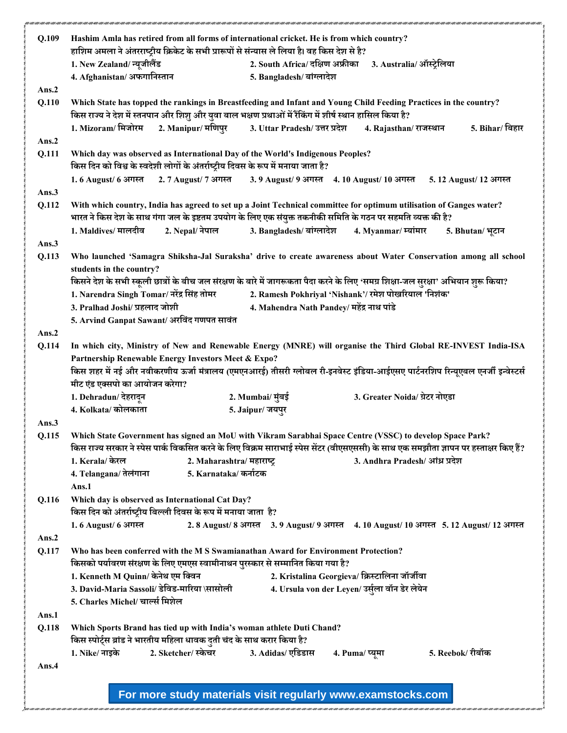**Q.109** **Hashim Amla has retired from all forms of international cricket. He is from which country?**
**हाशिम अमला ने अंतरराष्ट्रीय क्रिकेट के सभी प्रारूपों से संन्यास ले लिया है। वह किस देश से है?**

**1. New Zealand/ न्यूज़ीलैंड** **2. South Africa/ दक्षिण अफ्रीका** **3. Australia/ ऑस्ट्रेलिया**
**4. Afghanistan/ अफगानिस्तान** **5. Bangladesh/ बांग्लादेश**

**Ans.2**

**Q.110** **Which State has topped the rankings in Breastfeeding and Infant and Young Child Feeding Practices in the country?**
**किस राज्य ने देश में स्तनपान और शिशु और युवा बाल भक्षण प्रथाओं में रैंकिंग में शीर्ष स्थान हासिल किया है?**

**1. Mizoram/ मिजोरम** **2. Manipur/ मणिपुर** **3. Uttar Pradesh/ उत्तर प्रदेश** **4. Rajasthan/ राजस्थान** **5. Bihar/ बिहार**

**Ans.2**

**Q.111** **Which day was observed as International Day of the World's Indigenous Peoples?**
**किस दिन को विश्व के स्वदेशी लोगों के अंतर्राष्ट्रीय दिवस के रूप में मनाया जाता है?**

**1. 6 August/ 6 अगस्त** **2. 7 August/ 7 अगस्त** **3. 9 August/ 9 अगस्त** **4. 10 August/ 10 अगस्त** **5. 12 August/ 12 अगस्त**

**Ans.3**

**Q.112** **With which country, India has agreed to set up a Joint Technical committee for optimum utilisation of Ganges water?**
**भारत ने किस देश के साथ गंगा जल के इष्टतम उपयोग के लिए एक संयुक्त तकनीकी समिति के गठन पर सहमति व्यक्त की है?**

**1. Maldives/ मालदीव** **2. Nepal/ नेपाल** **3. Bangladesh/ बांग्लादेश** **4. Myanmar/ म्यांमार** **5. Bhutan/ भूटान**

**Ans.3**

**Q.113** **Who launched 'Samagra Shiksha-Jal Suraksha' drive to create awareness about Water Conservation among all school students in the country?**
**किसने देश के सभी स्कूली छात्रों के बीच जल संरक्षण के बारे में जागरूकता पैदा करने के लिए 'समग्र शिक्षा-जल सुरक्षा' अभियान शुरू किया?**

**1. Narendra Singh Tomar/ नरेंद्र सिंह तोमर** **2. Ramesh Pokhriyal 'Nishank'/ रमेश पोखरियाल 'निशंक'**
**3. Pralhad Joshi/ प्रहलाद जोशी** **4. Mahendra Nath Pandey/ महेंद्र नाथ पांडे**
**5. Arvind Ganpat Sawant/ अरविंद गणपत सावंत**

**Ans.2**

**Q.114** **In which city, Ministry of New and Renewable Energy (MNRE) will organise the Third Global RE-INVEST India-ISA Partnership Renewable Energy Investors Meet & Expo?**
**किस शहर में नई और नवीकरणीय ऊर्जा मंत्रालय (एमएनआरई) तीसरी ग्लोबल री-इनवेस्ट इंडिया-आईएसए पार्टनरशिप रिन्यूएबल एनर्जी इन्वेस्टर्स मीट एंड एक्सपो का आयोजन करेगा?**

**1. Dehradun/ देहरादून** **2. Mumbai/ मुंबई** **3. Greater Noida/ ग्रेटर नोएडा**
**4. Kolkata/ कोलकाता** **5. Jaipur/ जयपुर**

**Ans.3**

**Q.115** **Which State Government has signed an MoU with Vikram Sarabhai Space Centre (VSSC) to develop Space Park?**
**किस राज्य सरकार ने स्पेस पार्क विकसित करने के लिए विक्रम साराभाई स्पेस सेंटर (वीएसएससी) के साथ एक समझौता ज्ञापन पर हस्ताक्षर किए हैं?**

**1. Kerala/ केरल** **2. Maharashtra/ महाराष्ट्र** **3. Andhra Pradesh/ आंध्र प्रदेश**
**4. Telangana/ तेलंगाना** **5. Karnataka/ कर्नाटक**

**Ans.1**

**Q.116** **Which day is observed as International Cat Day?**
**किस दिन को अंतर्राष्ट्रीय बिल्ली दिवस के रूप में मनाया जाता है?**

**1. 6 August/ 6 अगस्त** **2. 8 August/ 8 अगस्त** **3. 9 August/ 9 अगस्त** **4. 10 August/ 10 अगस्त** **5. 12 August/ 12 अगस्त**

**Ans.2**

**Q.117** **Who has been conferred with the M S Swamianathan Award for Environment Protection?**
**किसको पर्यावरण संरक्षण के लिए एमएस स्वामीनाथन पुरस्कार से सम्मानित किया गया है?**

**1. Kenneth M Quinn/ केनेथ एम क्विन** **2. Kristalina Georgieva/ क्रिस्टालिना जॉर्जीवा**
**3. David-Maria Sassoli/ डेविड-मारिया \सासोली** **4. Ursula von der Leyen/ उर्सुला वॉन डेर लेयेन**
**5. Charles Michel/ चार्ल्स मिशेल**

**Ans.1**

**Q.118** **Which Sports Brand has tied up with India's woman athlete Duti Chand?**
**किस स्पोर्ट्स ब्रांड ने भारतीय महिला धावक दुती चंद के साथ करार किया है?**

**1. Nike/ नाइके** **2. Sketcher/ स्केचर** **3. Adidas/ एडिडास** **4. Puma/ प्यूमा** **5. Reebok/ रीबॉक**

**Ans.4**

**For more study materials visit regularly www.examstocks.com**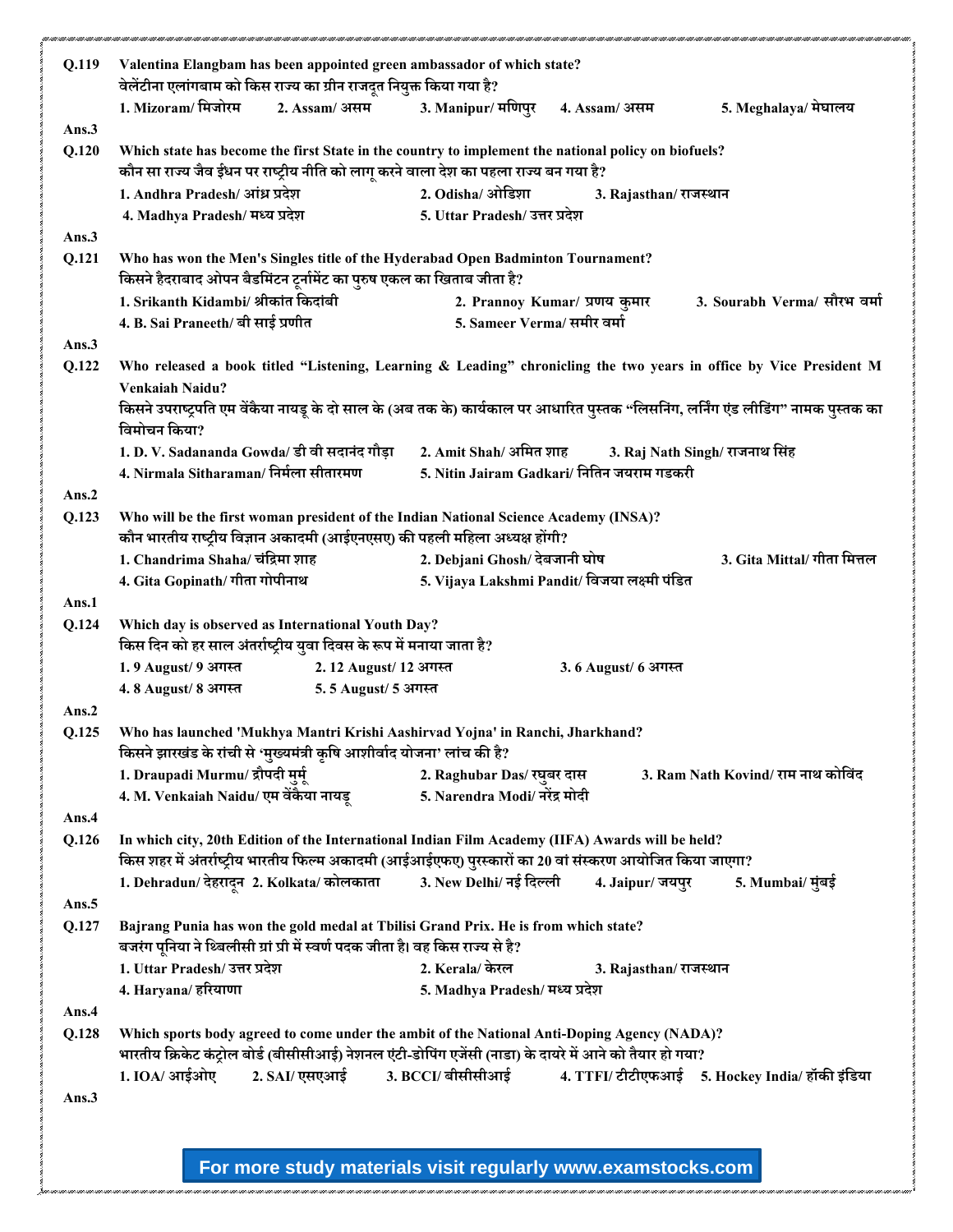**Q.119** **Valentina Elangbam has been appointed green ambassador of which state?**
**वेलेंटीना एलांगबाम को किस राज्य का ग्रीन राजदूत नियुक्त किया गया है?**

1. Mizoram/ मिजोरम 2. Assam/ असम 3. Manipur/ मणिपुर 4. Assam/ असम 5. Meghalaya/ मेघालय

**Ans.3**

**Q.120** **Which state has become the first State in the country to implement the national policy on biofuels?**
**कौन सा राज्य जैव ईंधन पर राष्ट्रीय नीति को लागू करने वाला देश का पहला राज्य बन गया है?**

1. Andhra Pradesh/ आंध्र प्रदेश 2. Odisha/ ओडिशा 3. Rajasthan/ राजस्थान
4. Madhya Pradesh/ मध्य प्रदेश 5. Uttar Pradesh/ उत्तर प्रदेश

**Ans.3**

**Q.121** **Who has won the Men's Singles title of the Hyderabad Open Badminton Tournament?**
**किसने हैदराबाद ओपन बैडमिंटन टूर्नामेंट का पुरुष एकल का खिताब जीता है?**

1. Srikanth Kidambi/ श्रीकांत किदांबी 2. Prannoy Kumar/ प्रणय कुमार 3. Sourabh Verma/ सौरभ वर्मा
4. B. Sai Praneeth/ बी साई प्रणीत 5. Sameer Verma/ समीर वर्मा

**Ans.3**

**Q.122** **Who released a book titled "Listening, Learning & Leading" chronicling the two years in office by Vice President M Venkaiah Naidu?**
**किसने उपराष्ट्रपति एम वेंकैया नायडू के दो साल के (अब तक के) कार्यकाल पर आधारित पुस्तक "लिसनिंग, लर्निंग एंड लीडिंग" नामक पुस्तक का विमोचन किया?**

1. D. V. Sadananda Gowda/ डी वी सदानंद गौड़ा 2. Amit Shah/ अमित शाह 3. Raj Nath Singh/ राजनाथ सिंह
4. Nirmala Sitharaman/ निर्मला सीतारमण 5. Nitin Jairam Gadkari/ नितिन जयराम गडकरी

**Ans.2**

**Q.123** **Who will be the first woman president of the Indian National Science Academy (INSA)?**
**कौन भारतीय राष्ट्रीय विज्ञान अकादमी (आईएनएसए) की पहली महिला अध्यक्ष होंगी?**

1. Chandrima Shaha/ चंद्रिमा शाह 2. Debjani Ghosh/ देबजानी घोष 3. Gita Mittal/ गीता मित्तल
4. Gita Gopinath/ गीता गोपीनाथ 5. Vijaya Lakshmi Pandit/ विजया लक्ष्मी पंडित

**Ans.1**

**Q.124** **Which day is observed as International Youth Day?**
**किस दिन को हर साल अंतर्राष्ट्रीय युवा दिवस के रूप में मनाया जाता है?**

1. 9 August/ 9 अगस्त 2. 12 August/ 12 अगस्त 3. 6 August/ 6 अगस्त
4. 8 August/ 8 अगस्त 5. 5 August/ 5 अगस्त

**Ans.2**

**Q.125** **Who has launched 'Mukhya Mantri Krishi Aashirvad Yojna' in Ranchi, Jharkhand?**
**किसने झारखंड के रांची से 'मुख्यमंत्री कृषि आशीर्वाद योजना' लांच की है?**

1. Draupadi Murmu/ द्रौपदी मुर्मू 2. Raghubar Das/ रघुबर दास 3. Ram Nath Kovind/ राम नाथ कोविंद
4. M. Venkaiah Naidu/ एम वेंकैया नायडू 5. Narendra Modi/ नरेंद्र मोदी

**Ans.4**

**Q.126** **In which city, 20th Edition of the International Indian Film Academy (IIFA) Awards will be held?**
**किस शहर में अंतर्राष्ट्रीय भारतीय फिल्म अकादमी (आईआईएफए) पुरस्कारों का 20 वां संस्करण आयोजित किया जाएगा?**

1. Dehradun/ देहरादून 2. Kolkata/ कोलकाता 3. New Delhi/ नई दिल्ली 4. Jaipur/ जयपुर 5. Mumbai/ मुंबई

**Ans.5**

**Q.127** **Bajrang Punia has won the gold medal at Tbilisi Grand Prix. He is from which state?**
**बजरंग पूनिया ने थ्बिलीसी ग्रां प्री में स्वर्ण पदक जीता है। वह किस राज्य से है?**

1. Uttar Pradesh/ उत्तर प्रदेश 2. Kerala/ केरल 3. Rajasthan/ राजस्थान
4. Haryana/ हरियाणा 5. Madhya Pradesh/ मध्य प्रदेश

**Ans.4**

**Q.128** **Which sports body agreed to come under the ambit of the National Anti-Doping Agency (NADA)?**
**भारतीय क्रिकेट कंट्रोल बोर्ड (बीसीसीआई) नेशनल एंटी-डोपिंग एजेंसी (नाडा) के दायरे में आने को तैयार हो गया?**

1. IOA/ आईओए 2. SAI/ एसएआई 3. BCCI/ बीसीसीआई 4. TTFI/ टीटीएफआई 5. Hockey India/ हॉकी इंडिया

**Ans.3**

For more study materials visit regularly www.examstocks.com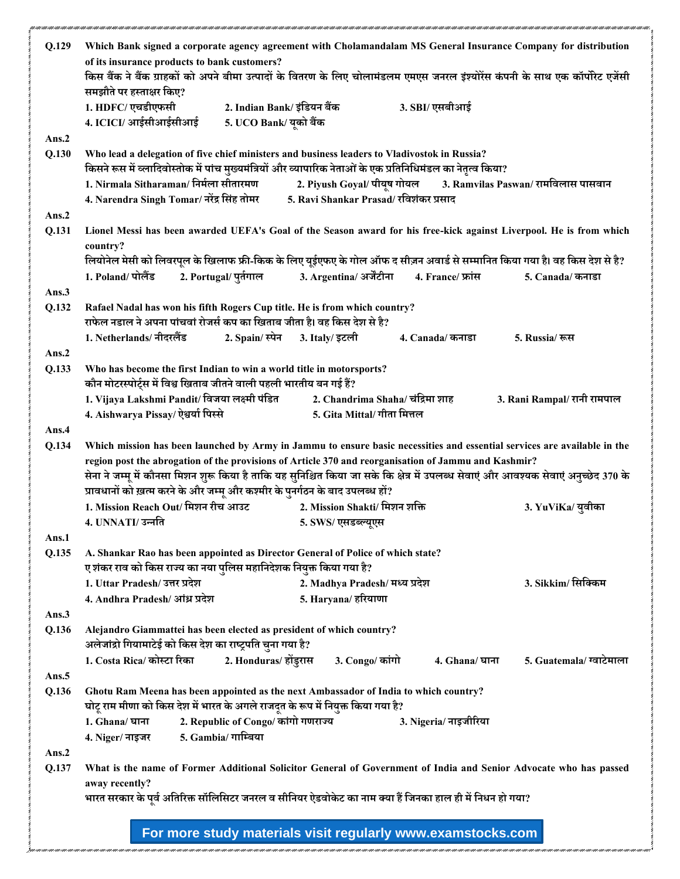**Q.129** Which Bank signed a corporate agency agreement with Cholamandalam MS General Insurance Company for distribution of its insurance products to bank customers?
किस बैंक ने बैंक ग्राहकों को अपने बीमा उत्पादों के वितरण के लिए चोलामंडलम एमएस जनरल इंश्योरेंस कंपनी के साथ एक कॉर्पोरेट एजेंसी समझौते पर हस्ताक्षर किए?

1. HDFC/ एचडीएफसी
2. Indian Bank/ इंडियन बैंक
3. SBI/ एसबीआई
4. ICICI/ आईसीआईसीआई
5. UCO Bank/ यूको बैंक

**Ans.2**

**Q.130** Who lead a delegation of five chief ministers and business leaders to Vladivostok in Russia?
किसने रूस में व्लादिवोस्तोक में पांच मुख्यमंत्रियों और व्यापारिक नेताओं के एक प्रतिनिधिमंडल का नेतृत्व किया?

1. Nirmala Sitharaman/ निर्मला सीतारमण
2. Piyush Goyal/ पीयूष गोयल
3. Ramvilas Paswan/ रामविलास पासवान
4. Narendra Singh Tomar/ नरेंद्र सिंह तोमर
5. Ravi Shankar Prasad/ रविशंकर प्रसाद

**Ans.2**

**Q.131** Lionel Messi has been awarded UEFA's Goal of the Season award for his free-kick against Liverpool. He is from which country?
लियोनेल मेसी को लिवरपूल के खिलाफ फ्री-किक के लिए यूईएफए के गोल ऑफ द सीज़न अवार्ड से सम्मानित किया गया है। वह किस देश से है?

1. Poland/ पोलैंड
2. Portugal/ पुर्तगाल
3. Argentina/ अर्जेंटीना
4. France/ फ्रांस
5. Canada/ कनाडा

**Ans.3**

**Q.132** Rafael Nadal has won his fifth Rogers Cup title. He is from which country?
राफेल नडाल ने अपना पांचवां रोजर्स कप का खिताब जीता है। वह किस देश से है?

1. Netherlands/ नीदरलैंड
2. Spain/ स्पेन
3. Italy/ इटली
4. Canada/ कनाडा
5. Russia/ रूस

**Ans.2**

**Q.133** Who has become the first Indian to win a world title in motorsports?
कौन मोटरस्पोर्ट्स में विश्व खिताब जीतने वाली पहली भारतीय बन गई हैं?

1. Vijaya Lakshmi Pandit/ विजया लक्ष्मी पंडित
2. Chandrima Shaha/ चंद्रिमा शाह
3. Rani Rampal/ रानी रामपाल
4. Aishwarya Pissay/ ऐश्वर्या पिस्से
5. Gita Mittal/ गीता मित्तल

**Ans.4**

**Q.134** Which mission has been launched by Army in Jammu to ensure basic necessities and essential services are available in the region post the abrogation of the provisions of Article 370 and reorganisation of Jammu and Kashmir?
सेना ने जम्मू में कौनसा मिशन शुरू किया है ताकि यह सुनिश्चित किया जा सके कि क्षेत्र में उपलब्ध सेवाएं और आवश्यक सेवाएं अनुच्छेद 370 के प्रावधानों को ख़त्म करने के और जम्मू और कश्मीर के पुनर्गठन के बाद उपलब्ध हों?

1. Mission Reach Out/ मिशन रीच आउट
2. Mission Shakti/ मिशन शक्ति
3. YuViKa/ युवीका
4. UNNATI/ उन्नति
5. SWS/ एसडब्ल्यूएस

**Ans.1**

**Q.135** A. Shankar Rao has been appointed as Director General of Police of which state?
ए शंकर राव को किस राज्य का नया पुलिस महानिदेशक नियुक्त किया गया है?

1. Uttar Pradesh/ उत्तर प्रदेश
2. Madhya Pradesh/ मध्य प्रदेश
3. Sikkim/ सिक्किम
4. Andhra Pradesh/ आंध्र प्रदेश
5. Haryana/ हरियाणा

**Ans.3**

**Q.136** Alejandro Giammattei has been elected as president of which country?
अलेजांद्रो गियामाटेई को किस देश का राष्ट्रपति चुना गया है?

1. Costa Rica/ कोस्टा रिका
2. Honduras/ होंडुरास
3. Congo/ कांगो
4. Ghana/ घाना
5. Guatemala/ ग्वाटेमाला

**Ans.5**

**Q.136** Ghotu Ram Meena has been appointed as the next Ambassador of India to which country?
घोटू राम मीणा को किस देश में भारत के अगले राजदूत के रूप में नियुक्त किया गया है?

1. Ghana/ घाना
2. Republic of Congo/ कांगो गणराज्य
3. Nigeria/ नाइजीरिया
4. Niger/ नाइजर
5. Gambia/ गाम्बिया

**Ans.2**

**Q.137** What is the name of Former Additional Solicitor General of Government of India and Senior Advocate who has passed away recently?
भारत सरकार के पूर्व अतिरिक्त सॉलिसिटर जनरल व सीनियर ऐडवोकेट का नाम क्या हैं जिनका हाल ही में निधन हो गया?

For more study materials visit regularly www.examstocks.com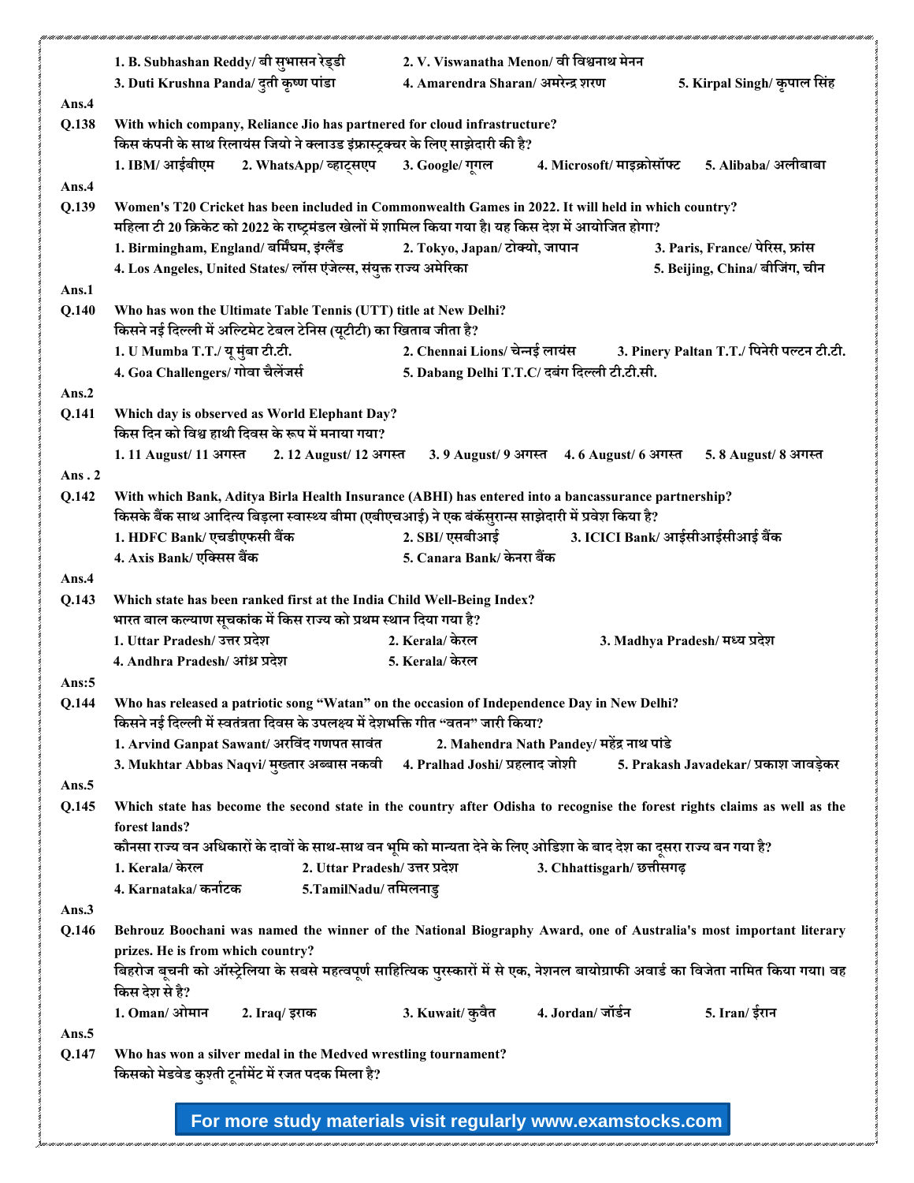1. B. Subhashan Reddy/ बी सुभासन रेड्डी 2. V. Viswanatha Menon/ वी विश्वनाथ मेनन
3. Duti Krushna Panda/ दुती कृष्ण पांडा 4. Amarendra Sharan/ अमेरेन्द्र शरण 5. Kirpal Singh/ कृपाल सिंह

**Ans.4**

**Q.138** With which company, Reliance Jio has partnered for cloud infrastructure?
किस कंपनी के साथ रिलायंस जियो ने क्लाउड इंफ्रास्ट्रक्चर के लिए साझेदारी की है?
1. IBM/ आईबीएम 2. WhatsApp/ व्हाट्सएप 3. Google/ गूगल 4. Microsoft/ माइक्रोसॉफ्ट 5. Alibaba/ अलीबाबा

**Ans.4**

**Q.139** Women's T20 Cricket has been included in Commonwealth Games in 2022. It will held in which country?
महिला टी 20 क्रिकेट को 2022 के राष्ट्रमंडल खेलों में शामिल किया गया है। यह किस देश में आयोजित होगा?
1. Birmingham, England/ बर्मिंघम, इंग्लैंड 2. Tokyo, Japan/ टोक्यो, जापान 3. Paris, France/ पेरिस, फ्रांस
4. Los Angeles, United States/ लॉस एंजेल्स, संयुक्त राज्य अमेरिका 5. Beijing, China/ बीजिंग, चीन

**Ans.1**

**Q.140** Who has won the Ultimate Table Tennis (UTT) title at New Delhi?
किसने नई दिल्ली में अल्टिमेट टेबल टेनिस (यूटीटी) का खिताब जीता है?
1. U Mumba T.T./ यू मुंबा टी.टी. 2. Chennai Lions/ चेन्नई लायंस 3. Pinery Paltan T.T./ पिनेरी पल्टन टी.टी.
4. Goa Challengers/ गोवा चैलेंजर्स 5. Dabang Delhi T.T.C/ दबंग दिल्ली टी.टी.सी.

**Ans.2**

**Q.141** Which day is observed as World Elephant Day?
किस दिन को विश्व हाथी दिवस के रूप में मनाया गया?
1. 11 August/ 11 अगस्त 2. 12 August/ 12 अगस्त 3. 9 August/ 9 अगस्त 4. 6 August/ 6 अगस्त 5. 8 August/ 8 अगस्त

**Ans . 2**

**Q.142** With which Bank, Aditya Birla Health Insurance (ABHI) has entered into a bancassurance partnership?
किसके बैंक साथ आदित्य बिड़ला स्वास्थ्य बीमा (एबीएचआई) ने एक बंकसुरान्स साझेदारी में प्रवेश किया है?
1. HDFC Bank/ एचडीएफसी बैंक 2. SBI/ एसबीआई 3. ICICI Bank/ आईसीआईसीआई बैंक
4. Axis Bank/ एक्सिस बैंक 5. Canara Bank/ केनरा बैंक

**Ans.4**

**Q.143** Which state has been ranked first at the India Child Well-Being Index?
भारत बाल कल्याण सूचकांक में किस राज्य को प्रथम स्थान दिया गया है?
1. Uttar Pradesh/ उत्तर प्रदेश 2. Kerala/ केरल 3. Madhya Pradesh/ मध्य प्रदेश
4. Andhra Pradesh/ आंध्र प्रदेश 5. Kerala/ केरल

**Ans:5**

**Q.144** Who has released a patriotic song "Watan" on the occasion of Independence Day in New Delhi?
किसने नई दिल्ली में स्वतंत्रता दिवस के उपलक्ष्य में देशभक्ति गीत "वतन" जारी किया?
1. Arvind Ganpat Sawant/ अरविंद गणपत सावंत 2. Mahendra Nath Pandey/ महेंद्र नाथ पांडे
3. Mukhtar Abbas Naqvi/ मुख्तार अब्बास नकवी 4. Pralhad Joshi/ प्रहलाद जोशी 5. Prakash Javadekar/ प्रकाश जावड़ेकर

**Ans.5**

**Q.145** Which state has become the second state in the country after Odisha to recognise the forest rights claims as well as the forest lands?
कौनसा राज्य वन अधिकारों के दावों के साथ-साथ वन भूमि को मान्यता देने के लिए ओडिशा के बाद देश का दूसरा राज्य बन गया है?
1. Kerala/ केरल 2. Uttar Pradesh/ उत्तर प्रदेश 3. Chhattisgarh/ छत्तीसगढ़
4. Karnataka/ कर्नाटक 5.TamilNadu/ तमिलनाडु

**Ans.3**

**Q.146** Behrouz Boochani was named the winner of the National Biography Award, one of Australia's most important literary prizes. He is from which country?
बिहरोज बूचनी को ऑस्ट्रेलिया के सबसे महत्वपूर्ण साहित्यिक पुरस्कारों में से एक, नेशनल बायोग्राफी अवार्ड का विजेता नामित किया गया। वह किस देश से है?
1. Oman/ ओमान 2. Iraq/ इराक 3. Kuwait/ कुवैत 4. Jordan/ जॉर्डन 5. Iran/ ईरान

**Ans.5**

**Q.147** Who has won a silver medal in the Medved wrestling tournament?
किसको मेडवेड कुश्ती टूर्नामेंट में रजत पदक मिला है?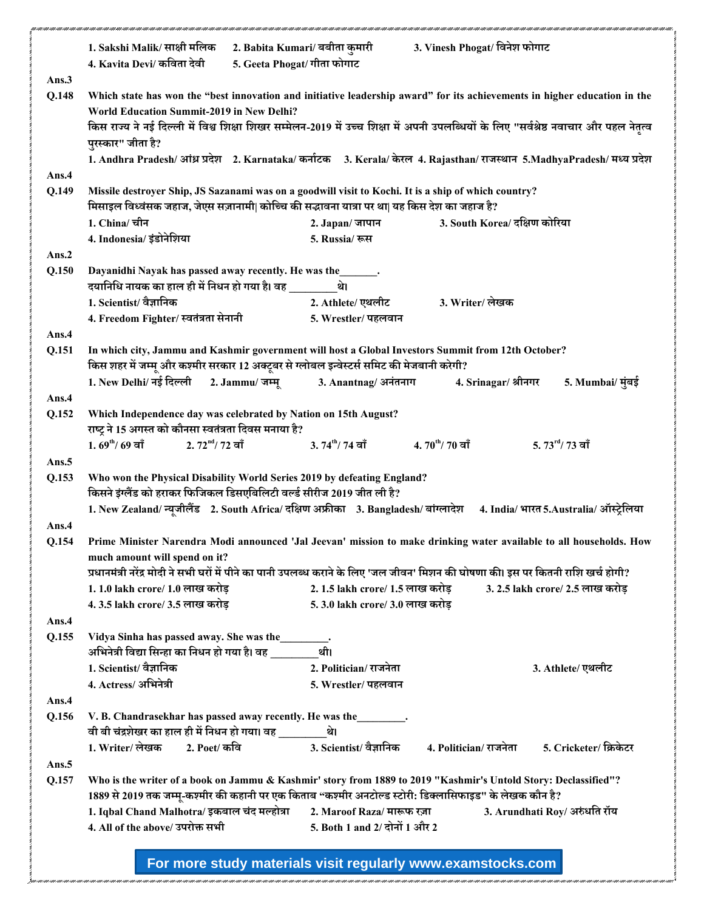1. Sakshi Malik/ साक्षी मलिक 2. Babita Kumari/ बबीता कुमारी 3. Vinesh Phogat/ विनेश फोगाट
4. Kavita Devi/ कविता देवी 5. Geeta Phogat/ गीता फोगाट

**Ans.3**

**Q.148** Which state has won the "best innovation and initiative leadership award" for its achievements in higher education in the World Education Summit-2019 in New Delhi?
किस राज्य ने नई दिल्ली में विश्व शिक्षा शिखर सम्मेलन-2019 में उच्च शिक्षा में अपनी उपलब्धियों के लिए "सर्वश्रेष्ठ नवाचार और पहल नेतृत्व पुरस्कार" जीता है?
1. Andhra Pradesh/ आंध्र प्रदेश 2. Karnataka/ कर्नाटक 3. Kerala/ केरल 4. Rajasthan/ राजस्थान 5. MadhyaPradesh/ मध्य प्रदेश

**Ans.4**

**Q.149** Missile destroyer Ship, JS Sazanami was on a goodwill visit to Kochi. It is a ship of which country?
मिसाइल विध्वंसक जहाज, जेएस सज़ानामी| कोच्चि की सद्भावना यात्रा पर था| यह किस देश का जहाज है?
1. China/ चीन 2. Japan/ जापान 3. South Korea/ दक्षिण कोरिया
4. Indonesia/ इंडोनेशिया 5. Russia/ रूस

**Ans.2**

**Q.150** Dayanidhi Nayak has passed away recently. He was the_______.
दयानिधि नायक का हाल ही में निधन हो गया है। वह _________थे।
1. Scientist/ वैज्ञानिक 2. Athlete/ एथलीट 3. Writer/ लेखक
4. Freedom Fighter/ स्वतंत्रता सेनानी 5. Wrestler/ पहलवान

**Ans.4**

**Q.151** In which city, Jammu and Kashmir government will host a Global Investors Summit from 12th October?
किस शहर में जम्मू और कश्मीर सरकार 12 अक्टूबर से ग्लोबल इन्वेस्टर्स समिट की मेजबानी करेगी?
1. New Delhi/ नई दिल्ली 2. Jammu/ जम्मू 3. Anantnag/ अनंतनाग 4. Srinagar/ श्रीनगर 5. Mumbai/ मुंबई

**Ans.4**

**Q.152** Which Independence day was celebrated by Nation on 15th August?
राष्ट्र ने 15 अगस्त को कौनसा स्वतंत्रता दिवस मनाया है?
1. 69th/ 69 वाँ 2. 72nd/ 72 वाँ 3. 74th/ 74 वाँ 4. 70th/ 70 वाँ 5. 73rd/ 73 वाँ

**Ans.5**

**Q.153** Who won the Physical Disability World Series 2019 by defeating England?
किसने इंग्लैंड को हराकर फिजिकल डिसएबिलिटी वर्ल्ड सीरीज 2019 जीत ली है?
1. New Zealand/ न्यूजीलैंड 2. South Africa/ दक्षिण अफ्रीका 3. Bangladesh/ बांग्लादेश 4. India/ भारत 5.Australia/ ऑस्ट्रेलिया

**Ans.4**

**Q.154** Prime Minister Narendra Modi announced 'Jal Jeevan' mission to make drinking water available to all households. How much amount will spend on it?
प्रधानमंत्री नरेंद्र मोदी ने सभी घरों में पीने का पानी उपलब्ध कराने के लिए 'जल जीवन' मिशन की घोषणा की। इस पर कितनी राशि खर्च होगी?
1. 1.0 lakh crore/ 1.0 लाख करोड़ 2. 1.5 lakh crore/ 1.5 लाख करोड़ 3. 2.5 lakh crore/ 2.5 लाख करोड़
4. 3.5 lakh crore/ 3.5 लाख करोड़ 5. 3.0 lakh crore/ 3.0 लाख करोड़

**Ans.4**

**Q.155** Vidya Sinha has passed away. She was the_________.
अभिनेत्री विद्या सिन्हा का निधन हो गया है। वह _________थी।
1. Scientist/ वैज्ञानिक 2. Politician/ राजनेता 3. Athlete/ एथलीट
4. Actress/ अभिनेत्री 5. Wrestler/ पहलवान

**Ans.4**

**Q.156** V. B. Chandrasekhar has passed away recently. He was the_________.
वी बी चंद्रशेखर का हाल ही में निधन हो गया। वह _________थे।
1. Writer/ लेखक 2. Poet/ कवि 3. Scientist/ वैज्ञानिक 4. Politician/ राजनेता 5. Cricketer/ क्रिकेटर

**Ans.5**

**Q.157** Who is the writer of a book on Jammu & Kashmir' story from 1889 to 2019 "Kashmir's Untold Story: Declassified"?
1889 से 2019 तक जम्मू-कश्मीर की कहानी पर एक किताब "कश्मीर अनटोल्ड स्टोरी: डिक्लासिफाइड" के लेखक कौन है?
1. Iqbal Chand Malhotra/ इकबाल चंद मल्होत्रा 2. Maroof Raza/ मारूफ रज़ा 3. Arundhati Roy/ अरुंधति रॉय
4. All of the above/ उपरोक्त सभी 5. Both 1 and 2/ दोनों 1 और 2

For more study materials visit regularly www.examstocks.com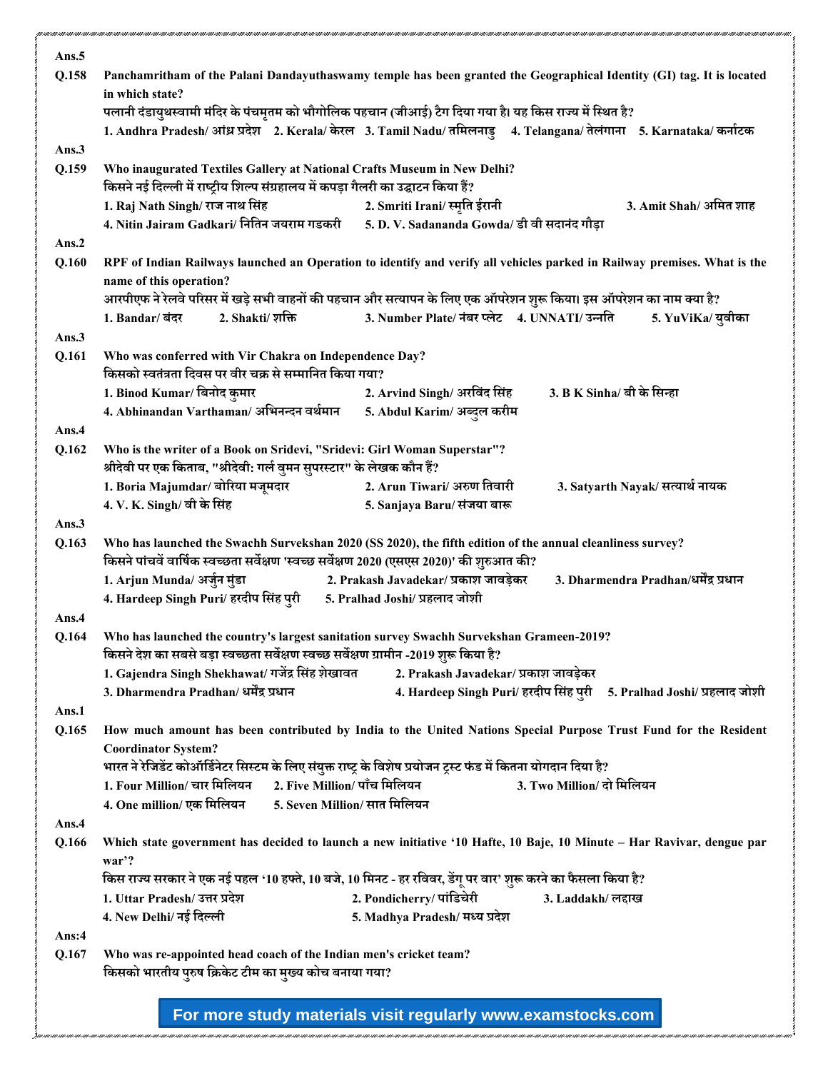**Ans.5**

**Q.158** Panchamritham of the Palani Dandayuthaswamy temple has been granted the Geographical Identity (GI) tag. It is located in which state?

पलानी दंडायुथस्वामी मंदिर के पंचमृतम को भौगोलिक पहचान (जीआई) टैग दिया गया है। यह किस राज्य में स्थित है?

1. Andhra Pradesh/ आंध्र प्रदेश 2. Kerala/ केरल 3. Tamil Nadu/ तमिलनाडु 4. Telangana/ तेलंगाना 5. Karnataka/ कर्नाटक

**Ans.3**

**Q.159** Who inaugurated Textiles Gallery at National Crafts Museum in New Delhi?

किसने नई दिल्ली में राष्ट्रीय शिल्प संग्रहालय में कपड़ा गैलरी का उद्घाटन किया हैं?

1. Raj Nath Singh/ राज नाथ सिंह 2. Smriti Irani/ स्मृति ईरानी 3. Amit Shah/ अमित शाह
4. Nitin Jairam Gadkari/ नितिन जयराम गडकरी 5. D. V. Sadananda Gowda/ डी वी सदानंद गौड़ा

**Ans.2**

**Q.160** RPF of Indian Railways launched an Operation to identify and verify all vehicles parked in Railway premises. What is the name of this operation?

आरपीएफ ने रेलवे परिसर में खड़े सभी वाहनों की पहचान और सत्यापन के लिए एक ऑपरेशन शुरू किया। इस ऑपरेशन का नाम क्या है?

1. Bandar/ बंदर 2. Shakti/ शक्ति 3. Number Plate/ नंबर प्लेट 4. UNNATI/ उन्नति 5. YuViKa/ युवीका

**Ans.3**

**Q.161** Who was conferred with Vir Chakra on Independence Day?

किसको स्वतंत्रता दिवस पर वीर चक्र से सम्मानित किया गया?

1. Binod Kumar/ बिनोद कुमार 2. Arvind Singh/ अरविंद सिंह 3. B K Sinha/ बी के सिन्हा
4. Abhinandan Varthaman/ अभिनन्दन वर्थमान 5. Abdul Karim/ अब्दुल करीम

**Ans.4**

**Q.162** Who is the writer of a Book on Sridevi, "Sridevi: Girl Woman Superstar"?

श्रीदेवी पर एक किताब, "श्रीदेवी: गर्ल वुमन सुपरस्टार" के लेखक कौन हैं?

1. Boria Majumdar/ बोरिया मजूमदार 2. Arun Tiwari/ अरुण तिवारी 3. Satyarth Nayak/ सत्यार्थ नायक
4. V. K. Singh/ वी के सिंह 5. Sanjaya Baru/ संजया बारू

**Ans.3**

**Q.163** Who has launched the Swachh Survekshan 2020 (SS 2020), the fifth edition of the annual cleanliness survey?

किसने पांचवें वार्षिक स्वच्छता सर्वेक्षण 'स्वच्छ सर्वेक्षण 2020 (एसएस 2020)' की शुरुआत की?

1. Arjun Munda/ अर्जुन मुंडा 2. Prakash Javadekar/ प्रकाश जावड़ेकर 3. Dharmendra Pradhan/धर्मेंद्र प्रधान
4. Hardeep Singh Puri/ हरदीप सिंह पुरी 5. Pralhad Joshi/ प्रहलाद जोशी

**Ans.4**

**Q.164** Who has launched the country's largest sanitation survey Swachh Survekshan Grameen-2019?

किसने देश का सबसे बड़ा स्वच्छता सर्वेक्षण स्वच्छ सर्वेक्षण ग्रामीण -2019 शुरू किया है?

1. Gajendra Singh Shekhawat/ गजेंद्र सिंह शेखावत 2. Prakash Javadekar/ प्रकाश जावड़ेकर
3. Dharmendra Pradhan/ धर्मेंद्र प्रधान 4. Hardeep Singh Puri/ हरदीप सिंह पुरी 5. Pralhad Joshi/ प्रहलाद जोशी

**Ans.1**

**Q.165** How much amount has been contributed by India to the United Nations Special Purpose Trust Fund for the Resident Coordinator System?

भारत ने रेजिडेंट कोऑर्डिनेटर सिस्टम के लिए संयुक्त राष्ट्र के विशेष प्रयोजन ट्रस्ट फंड में कितना योगदान दिया है?

1. Four Million/ चार मिलियन 2. Five Million/ पाँच मिलियन 3. Two Million/ दो मिलियन
4. One million/ एक मिलियन 5. Seven Million/ सात मिलियन

**Ans.4**

**Q.166** Which state government has decided to launch a new initiative '10 Hafte, 10 Baje, 10 Minute – Har Ravivar, dengue par war'?

किस राज्य सरकार ने एक नई पहल '10 हफ्ते, 10 बजे, 10 मिनट - हर रविवर, डेंगू पर वार' शुरू करने का फैसला किया है?

1. Uttar Pradesh/ उत्तर प्रदेश 2. Pondicherry/ पांडिचेरी 3. Laddakh/ लद्दाख
4. New Delhi/ नई दिल्ली 5. Madhya Pradesh/ मध्य प्रदेश

**Ans:4**

**Q.167** Who was re-appointed head coach of the Indian men's cricket team?

किसको भारतीय पुरुष क्रिकेट टीम का मुख्य कोच बनाया गया?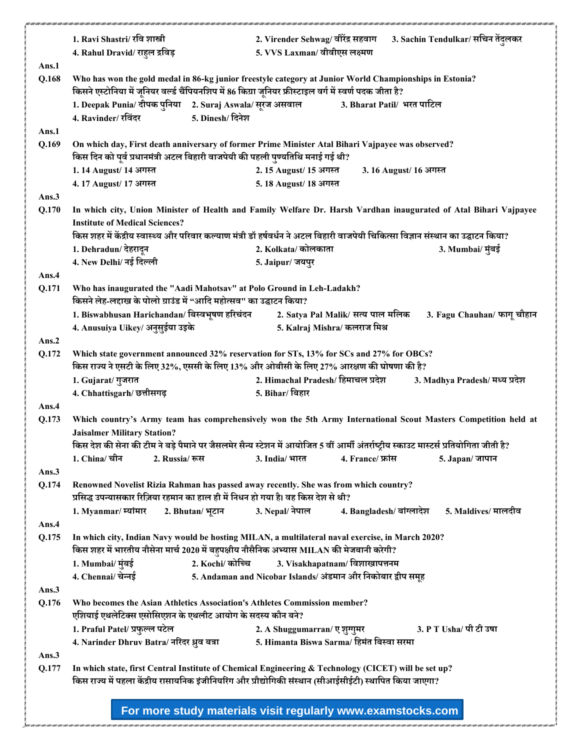1. Ravi Shastri/ रवि शास्त्री 2. Virender Sehwag/ वीरेंद्र सहवाग 3. Sachin Tendulkar/ सचिन तेंदुलकर
4. Rahul Dravid/ राहुल द्रविड़ 5. VVS Laxman/ वीवीएस लक्ष्मण

**Ans.1**

**Q.168** Who has won the gold medal in 86-kg junior freestyle category at Junior World Championships in Estonia?
किसने एस्टोनिया में जूनियर वर्ल्ड चैंपियनशिप में 86 किग्रा जूनियर फ्रीस्टाइल वर्ग में स्वर्ण पदक जीता है?

1. Deepak Punia/ दीपक पुनिया 2. Suraj Aswala/ सूरज असवाल 3. Bharat Patil/ भरत पाटिल
4. Ravinder/ रविंदर 5. Dinesh/ दिनेश

**Ans.1**

**Q.169** On which day, First death anniversary of former Prime Minister Atal Bihari Vajpayee was observed?
किस दिन को पूर्व प्रधानमंत्री अटल बिहारी वाजपेयी की पहली पुण्यतिथि मनाई गई थी?

1. 14 August/ 14 अगस्त 2. 15 August/ 15 अगस्त 3. 16 August/ 16 अगस्त
4. 17 August/ 17 अगस्त 5. 18 August/ 18 अगस्त

**Ans.3**

**Q.170** In which city, Union Minister of Health and Family Welfare Dr. Harsh Vardhan inaugurated of Atal Bihari Vajpayee Institute of Medical Sciences?
किस शहर में केंद्रीय स्वास्थ्य और परिवार कल्याण मंत्री डॉ हर्षवर्धन ने अटल बिहारी वाजपेयी चिकित्सा विज्ञान संस्थान का उद्घाटन किया?

1. Dehradun/ देहरादून 2. Kolkata/ कोलकाता 3. Mumbai/ मुंबई
4. New Delhi/ नई दिल्ली 5. Jaipur/ जयपुर

**Ans.4**

**Q.171** Who has inaugurated the "Aadi Mahotsav" at Polo Ground in Leh-Ladakh?
किसने लेह-लद्दाख के पोलो ग्राउंड में "आदि महोत्सव" का उद्घाटन किया?

1. Biswabhusan Harichandan/ बिस्वभूषण हरिचंदन 2. Satya Pal Malik/ सत्य पाल मलिक 3. Fagu Chauhan/ फागू चौहान
4. Anusuiya Uikey/ अनुसुईया उइके 5. Kalraj Mishra/ कलराज मिश्र

**Ans.2**

**Q.172** Which state government announced 32% reservation for STs, 13% for SCs and 27% for OBCs?
किस राज्य ने एसटी के लिए 32%, एससी के लिए 13% और ओबीसी के लिए 27% आरक्षण की घोषणा की है?

1. Gujarat/ गुजरात 2. Himachal Pradesh/ हिमाचल प्रदेश 3. Madhya Pradesh/ मध्य प्रदेश
4. Chhattisgarh/ छत्तीसगढ़ 5. Bihar/ बिहार

**Ans.4**

**Q.173** Which country's Army team has comprehensively won the 5th Army International Scout Masters Competition held at Jaisalmer Military Station?
किस देश की सेना की टीम ने बड़े पैमाने पर जैसलमेर सैन्य स्टेशन में आयोजित 5 वीं आर्मी अंतर्राष्ट्रीय स्काउट मास्टर्स प्रतियोगिता जीती है?

1. China/ चीन 2. Russia/ रूस 3. India/ भारत 4. France/ फ्रांस 5. Japan/ जापान

**Ans.3**

**Q.174** Renowned Novelist Rizia Rahman has passed away recently. She was from which country?
प्रसिद्ध उपन्यासकार रिज़िया रहमान का हाल ही में निधन हो गया है। वह किस देश से थी?

1. Myanmar/ म्यांमार 2. Bhutan/ भूटान 3. Nepal/ नेपाल 4. Bangladesh/ बांग्लादेश 5. Maldives/ मालदीव

**Ans.4**

**Q.175** In which city, Indian Navy would be hosting MILAN, a multilateral naval exercise, in March 2020?
किस शहर में भारतीय नौसेना मार्च 2020 में बहुपक्षीय नौसैनिक अभ्यास MILAN की मेजबानी करेगी?

1. Mumbai/ मुंबई 2. Kochi/ कोच्चि 3. Visakhapatnam/ विशाखापत्तनम
4. Chennai/ चेन्नई 5. Andaman and Nicobar Islands/ अंडमान और निकोबार द्वीप समूह

**Ans.3**

**Q.176** Who becomes the Asian Athletics Association's Athletes Commission member?
एशियाई एथलेटिक्स एसोसिएशन के एथलीट आयोग के सदस्य कौन बने?

1. Praful Patel/ प्रफुल्ल पटेल 2. A Shuggumarran/ ए शुग्गुमर 3. P T Usha/ पी टी उषा
4. Narinder Dhruv Batra/ नरिंदर ध्रुव बत्रा 5. Himanta Biswa Sarma/ हिमंत बिस्वा सरमा

**Ans.3**

**Q.177** In which state, first Central Institute of Chemical Engineering & Technology (CICET) will be set up?
किस राज्य में पहला केंद्रीय रासायनिक इंजीनियरिंग और प्रौद्योगिकी संस्थान (सीआईसीईटी) स्थापित किया जाएगा?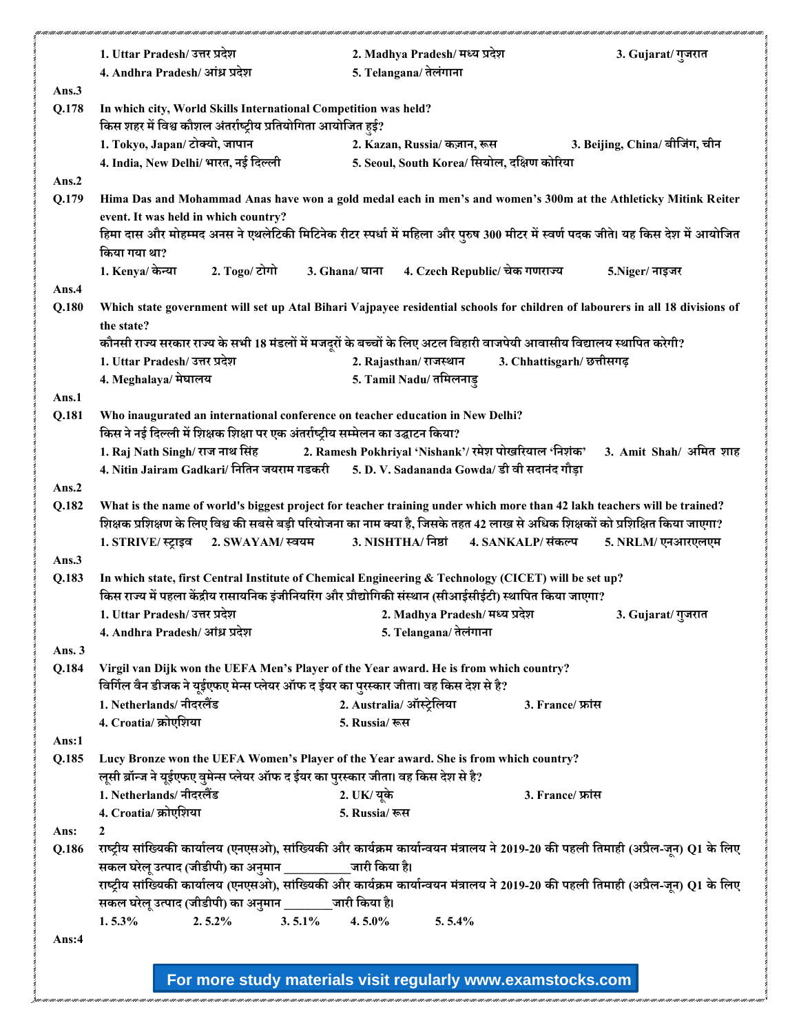1. Uttar Pradesh/ उत्तर प्रदेश 2. Madhya Pradesh/ मध्य प्रदेश 3. Gujarat/ गुजरात
4. Andhra Pradesh/ आंध्र प्रदेश 5. Telangana/ तेलंगाना

**Ans.3**

**Q.178** In which city, World Skills International Competition was held?
किस शहर में विश्व कौशल अंतर्राष्ट्रीय प्रतियोगिता आयोजित हुई?
1. Tokyo, Japan/ टोक्यो, जापान 2. Kazan, Russia/ कज़ान, रूस 3. Beijing, China/ बीजिंग, चीन
4. India, New Delhi/ भारत, नई दिल्ली 5. Seoul, South Korea/ सियोल, दक्षिण कोरिया

**Ans.2**

**Q.179** Hima Das and Mohammad Anas have won a gold medal each in men's and women's 300m at the Athleticky Mitink Reiter event. It was held in which country?
हिमा दास और मोहम्मद अनस ने एथलेटिकी मिटिनेक रीटर स्पर्धा में महिला और पुरुष 300 मीटर में स्वर्ण पदक जीते। यह किस देश में आयोजित किया गया था?
1. Kenya/ केन्या 2. Togo/ टोगो 3. Ghana/ घाना 4. Czech Republic/ चेक गणराज्य 5.Niger/ नाइजर

**Ans.4**

**Q.180** Which state government will set up Atal Bihari Vajpayee residential schools for children of labourers in all 18 divisions of the state?
कौनसी राज्य सरकार राज्य के सभी 18 मंडलों में मजदूरों के बच्चों के लिए अटल बिहारी वाजपेयी आवासीय विद्यालय स्थापित करेगी?
1. Uttar Pradesh/ उत्तर प्रदेश 2. Rajasthan/ राजस्थान 3. Chhattisgarh/ छत्तीसगढ़
4. Meghalaya/ मेघालय 5. Tamil Nadu/ तमिलनाडु

**Ans.1**

**Q.181** Who inaugurated an international conference on teacher education in New Delhi?
किस ने नई दिल्ली में शिक्षक शिक्षा पर एक अंतर्राष्ट्रीय सम्मेलन का उद्घाटन किया?
1. Raj Nath Singh/ राज नाथ सिंह 2. Ramesh Pokhriyal 'Nishank'/ रमेश पोखरियाल 'निशंक' 3. Amit Shah/ अमित शाह
4. Nitin Jairam Gadkari/ नितिन जयराम गडकरी 5. D. V. Sadananda Gowda/ डी वी सदानंद गौड़ा

**Ans.2**

**Q.182** What is the name of world's biggest project for teacher training under which more than 42 lakh teachers will be trained?
शिक्षक प्रशिक्षण के लिए विश्व की सबसे बड़ी परियोजना का नाम क्या है, जिसके तहत 42 लाख से अधिक शिक्षकों को प्रशिक्षित किया जाएगा?
1. STRIVE/ स्ट्राइव 2. SWAYAM/ स्वयम 3. NISHTHA/ निष्ठा 4. SANKALP/ संकल्प 5. NRLM/ एनआरएलएम

**Ans.3**

**Q.183** In which state, first Central Institute of Chemical Engineering & Technology (CICET) will be set up?
किस राज्य में पहला केंद्रीय रासायनिक इंजीनियरिंग और प्रौद्योगिकी संस्थान (सीआईसीईटी) स्थापित किया जाएगा?
1. Uttar Pradesh/ उत्तर प्रदेश 2. Madhya Pradesh/ मध्य प्रदेश 3. Gujarat/ गुजरात
4. Andhra Pradesh/ आंध्र प्रदेश 5. Telangana/ तेलंगाना

**Ans. 3**

**Q.184** Virgil van Dijk won the UEFA Men's Player of the Year award. He is from which country?
विर्गिल वैन डीजक ने यूईएफए मेन्स प्लेयर ऑफ द ईयर का पुरस्कार जीता। वह किस देश से है?
1. Netherlands/ नीदरलैंड 2. Australia/ ऑस्ट्रेलिया 3. France/ फ्रांस
4. Croatia/ क्रोएशिया 5. Russia/ रूस

**Ans:1**

**Q.185** Lucy Bronze won the UEFA Women's Player of the Year award. She is from which country?
लूसी ब्रॉन्ज ने यूईएफए वुमेन्स प्लेयर ऑफ द ईयर का पुरस्कार जीता। वह किस देश से है?
1. Netherlands/ नीदरलैंड 2. UK/ यूके 3. France/ फ्रांस
4. Croatia/ क्रोएशिया 5. Russia/ रूस

**Ans: 2**

**Q.186** राष्ट्रीय सांख्यिकी कार्यालय (एनएसओ), सांख्यिकी और कार्यक्रम कार्यान्वयन मंत्रालय ने 2019-20 की पहली तिमाही (अप्रैल-जून) Q1 के लिए सकल घरेलू उत्पाद (जीडीपी) का अनुमान __________जारी किया है।
राष्ट्रीय सांख्यिकी कार्यालय (एनएसओ), सांख्यिकी और कार्यक्रम कार्यान्वयन मंत्रालय ने 2019-20 की पहली तिमाही (अप्रैल-जून) Q1 के लिए सकल घरेलू उत्पाद (जीडीपी) का अनुमान ________जारी किया है।
1. 5.3% 2. 5.2% 3. 5.1% 4. 5.0% 5. 5.4%

**Ans:4**

For more study materials visit regularly www.examstocks.com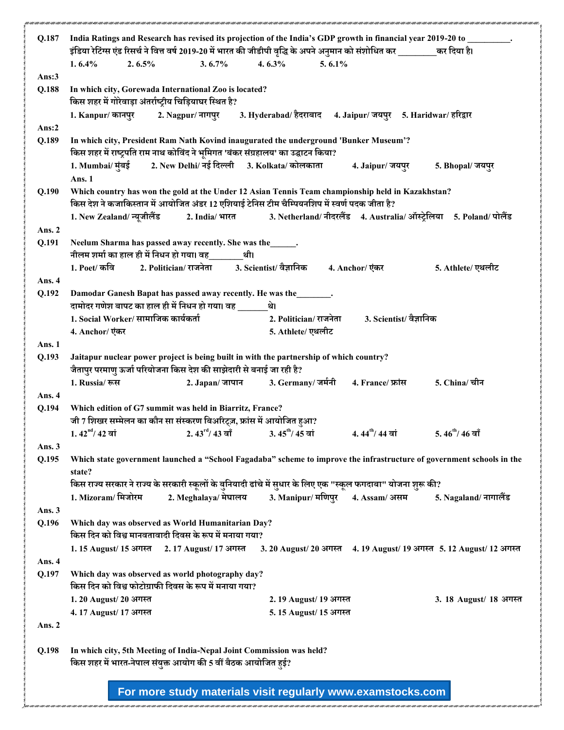**Q.187** India Ratings and Research has revised its projection of the India's GDP growth in financial year 2019-20 to __________.
इंडिया रेटिंग्स एंड रिसर्च ने वित्त वर्ष 2019-20 में भारत की जीडीपी वृद्धि के अपने अनुमान को संशोधित कर _________ कर दिया है।

1. 6.4% 2. 6.5% 3. 6.7% 4. 6.3% 5. 6.1%

**Ans:3**

**Q.188** In which city, Gorewada International Zoo is located?
किस शहर में गोरेवाड़ा अंतर्राष्ट्रीय चिड़ियाघर स्थित है?

1. Kanpur/ कानपुर 2. Nagpur/ नागपुर 3. Hyderabad/ हैदराबाद 4. Jaipur/ जयपुर 5. Haridwar/ हरिद्वार

**Ans:2**

**Q.189** In which city, President Ram Nath Kovind inaugurated the underground 'Bunker Museum'?
किस शहर में राष्ट्रपति राम नाथ कोविंद ने भूमिगत 'बंकर संग्रहालय' का उद्घाटन किया?

1. Mumbai/ मुंबई 2. New Delhi/ नई दिल्ली 3. Kolkata/ कोलकाता 4. Jaipur/ जयपुर 5. Bhopal/ जयपुर

**Ans. 1**

**Q.190** Which country has won the gold at the Under 12 Asian Tennis Team championship held in Kazakhstan?
किस देश ने कजाकिस्तान में आयोजित अंडर 12 एशियाई टेनिस टीम चैम्पियनशिप में स्वर्ण पदक जीता है?

1. New Zealand/ न्यूजीलैंड 2. India/ भारत 3. Netherland/ नीदरलैंड 4. Australia/ ऑस्ट्रेलिया 5. Poland/ पोलैंड

**Ans. 2**

**Q.191** Neelum Sharma has passed away recently. She was the______.
नीलम शर्मा का हाल ही में निधन हो गया। वह________थी।

1. Poet/ कवि 2. Politician/ राजनेता 3. Scientist/ वैज्ञानिक 4. Anchor/ एंकर 5. Athlete/ एथलीट

**Ans. 4**

**Q.192** Damodar Ganesh Bapat has passed away recently. He was the________.
दामोदर गणेश बापट का हाल ही में निधन हो गया। वह _______थे।

1. Social Worker/ सामाजिक कार्यकर्ता 2. Politician/ राजनेता 3. Scientist/ वैज्ञानिक 4. Anchor/ एंकर 5. Athlete/ एथलीट

**Ans. 1**

**Q.193** Jaitapur nuclear power project is being built in with the partnership of which country?
जैतापुर परमाणु ऊर्जा परियोजना किस देश की साझेदारी से बनाई जा रही है?

1. Russia/ रूस 2. Japan/ जापान 3. Germany/ जर्मनी 4. France/ फ्रांस 5. China/ चीन

**Ans. 4**

**Q.194** Which edition of G7 summit was held in Biarritz, France?
जी 7 शिखर सम्मेलन का कौन सा संस्करण बिअरिट्ज़, फ्रांस में आयोजित हुआ?

1. 42nd/ 42 वां 2. 43rd/ 43 वाँ 3. 45th/ 45 वां 4. 44th/ 44 वां 5. 46th/ 46 वाँ

**Ans. 3**

**Q.195** Which state government launched a "School Fagadaba" scheme to improve the infrastructure of government schools in the state?
किस राज्य सरकार ने राज्य के सरकारी स्कूलों के बुनियादी ढांचे में सुधार के लिए एक "स्कूल फगदाबा" योजना शुरू की?

1. Mizoram/ मिजोरम 2. Meghalaya/ मेघालय 3. Manipur/ मणिपुर 4. Assam/ असम 5. Nagaland/ नागालैंड

**Ans. 3**

**Q.196** Which day was observed as World Humanitarian Day?
किस दिन को विश्व मानवतावादी दिवस के रूप में मनाया गया?

1. 15 August/ 15 अगस्त 2. 17 August/ 17 अगस्त 3. 20 August/ 20 अगस्त 4. 19 August/ 19 अगस्त 5. 12 August/ 12 अगस्त

**Ans. 4**

**Q.197** Which day was observed as world photography day?
किस दिन को विश्व फोटोग्राफी दिवस के रूप में मनाया गया?

1. 20 August/ 20 अगस्त 2. 19 August/ 19 अगस्त 3. 18 August/ 18 अगस्त 4. 17 August/ 17 अगस्त 5. 15 August/ 15 अगस्त

**Ans. 2**

**Q.198** In which city, 5th Meeting of India-Nepal Joint Commission was held?
किस शहर में भारत-नेपाल संयुक्त आयोग की 5 वीं बैठक आयोजित हुई?

**For more study materials visit regularly www.examstocks.com**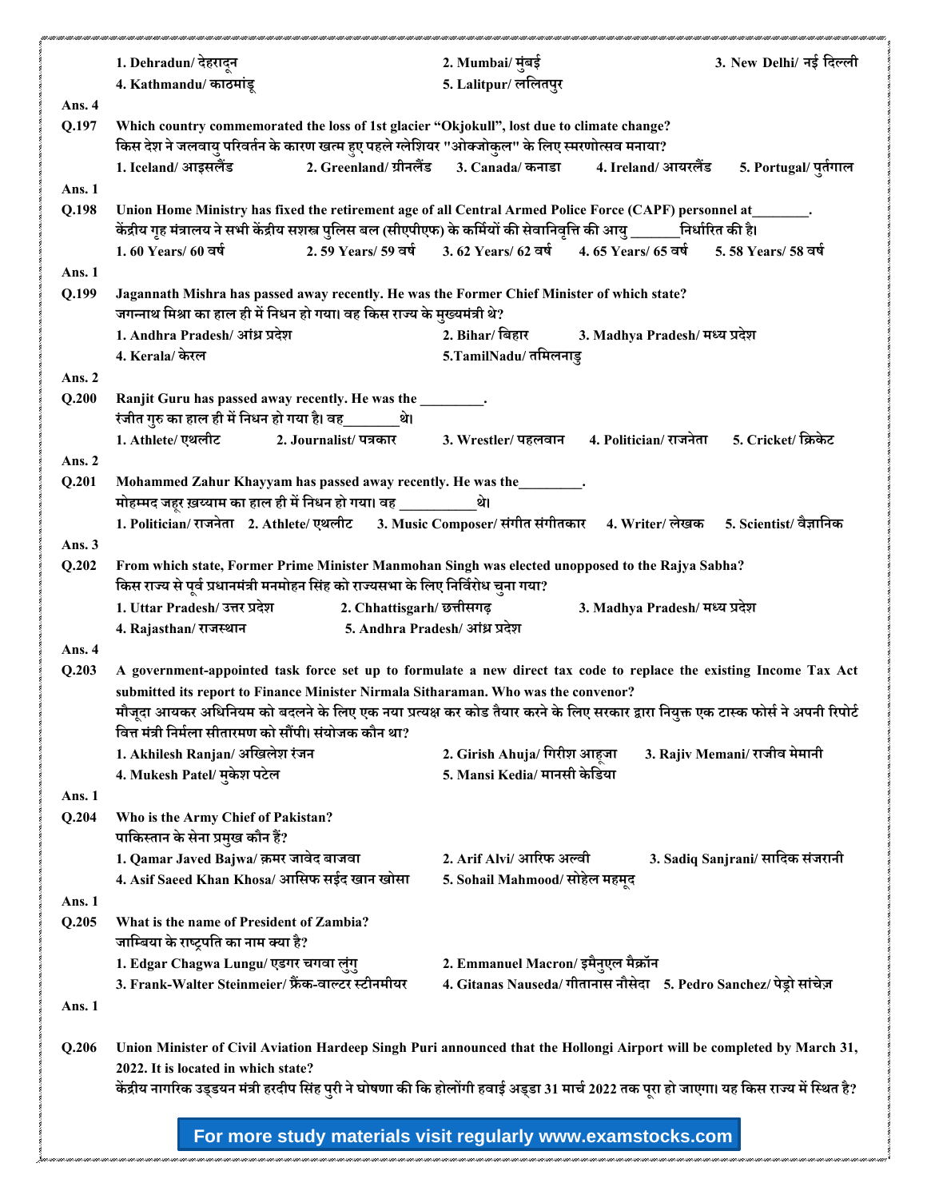1. Dehradun/ देहरादून 2. Mumbai/ मुंबई 3. New Delhi/ नई दिल्ली
4. Kathmandu/ काठमांडू 5. Lalitpur/ ललितपुर

**Ans. 4**

**Q.197** Which country commemorated the loss of 1st glacier "Okjokull", lost due to climate change?
किस देश ने जलवायु परिवर्तन के कारण खत्म हुए पहले ग्लेशियर "ओक्जोकुल" के लिए स्मरणोत्सव मनाया?
1. Iceland/ आइसलैंड 2. Greenland/ ग्रीनलैंड 3. Canada/ कनाडा 4. Ireland/ आयरलैंड 5. Portugal/ पुर्तगाल

**Ans. 1**

**Q.198** Union Home Ministry has fixed the retirement age of all Central Armed Police Force (CAPF) personnel at________.
केंद्रीय गृह मंत्रालय ने सभी केंद्रीय सशस्त्र पुलिस बल (सीएपीएफ) के कर्मियों की सेवानिवृत्ति की आयु _______निर्धारित की है।
1. 60 Years/ 60 वर्ष 2. 59 Years/ 59 वर्ष 3. 62 Years/ 62 वर्ष 4. 65 Years/ 65 वर्ष 5. 58 Years/ 58 वर्ष

**Ans. 1**

**Q.199** Jagannath Mishra has passed away recently. He was the Former Chief Minister of which state?
जगन्नाथ मिश्रा का हाल ही में निधन हो गया। वह किस राज्य के मुख्यमंत्री थे?
1. Andhra Pradesh/ आंध्र प्रदेश 2. Bihar/ बिहार 3. Madhya Pradesh/ मध्य प्रदेश
4. Kerala/ केरल 5.TamilNadu/ तमिलनाडु

**Ans. 2**

**Q.200** Ranjit Guru has passed away recently. He was the _________.
रंजीत गुरु का हाल ही में निधन हो गया है। वह________थे।
1. Athlete/ एथलीट 2. Journalist/ पत्रकार 3. Wrestler/ पहलवान 4. Politician/ राजनेता 5. Cricket/ क्रिकेट

**Ans. 2**

**Q.201** Mohammed Zahur Khayyam has passed away recently. He was the_________.
मोहम्मद जहूर ख़य्याम का हाल ही में निधन हो गया। वह ___________थे।
1. Politician/ राजनेता 2. Athlete/ एथलीट 3. Music Composer/ संगीत संगीतकार 4. Writer/ लेखक 5. Scientist/ वैज्ञानिक

**Ans. 3**

**Q.202** From which state, Former Prime Minister Manmohan Singh was elected unopposed to the Rajya Sabha?
किस राज्य से पूर्व प्रधानमंत्री मनमोहन सिंह को राज्यसभा के लिए निर्विरोध चुना गया?
1. Uttar Pradesh/ उत्तर प्रदेश 2. Chhattisgarh/ छत्तीसगढ़ 3. Madhya Pradesh/ मध्य प्रदेश
4. Rajasthan/ राजस्थान 5. Andhra Pradesh/ आंध्र प्रदेश

**Ans. 4**

**Q.203** A government-appointed task force set up to formulate a new direct tax code to replace the existing Income Tax Act submitted its report to Finance Minister Nirmala Sitharaman. Who was the convenor?
मौजूदा आयकर अधिनियम को बदलने के लिए एक नया प्रत्यक्ष कर कोड तैयार करने के लिए सरकार द्वारा नियुक्त एक टास्क फोर्स ने अपनी रिपोर्ट वित्त मंत्री निर्मला सीतारमण को सौंपी। संयोजक कौन था?
1. Akhilesh Ranjan/ अखिलेश रंजन 2. Girish Ahuja/ गिरीश आहूजा 3. Rajiv Memani/ राजीव मेमानी
4. Mukesh Patel/ मुकेश पटेल 5. Mansi Kedia/ मानसी केडिया

**Ans. 1**

**Q.204** Who is the Army Chief of Pakistan?
पाकिस्तान के सेना प्रमुख कौन हैं?
1. Qamar Javed Bajwa/ क़मर जावेद बाजवा 2. Arif Alvi/ आरिफ अल्वी 3. Sadiq Sanjrani/ सादिक संजरानी
4. Asif Saeed Khan Khosa/ आसिफ सईद खान खोसा 5. Sohail Mahmood/ सोहेल महमूद

**Ans. 1**

**Q.205** What is the name of President of Zambia?
जाम्बिया के राष्ट्रपति का नाम क्या है?
1. Edgar Chagwa Lungu/ एडगर चगवा लुंगु 2. Emmanuel Macron/ इमैनुएल मैक्रॉन
3. Frank-Walter Steinmeier/ फ्रैंक-वाल्टर स्टीनमीयर 4. Gitanas Nauseda/ गीतानास नौसेदा 5. Pedro Sanchez/ पेड्रो सांचेज़

**Ans. 1**

**Q.206** Union Minister of Civil Aviation Hardeep Singh Puri announced that the Hollongi Airport will be completed by March 31, 2022. It is located in which state?
केंद्रीय नागरिक उड्डयन मंत्री हरदीप सिंह पुरी ने घोषणा की कि होलोंगी हवाई अड्डा 31 मार्च 2022 तक पूरा हो जाएगा। यह किस राज्य में स्थित है?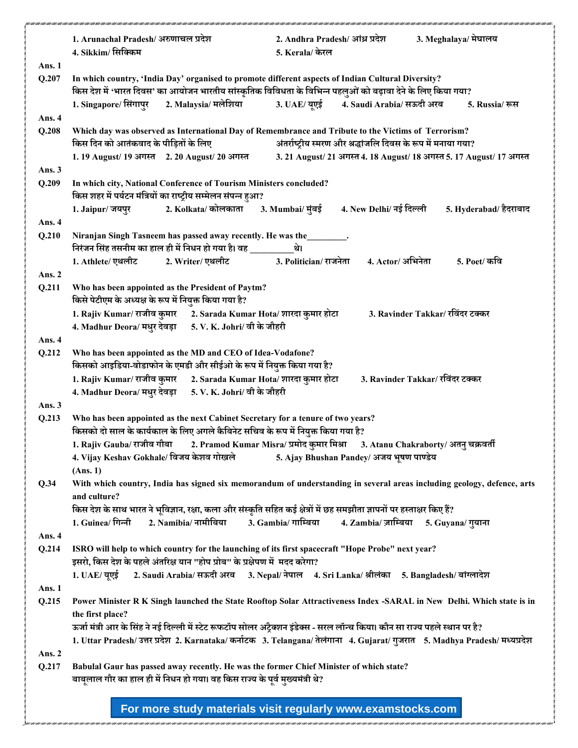1. Arunachal Pradesh/ अरुणाचल प्रदेश 2. Andhra Pradesh/ आंध्र प्रदेश 3. Meghalaya/ मेघालय
4. Sikkim/ सिक्किम 5. Kerala/ केरल

**Ans. 1**

**Q.207** In which country, 'India Day' organised to promote different aspects of Indian Cultural Diversity?
किस देश में 'भारत दिवस' का आयोजन भारतीय सांस्कृतिक विविधता के विभिन्न पहलुओं को बढ़ावा देने के लिए किया गया?
1. Singapore/ सिंगापुर 2. Malaysia/ मलेशिया 3. UAE/ यूएई 4. Saudi Arabia/ सऊदी अरब 5. Russia/ रूस

**Ans. 4**

**Q.208** Which day was observed as International Day of Remembrance and Tribute to the Victims of Terrorism?
किस दिन को आतंकवाद के पीड़ितों के लिए अंतर्राष्ट्रीय स्मरण और श्रद्धांजलि दिवस के रूप में मनाया गया?
1. 19 August/ 19 अगस्त 2. 20 August/ 20 अगस्त 3. 21 August/ 21 अगस्त 4. 18 August/ 18 अगस्त 5. 17 August/ 17 अगस्त

**Ans. 3**

**Q.209** In which city, National Conference of Tourism Ministers concluded?
किस शहर में पर्यटन मंत्रियों का राष्ट्रीय सम्मेलन संपन्न हुआ?
1. Jaipur/ जयपुर 2. Kolkata/ कोलकाता 3. Mumbai/ मुंबई 4. New Delhi/ नई दिल्ली 5. Hyderabad/ हैदराबाद

**Ans. 4**

**Q.210** Niranjan Singh Tasneem has passed away recently. He was the________.
निरंजन सिंह तसनीम का हाल ही में निधन हो गया है। वह _________थे।
1. Athlete/ एथलीट 2. Writer/ एथलीट 3. Politician/ राजनेता 4. Actor/ अभिनेता 5. Poet/ कवि

**Ans. 2**

**Q.211** Who has been appointed as the President of Paytm?
किसे पेटीएम के अध्यक्ष के रूप में नियुक्त किया गया है?
1. Rajiv Kumar/ राजीव कुमार 2. Sarada Kumar Hota/ शारदा कुमार होटा 3. Ravinder Takkar/ रविंदर टक्कर
4. Madhur Deora/ मधुर देवड़ा 5. V. K. Johri/ वी के जौहरी

**Ans. 4**

**Q.212** Who has been appointed as the MD and CEO of Idea-Vodafone?
किसको आइडिया-वोडाफोन के एमडी और सीईओ के रूप में नियुक्त किया गया है?
1. Rajiv Kumar/ राजीव कुमार 2. Sarada Kumar Hota/ शारदा कुमार होटा 3. Ravinder Takkar/ रविंदर टक्कर
4. Madhur Deora/ मधुर देवड़ा 5. V. K. Johri/ वी के जौहरी

**Ans. 3**

**Q.213** Who has been appointed as the next Cabinet Secretary for a tenure of two years?
किसको दो साल के कार्यकाल के लिए अगले कैबिनेट सचिव के रूप में नियुक्त किया गया है?
1. Rajiv Gauba/ राजीव गौबा 2. Pramod Kumar Misra/ प्रमोद कुमार मिश्रा 3. Atanu Chakraborty/ अतनु चक्रवर्ती
4. Vijay Keshav Gokhale/ विजय केशव गोखले 5. Ajay Bhushan Pandey/ अजय भूषण पाण्डेय
(Ans. 1)

**Q.34** With which country, India has signed six memorandum of understanding in several areas including geology, defence, arts and culture?
किस देश के साथ भारत ने भूविज्ञान, रक्षा, कला और संस्कृति सहित कई क्षेत्रों में छह समझौता ज्ञापनों पर हस्ताक्षर किए हैं?
1. Guinea/ गिन्नी 2. Namibia/ नामीबिया 3. Gambia/ गाम्बिया 4. Zambia/ ज़ाम्बिया 5. Guyana/ गुयाना

**Ans. 4**

**Q.214** ISRO will help to which country for the launching of its first spacecraft "Hope Probe" next year?
इसरो, किस देश के पहले अंतरिक्ष यान "होप प्रोब" के प्रक्षेपण में मदद करेगा?
1. UAE/ यूएई 2. Saudi Arabia/ सऊदी अरब 3. Nepal/ नेपाल 4. Sri Lanka/ श्रीलंका 5. Bangladesh/ बांग्लादेश

**Ans. 1**

**Q.215** Power Minister R K Singh launched the State Rooftop Solar Attractiveness Index -SARAL in New Delhi. Which state is in the first place?
ऊर्जा मंत्री आर के सिंह ने नई दिल्ली में स्टेट रूफटॉप सोलर अट्रैक्शन इंडेक्स - सरल लॉन्च किया। कौन सा राज्य पहले स्थान पर है?
1. Uttar Pradesh/ उत्तर प्रदेश 2. Karnataka/ कर्नाटक 3. Telangana/ तेलंगाना 4. Gujarat/ गुजरात 5. Madhya Pradesh/ मध्यप्रदेश

**Ans. 2**

**Q.217** Babulal Gaur has passed away recently. He was the former Chief Minister of which state?
बाबूलाल गौर का हाल ही में निधन हो गया। वह किस राज्य के पूर्व मुख्यमंत्री थे?

For more study materials visit regularly www.examstocks.com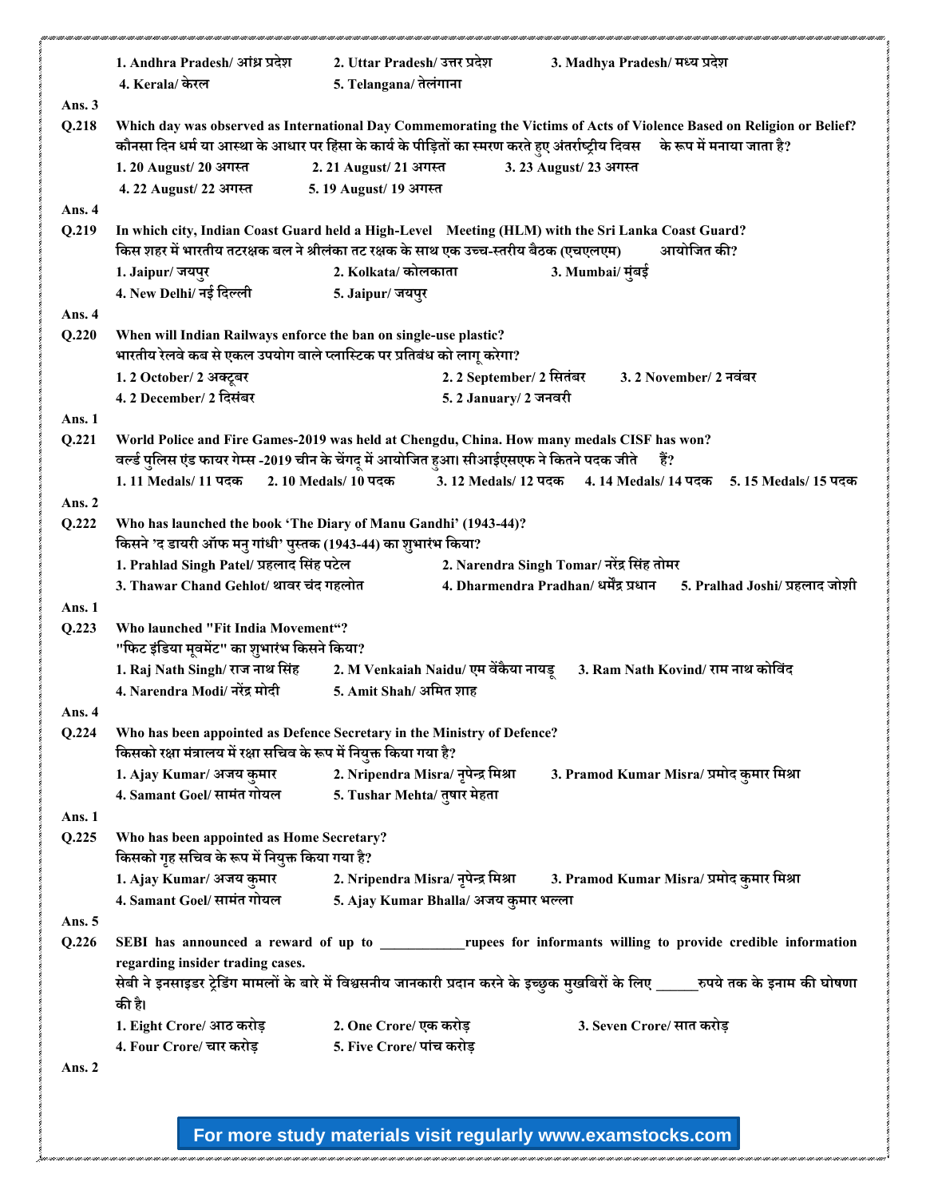1. Andhra Pradesh/ आंध्र प्रदेश  2. Uttar Pradesh/ उत्तर प्रदेश  3. Madhya Pradesh/ मध्य प्रदेश
4. Kerala/ केरल  5. Telangana/ तेलंगाना

**Ans. 3**

**Q.218** Which day was observed as International Day Commemorating the Victims of Acts of Violence Based on Religion or Belief?
कौनसा दिन धर्म या आस्था के आधार पर हिंसा के कार्य के पीड़ितों का स्मरण करते हुए अंतर्राष्ट्रीय दिवस के रूप में मनाया जाता है?

1. 20 August/ 20 अगस्त  2. 21 August/ 21 अगस्त  3. 23 August/ 23 अगस्त
4. 22 August/ 22 अगस्त  5. 19 August/ 19 अगस्त

**Ans. 4**

**Q.219** In which city, Indian Coast Guard held a High-Level Meeting (HLM) with the Sri Lanka Coast Guard?
किस शहर में भारतीय तटरक्षक बल ने श्रीलंका तट रक्षक के साथ एक उच्च-स्तरीय बैठक (एचएलएम) आयोजित की?

1. Jaipur/ जयपुर  2. Kolkata/ कोलकाता  3. Mumbai/ मुंबई
4. New Delhi/ नई दिल्ली  5. Jaipur/ जयपुर

**Ans. 4**

**Q.220** When will Indian Railways enforce the ban on single-use plastic?
भारतीय रेलवे कब से एकल उपयोग वाले प्लास्टिक पर प्रतिबंध को लागू करेगा?

1. 2 October/ 2 अक्टूबर  2. 2 September/ 2 सितंबर  3. 2 November/ 2 नवंबर
4. 2 December/ 2 दिसंबर  5. 2 January/ 2 जनवरी

**Ans. 1**

**Q.221** World Police and Fire Games-2019 was held at Chengdu, China. How many medals CISF has won?
वर्ल्ड पुलिस एंड फायर गेम्स -2019 चीन के चेंगदू में आयोजित हुआ। सीआईएसएफ ने कितने पदक जीते हैं?

1. 11 Medals/ 11 पदक  2. 10 Medals/ 10 पदक  3. 12 Medals/ 12 पदक  4. 14 Medals/ 14 पदक  5. 15 Medals/ 15 पदक

**Ans. 2**

**Q.222** Who has launched the book 'The Diary of Manu Gandhi' (1943-44)?
किसने 'द डायरी ऑफ मनु गांधी' पुस्तक (1943-44) का शुभारंभ किया?

1. Prahlad Singh Patel/ प्रहलाद सिंह पटेल  2. Narendra Singh Tomar/ नरेंद्र सिंह तोमर
3. Thawar Chand Gehlot/ थावर चंद गहलोत  4. Dharmendra Pradhan/ धर्मेंद्र प्रधान  5. Pralhad Joshi/ प्रहलाद जोशी

**Ans. 1**

**Q.223** Who launched "Fit India Movement"?
"फिट इंडिया मूवमेंट" का शुभारंभ किसने किया?

1. Raj Nath Singh/ राज नाथ सिंह  2. M Venkaiah Naidu/ एम वेंकैया नायडू  3. Ram Nath Kovind/ राम नाथ कोविंद
4. Narendra Modi/ नरेंद्र मोदी  5. Amit Shah/ अमित शाह

**Ans. 4**

**Q.224** Who has been appointed as Defence Secretary in the Ministry of Defence?
किसको रक्षा मंत्रालय में रक्षा सचिव के रूप में नियुक्त किया गया है?

1. Ajay Kumar/ अजय कुमार  2. Nripendra Misra/ नृपेन्द्र मिश्रा  3. Pramod Kumar Misra/ प्रमोद कुमार मिश्रा
4. Samant Goel/ सामंत गोयल  5. Tushar Mehta/ तुषार मेहता

**Ans. 1**

**Q.225** Who has been appointed as Home Secretary?
किसको गृह सचिव के रूप में नियुक्त किया गया है?

1. Ajay Kumar/ अजय कुमार  2. Nripendra Misra/ नृपेन्द्र मिश्रा  3. Pramod Kumar Misra/ प्रमोद कुमार मिश्रा
4. Samant Goel/ सामंत गोयल  5. Ajay Kumar Bhalla/ अजय कुमार भल्ला

**Ans. 5**

**Q.226** SEBI has announced a reward of up to ___________rupees for informants willing to provide credible information regarding insider trading cases.
सेबी ने इनसाइडर ट्रेडिंग मामलों के बारे में विश्वसनीय जानकारी प्रदान करने के इच्छुक मुखबिरों के लिए ______रुपये तक के इनाम की घोषणा की है।

1. Eight Crore/ आठ करोड़  2. One Crore/ एक करोड़  3. Seven Crore/ सात करोड़
4. Four Crore/ चार करोड़  5. Five Crore/ पांच करोड़

**Ans. 2**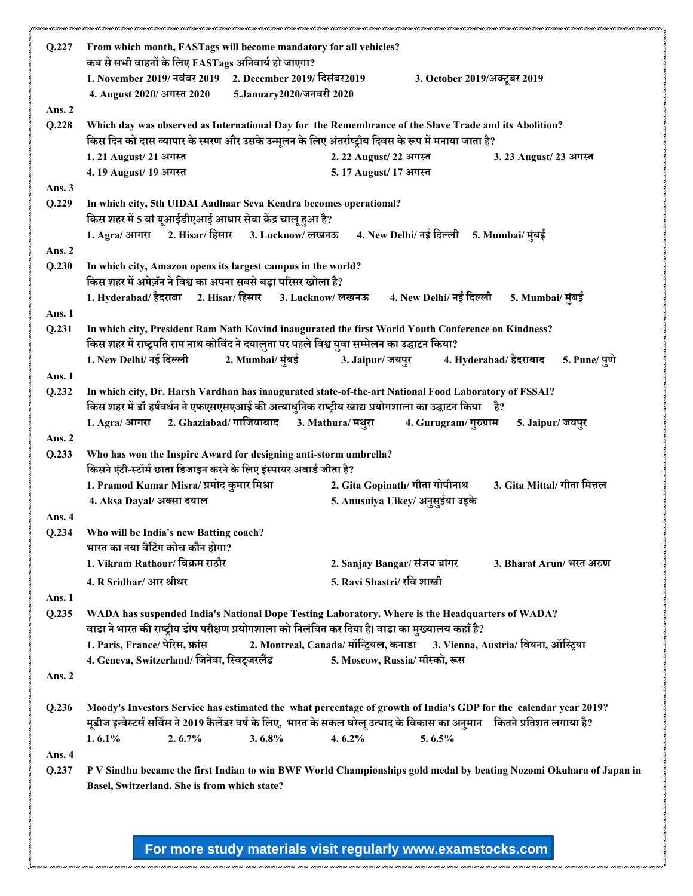**Q.227** From which month, FASTags will become mandatory for all vehicles?
कब से सभी वाहनों के लिए FASTags अनिवार्य हो जाएगा?
1. November 2019/ नवंबर 2019 2. December 2019/ दिसंबर2019 3. October 2019/अक्टूबर 2019
4. August 2020/ अगस्त 2020 5.January2020/जनवरी 2020

**Ans. 2**

**Q.228** Which day was observed as International Day for the Remembrance of the Slave Trade and its Abolition?
किस दिन को दास व्यापार के स्मरण और उसके उन्मूलन के लिए अंतर्राष्ट्रीय दिवस के रूप में मनाया जाता है?
1. 21 August/ 21 अगस्त 2. 22 August/ 22 अगस्त 3. 23 August/ 23 अगस्त
4. 19 August/ 19 अगस्त 5. 17 August/ 17 अगस्त

**Ans. 3**

**Q.229** In which city, 5th UIDAI Aadhaar Seva Kendra becomes operational?
किस शहर में 5 वां यूआईडीएआई आधार सेवा केंद्र चालू हुआ है?
1. Agra/ आगरा 2. Hisar/ हिसार 3. Lucknow/ लखनऊ 4. New Delhi/ नई दिल्ली 5. Mumbai/ मुंबई

**Ans. 2**

**Q.230** In which city, Amazon opens its largest campus in the world?
किस शहर में अमेज़ॅन ने विश्व का अपना सबसे बड़ा परिसर खोला है?
1. Hyderabad/ हैदराबा 2. Hisar/ हिसार 3. Lucknow/ लखनऊ 4. New Delhi/ नई दिल्ली 5. Mumbai/ मुंबई

**Ans. 1**

**Q.231** In which city, President Ram Nath Kovind inaugurated the first World Youth Conference on Kindness?
किस शहर में राष्ट्रपति राम नाथ कोविंद ने दयालुता पर पहले विश्व युवा सम्मेलन का उद्घाटन किया?
1. New Delhi/ नई दिल्ली 2. Mumbai/ मुंबई 3. Jaipur/ जयपुर 4. Hyderabad/ हैदराबाद 5. Pune/ पुणे

**Ans. 1**

**Q.232** In which city, Dr. Harsh Vardhan has inaugurated state-of-the-art National Food Laboratory of FSSAI?
किस शहर में डॉ हर्षवर्धन ने एफएसएसएआई की अत्याधुनिक राष्ट्रीय खाद्य प्रयोगशाला का उद्घाटन किया है?
1. Agra/ आगरा 2. Ghaziabad/ गाजियाबाद 3. Mathura/ मथुरा 4. Gurugram/ गुरुग्राम 5. Jaipur/ जयपुर

**Ans. 2**

**Q.233** Who has won the Inspire Award for designing anti-storm umbrella?
किसने एंटी-स्टॉर्म छाता डिजाइन करने के लिए इंस्पायर अवार्ड जीता है?
1. Pramod Kumar Misra/ प्रमोद कुमार मिश्रा 2. Gita Gopinath/ गीता गोपीनाथ 3. Gita Mittal/ गीता मित्तल
4. Aksa Dayal/ अक्सा दयाल 5. Anusuiya Uikey/ अनुसुईया उइके

**Ans. 4**

**Q.234** Who will be India's new Batting coach?
भारत का नया बैटिंग कोच कौन होगा?
1. Vikram Rathour/ विक्रम राठौर 2. Sanjay Bangar/ संजय बांगर 3. Bharat Arun/ भरत अरुण
4. R Sridhar/ आर श्रीधर 5. Ravi Shastri/ रवि शास्त्री

**Ans. 1**

**Q.235** WADA has suspended India's National Dope Testing Laboratory. Where is the Headquarters of WADA?
वाडा ने भारत की राष्ट्रीय डोप परीक्षण प्रयोगशाला को निलंबित कर दिया है। वाडा का मुख्यालय कहाँ है?
1. Paris, France/ पेरिस, फ्रांस 2. Montreal, Canada/ मॉन्ट्रियल, कनाडा 3. Vienna, Austria/ वियना, ऑस्ट्रिया
4. Geneva, Switzerland/ जिनेवा, स्विट्जरलैंड 5. Moscow, Russia/ मॉस्को, रूस

**Ans. 2**

**Q.236** Moody's Investors Service has estimated the what percentage of growth of India's GDP for the calendar year 2019?
मूडीज इन्वेस्टर्स सर्विस ने 2019 कैलेंडर वर्ष के लिए, भारत के सकल घरेलू उत्पाद के विकास का अनुमान कितने प्रतिशत लगाया है?
1. 6.1% 2. 6.7% 3. 6.8% 4. 6.2% 5. 6.5%

**Ans. 4**

**Q.237** P V Sindhu became the first Indian to win BWF World Championships gold medal by beating Nozomi Okuhara of Japan in Basel, Switzerland. She is from which state?

For more study materials visit regularly www.examstocks.com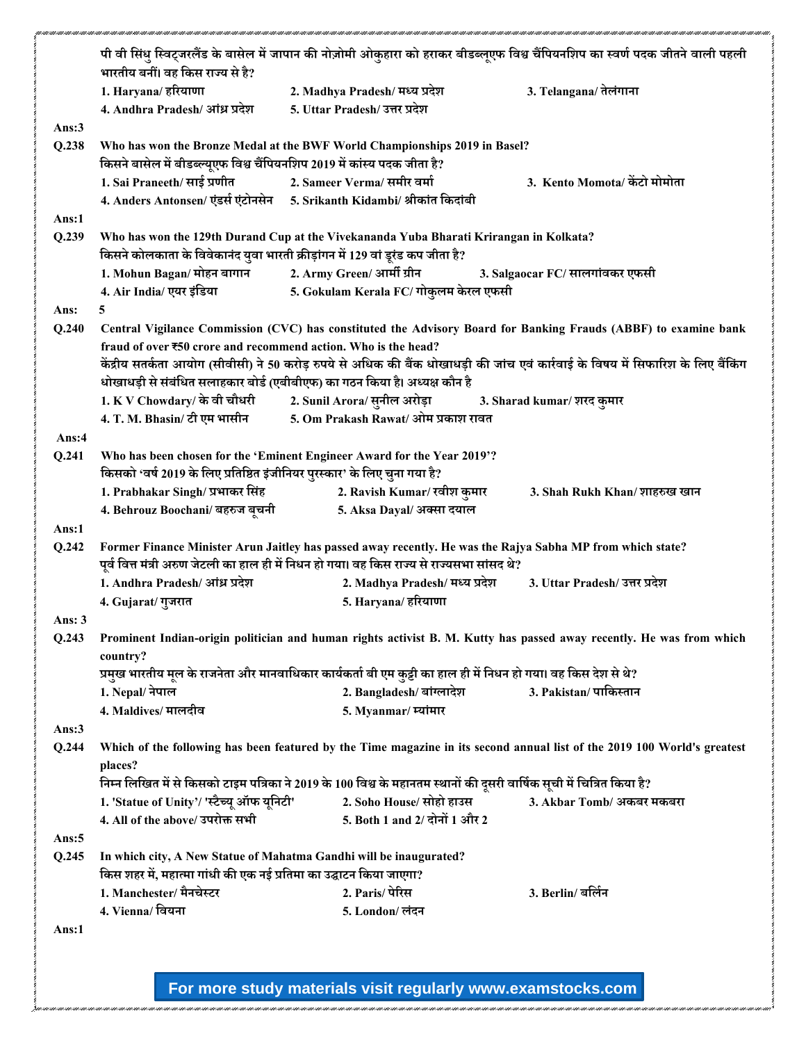पी वी सिंधु स्विट्जरलैंड के बासेल में जापान की नोज़ोमी ओकुहारा को हराकर बीडब्लूएफ विश्व चैंपियनशिप का स्वर्ण पदक जीतने वाली पहली भारतीय बनीं। वह किस राज्य से है?

1. Haryana/ हरियाणा
2. Madhya Pradesh/ मध्य प्रदेश
3. Telangana/ तेलंगाना
4. Andhra Pradesh/ आंध्र प्रदेश
5. Uttar Pradesh/ उत्तर प्रदेश

**Ans:3**

**Q.238** **Who has won the Bronze Medal at the BWF World Championships 2019 in Basel?**

किसने बासेल में बीडब्ल्यूएफ विश्व चैंपियनशिप 2019 में कांस्य पदक जीता है?

1. Sai Praneeth/ साई प्रणीत
2. Sameer Verma/ समीर वर्मा
3. Kento Momota/ केंटो मोमोता
4. Anders Antonsen/ एंडर्स एंटोनसेन
5. Srikanth Kidambi/ श्रीकांत किदांबी

**Ans:1**

**Q.239** **Who has won the 129th Durand Cup at the Vivekananda Yuba Bharati Krirangan in Kolkata?**

किसने कोलकाता के विवेकानंद युवा भारती क्रीड़ांगन में 129 वां डूरंड कप जीता है?

1. Mohun Bagan/ मोहन बागान
2. Army Green/ आर्मी ग्रीन
3. Salgaocar FC/ सालगांवकर एफसी
4. Air India/ एयर इंडिया
5. Gokulam Kerala FC/ गोकुलम केरल एफसी

**Ans: 5**

**Q.240** **Central Vigilance Commission (CVC) has constituted the Advisory Board for Banking Frauds (ABBF) to examine bank fraud of over ₹50 crore and recommend action. Who is the head?**

केंद्रीय सतर्कता आयोग (सीवीसी) ने 50 करोड़ रुपये से अधिक की बैंक धोखाधड़ी की जांच एवं कार्रवाई के विषय में सिफारिश के लिए बैंकिंग धोखाधड़ी से संबंधित सलाहकार बोर्ड (एबीबीएफ) का गठन किया है। अध्यक्ष कौन है

1. K V Chowdary/ के वी चौधरी
2. Sunil Arora/ सुनील अरोड़ा
3. Sharad kumar/ शरद कुमार
4. T. M. Bhasin/ टी एम भासीन
5. Om Prakash Rawat/ ओम प्रकाश रावत

**Ans:4**

**Q.241** **Who has been chosen for the 'Eminent Engineer Award for the Year 2019'?**

किसको 'वर्ष 2019 के लिए प्रतिष्ठित इंजीनियर पुरस्कार' के लिए चुना गया है?

1. Prabhakar Singh/ प्रभाकर सिंह
2. Ravish Kumar/ रवीश कुमार
3. Shah Rukh Khan/ शाहरुख खान
4. Behrouz Boochani/ बहरुज बूचनी
5. Aksa Dayal/ अक्सा दयाल

**Ans:1**

**Q.242** **Former Finance Minister Arun Jaitley has passed away recently. He was the Rajya Sabha MP from which state?**

पूर्व वित्त मंत्री अरुण जेटली का हाल ही में निधन हो गया। वह किस राज्य से राज्यसभा सांसद थे?

1. Andhra Pradesh/ आंध्र प्रदेश
2. Madhya Pradesh/ मध्य प्रदेश
3. Uttar Pradesh/ उत्तर प्रदेश
4. Gujarat/ गुजरात
5. Haryana/ हरियाणा

**Ans: 3**

**Q.243** **Prominent Indian-origin politician and human rights activist B. M. Kutty has passed away recently. He was from which country?**

प्रमुख भारतीय मूल के राजनेता और मानवाधिकार कार्यकर्ता बी एम कुट्टी का हाल ही में निधन हो गया। वह किस देश से थे?

1. Nepal/ नेपाल
2. Bangladesh/ बांग्लादेश
3. Pakistan/ पाकिस्तान
4. Maldives/ मालदीव
5. Myanmar/ म्यांमार

**Ans:3**

**Q.244** **Which of the following has been featured by the Time magazine in its second annual list of the 2019 100 World's greatest places?**

निम्न लिखित में से किसको टाइम पत्रिका ने 2019 के 100 विश्व के महानतम स्थानों की दूसरी वार्षिक सूची में चित्रित किया है?

1. 'Statue of Unity'/ 'स्टैच्यू ऑफ यूनिटी'
2. Soho House/ सोहो हाउस
3. Akbar Tomb/ अकबर मकबरा
4. All of the above/ उपरोक्त सभी
5. Both 1 and 2/ दोनों 1 और 2

**Ans:5**

**Q.245** **In which city, A New Statue of Mahatma Gandhi will be inaugurated?**

किस शहर में, महात्मा गांधी की एक नई प्रतिमा का उद्घाटन किया जाएगा?

1. Manchester/ मैनचेस्टर
2. Paris/ पेरिस
3. Berlin/ बर्लिन
4. Vienna/ वियना
5. London/ लंदन

**Ans:1**

For more study materials visit regularly www.examstocks.com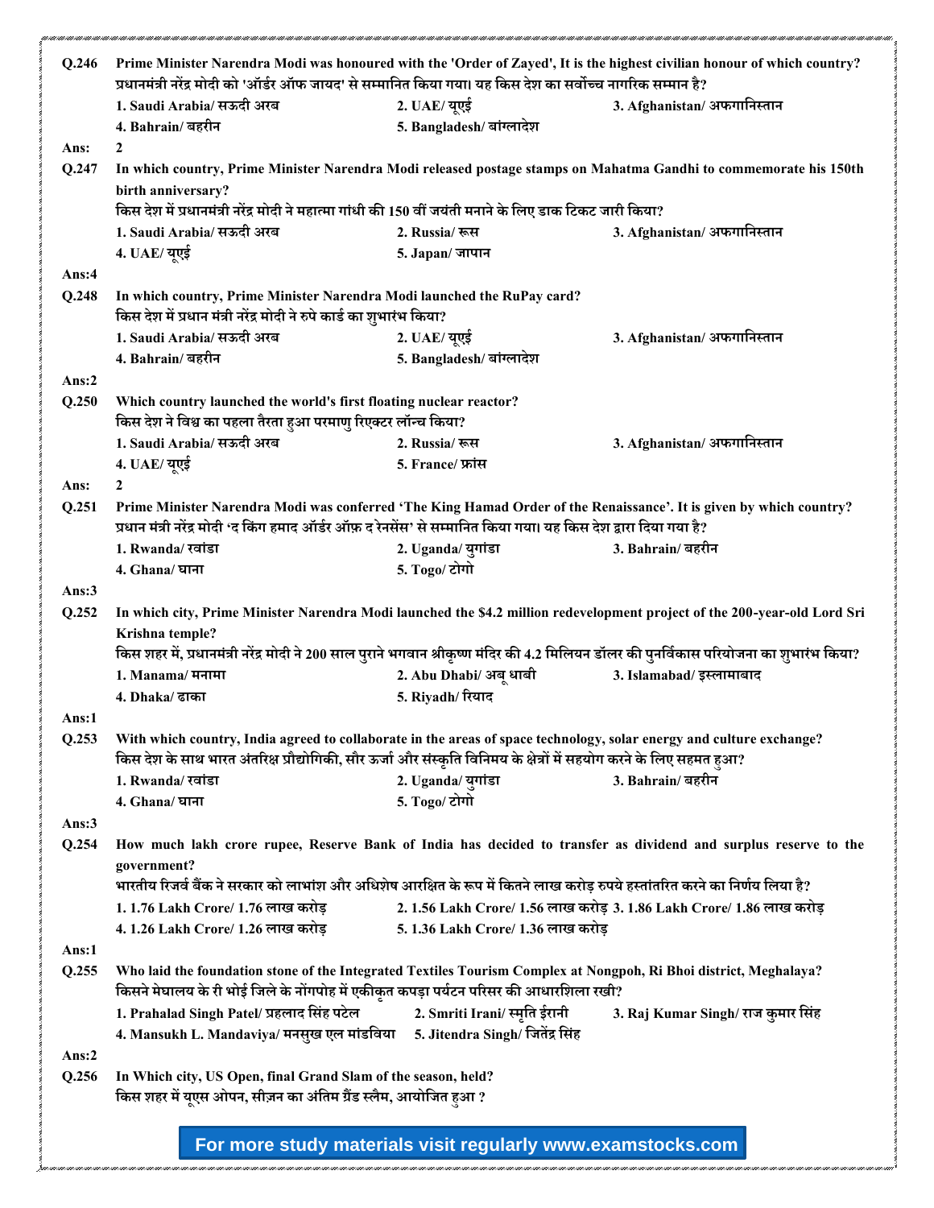**Q.246** Prime Minister Narendra Modi was honoured with the 'Order of Zayed', It is the highest civilian honour of which country?
प्रधानमंत्री नरेंद्र मोदी को 'ऑर्डर ऑफ जायद' से सम्मानित किया गया। यह किस देश का सर्वोच्च नागरिक सम्मान है?

1. Saudi Arabia/ सऊदी अरब
2. UAE/ यूएई
3. Afghanistan/ अफगानिस्तान
4. Bahrain/ बहरीन
5. Bangladesh/ बांग्लादेश

**Ans:** 2

**Q.247** In which country, Prime Minister Narendra Modi released postage stamps on Mahatma Gandhi to commemorate his 150th birth anniversary?
किस देश में प्रधानमंत्री नरेंद्र मोदी ने महात्मा गांधी की 150 वीं जयंती मनाने के लिए डाक टिकट जारी किया?

1. Saudi Arabia/ सऊदी अरब
2. Russia/ रूस
3. Afghanistan/ अफगानिस्तान
4. UAE/ यूएई
5. Japan/ जापान

**Ans:**4

**Q.248** In which country, Prime Minister Narendra Modi launched the RuPay card?
किस देश में प्रधान मंत्री नरेंद्र मोदी ने रुपे कार्ड का शुभारंभ किया?

1. Saudi Arabia/ सऊदी अरब
2. UAE/ यूएई
3. Afghanistan/ अफगानिस्तान
4. Bahrain/ बहरीन
5. Bangladesh/ बांग्लादेश

**Ans:**2

**Q.250** Which country launched the world's first floating nuclear reactor?
किस देश ने विश्व का पहला तैरता हुआ परमाणु रिएक्टर लॉन्च किया?

1. Saudi Arabia/ सऊदी अरब
2. Russia/ रूस
3. Afghanistan/ अफगानिस्तान
4. UAE/ यूएई
5. France/ फ्रांस

**Ans:** 2

**Q.251** Prime Minister Narendra Modi was conferred 'The King Hamad Order of the Renaissance'. It is given by which country?
प्रधान मंत्री नरेंद्र मोदी 'द किंग हमाद ऑर्डर ऑफ़ द रेनसेंस' से सम्मानित किया गया। यह किस देश द्वारा दिया गया है?

1. Rwanda/ रवांडा
2. Uganda/ युगांडा
3. Bahrain/ बहरीन
4. Ghana/ घाना
5. Togo/ टोगो

**Ans:**3

**Q.252** In which city, Prime Minister Narendra Modi launched the $4.2 million redevelopment project of the 200-year-old Lord Sri Krishna temple?
किस शहर में, प्रधानमंत्री नरेंद्र मोदी ने 200 साल पुराने भगवान श्रीकृष्ण मंदिर की 4.2 मिलियन डॉलर की पुनर्विकास परियोजना का शुभारंभ किया?

1. Manama/ मनामा
2. Abu Dhabi/ अबू धाबी
3. Islamabad/ इस्लामाबाद
4. Dhaka/ ढाका
5. Riyadh/ रियाद

**Ans:**1

**Q.253** With which country, India agreed to collaborate in the areas of space technology, solar energy and culture exchange?
किस देश के साथ भारत अंतरिक्ष प्रौद्योगिकी, सौर ऊर्जा और संस्कृति विनिमय के क्षेत्रों में सहयोग करने के लिए सहमत हुआ?

1. Rwanda/ रवांडा
2. Uganda/ युगांडा
3. Bahrain/ बहरीन
4. Ghana/ घाना
5. Togo/ टोगो

**Ans:**3

**Q.254** How much lakh crore rupee, Reserve Bank of India has decided to transfer as dividend and surplus reserve to the government?
भारतीय रिजर्व बैंक ने सरकार को लाभांश और अधिशेष आरक्षित के रूप में कितने लाख करोड़ रुपये हस्तांतरित करने का निर्णय लिया है?

1. 1.76 Lakh Crore/ 1.76 लाख करोड़
2. 1.56 Lakh Crore/ 1.56 लाख करोड़
3. 1.86 Lakh Crore/ 1.86 लाख करोड़
4. 1.26 Lakh Crore/ 1.26 लाख करोड़
5. 1.36 Lakh Crore/ 1.36 लाख करोड़

**Ans:**1

**Q.255** Who laid the foundation stone of the Integrated Textiles Tourism Complex at Nongpoh, Ri Bhoi district, Meghalaya?
किसने मेघालय के री भोई जिले के नोंगपोह में एकीकृत कपड़ा पर्यटन परिसर की आधारशिला रखी?

1. Prahalad Singh Patel/ प्रहलाद सिंह पटेल
2. Smriti Irani/ स्मृति ईरानी
3. Raj Kumar Singh/ राज कुमार सिंह
4. Mansukh L. Mandaviya/ मनसुख एल मांडविया
5. Jitendra Singh/ जितेंद्र सिंह

**Ans:**2

**Q.256** In Which city, US Open, final Grand Slam of the season, held?
किस शहर में यूएस ओपन, सीज़न का अंतिम ग्रैंड स्लैम, आयोजित हुआ ?

For more study materials visit regularly www.examstocks.com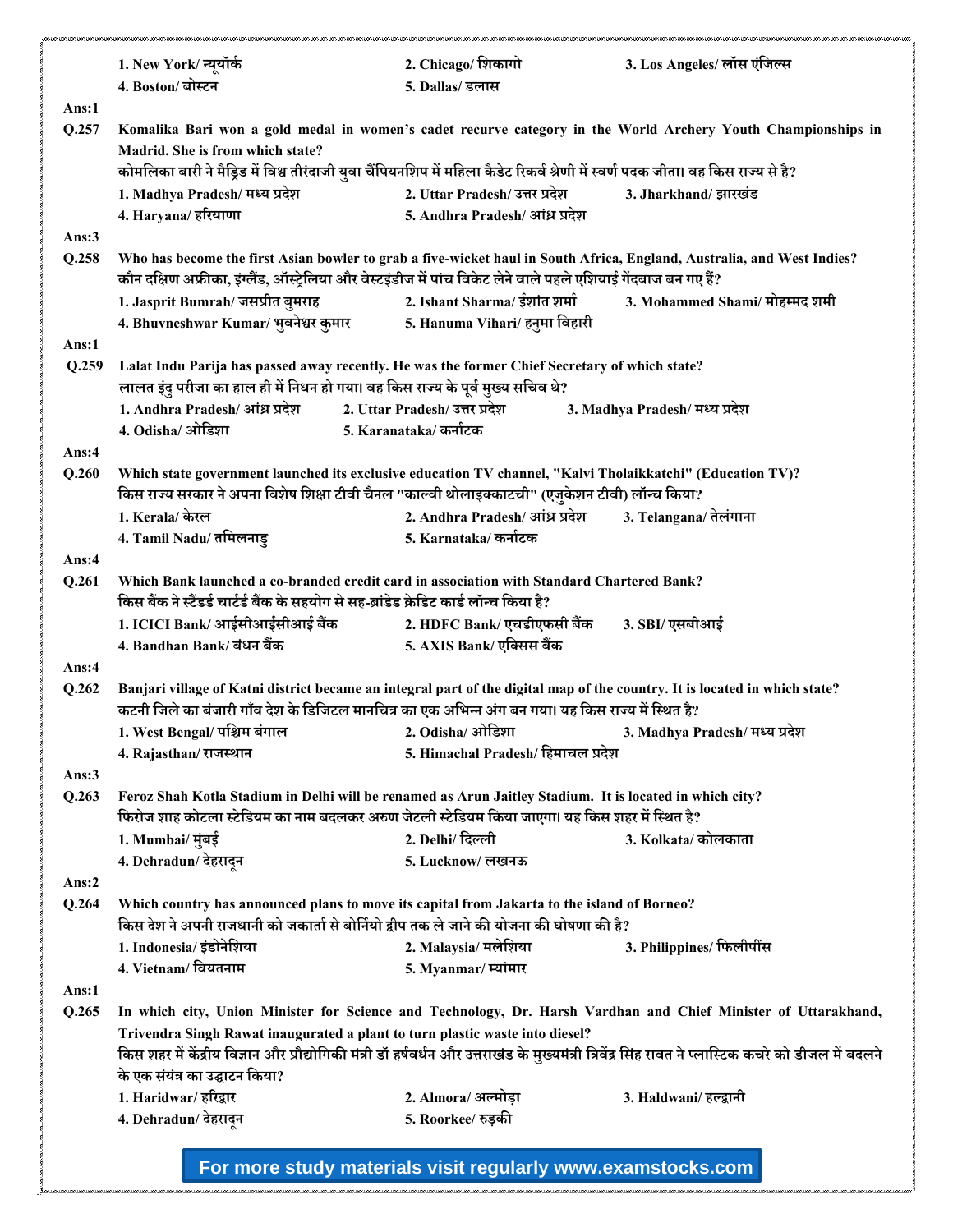1. New York/ न्यूयॉर्क 2. Chicago/ शिकागो 3. Los Angeles/ लॉस एंजिल्स
4. Boston/ बोस्टन 5. Dallas/ डलास

Ans:1

**Q.257** Komalika Bari won a gold medal in women's cadet recurve category in the World Archery Youth Championships in Madrid. She is from which state?
कोमलिका बारी ने मैड्रिड में विश्व तीरंदाजी युवा चैंपियनशिप में महिला कैडेट रिकर्व श्रेणी में स्वर्ण पदक जीता। वह किस राज्य से है?

1. Madhya Pradesh/ मध्य प्रदेश 2. Uttar Pradesh/ उत्तर प्रदेश 3. Jharkhand/ झारखंड
4. Haryana/ हरियाणा 5. Andhra Pradesh/ आंध्र प्रदेश

Ans:3

**Q.258** Who has become the first Asian bowler to grab a five-wicket haul in South Africa, England, Australia, and West Indies?
कौन दक्षिण अफ्रीका, इंग्लैंड, ऑस्ट्रेलिया और वेस्टइंडीज में पांच विकेट लेने वाले पहले एशियाई गेंदबाज बन गए हैं?

1. Jasprit Bumrah/ जसप्रीत बुमराह 2. Ishant Sharma/ ईशांत शर्मा 3. Mohammed Shami/ मोहम्मद शमी
4. Bhuvneshwar Kumar/ भुवनेश्वर कुमार 5. Hanuma Vihari/ हनुमा विहारी

Ans:1

**Q.259** Lalat Indu Parija has passed away recently. He was the former Chief Secretary of which state?
लालत इंदु परीजा का हाल ही में निधन हो गया। वह किस राज्य के पूर्व मुख्य सचिव थे?

1. Andhra Pradesh/ आंध्र प्रदेश 2. Uttar Pradesh/ उत्तर प्रदेश 3. Madhya Pradesh/ मध्य प्रदेश
4. Odisha/ ओडिशा 5. Karanataka/ कर्नाटक

Ans:4

**Q.260** Which state government launched its exclusive education TV channel, "Kalvi Tholaikkatchi" (Education TV)?
किस राज्य सरकार ने अपना विशेष शिक्षा टीवी चैनल "काल्वी थोलाइक्काटची" (एजुकेशन टीवी) लॉन्च किया?

1. Kerala/ केरल 2. Andhra Pradesh/ आंध्र प्रदेश 3. Telangana/ तेलंगाना
4. Tamil Nadu/ तमिलनाडु 5. Karnataka/ कर्नाटक

Ans:4

**Q.261** Which Bank launched a co-branded credit card in association with Standard Chartered Bank?
किस बैंक ने स्टैंडर्ड चार्टर्ड बैंक के सहयोग से सह-ब्रांडेड क्रेडिट कार्ड लॉन्च किया है?

1. ICICI Bank/ आईसीआईसीआई बैंक 2. HDFC Bank/ एचडीएफसी बैंक 3. SBI/ एसबीआई
4. Bandhan Bank/ बंधन बैंक 5. AXIS Bank/ एक्सिस बैंक

Ans:4

**Q.262** Banjari village of Katni district became an integral part of the digital map of the country. It is located in which state?
कटनी जिले का बंजारी गाँव देश के डिजिटल मानचित्र का एक अभिन्न अंग बन गया। यह किस राज्य में स्थित है?

1. West Bengal/ पश्चिम बंगाल 2. Odisha/ ओडिशा 3. Madhya Pradesh/ मध्य प्रदेश
4. Rajasthan/ राजस्थान 5. Himachal Pradesh/ हिमाचल प्रदेश

Ans:3

**Q.263** Feroz Shah Kotla Stadium in Delhi will be renamed as Arun Jaitley Stadium. It is located in which city?
फिरोज शाह कोटला स्टेडियम का नाम बदलकर अरुण जेटली स्टेडियम किया जाएगा। यह किस शहर में स्थित है?

1. Mumbai/ मुंबई 2. Delhi/ दिल्ली 3. Kolkata/ कोलकाता
4. Dehradun/ देहरादून 5. Lucknow/ लखनऊ

Ans:2

**Q.264** Which country has announced plans to move its capital from Jakarta to the island of Borneo?
किस देश ने अपनी राजधानी को जकार्ता से बोर्नियो द्वीप तक ले जाने की योजना की घोषणा की है?

1. Indonesia/ इंडोनेशिया 2. Malaysia/ मलेशिया 3. Philippines/ फिलीपींस
4. Vietnam/ वियतनाम 5. Myanmar/ म्यांमार

Ans:1

**Q.265** In which city, Union Minister for Science and Technology, Dr. Harsh Vardhan and Chief Minister of Uttarakhand, Trivendra Singh Rawat inaugurated a plant to turn plastic waste into diesel?
किस शहर में केंद्रीय विज्ञान और प्रौद्योगिकी मंत्री डॉ हर्षवर्धन और उत्तराखंड के मुख्यमंत्री त्रिवेंद्र सिंह रावत ने प्लास्टिक कचरे को डीजल में बदलने के एक संयंत्र का उद्घाटन किया?

1. Haridwar/ हरिद्वार 2. Almora/ अल्मोड़ा 3. Haldwani/ हल्द्वानी
4. Dehradun/ देहरादून 5. Roorkee/ रुड़की

For more study materials visit regularly www.examstocks.com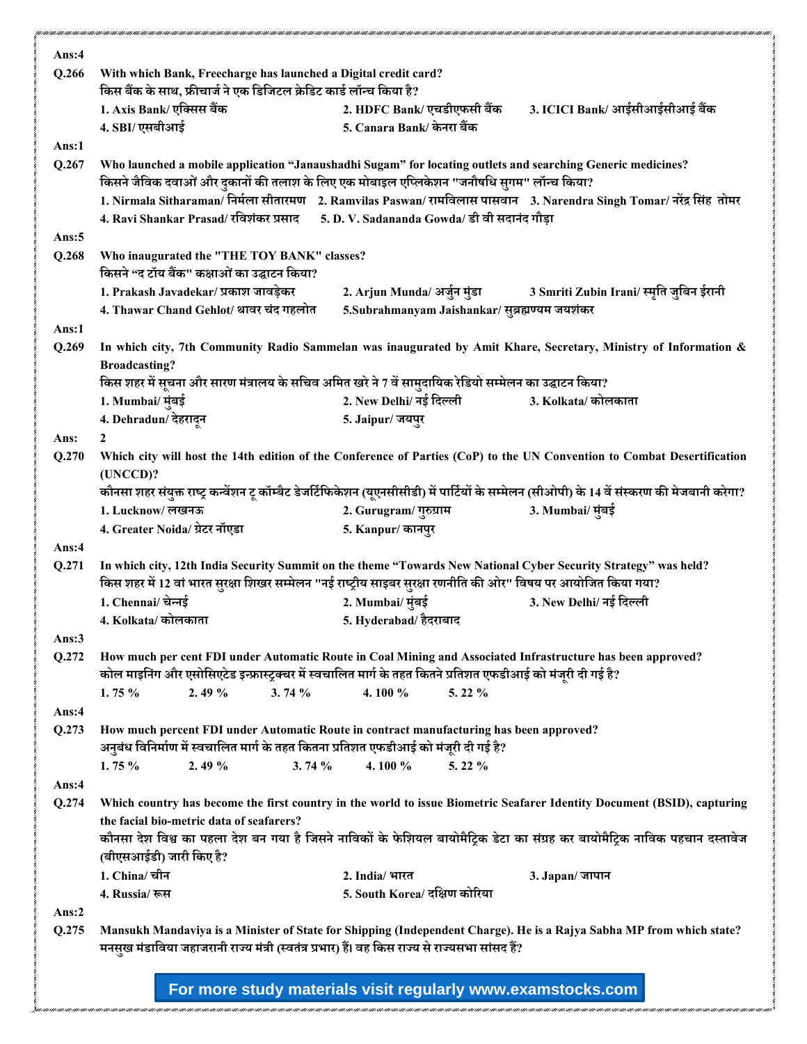**Ans:4**

**Q.266** **With which Bank, Freecharge has launched a Digital credit card?**
**किस बैंक के साथ, फ्रीचार्ज ने एक डिजिटल क्रेडिट कार्ड लॉन्च किया है?**

**1. Axis Bank/ एक्सिस बैंक** **2. HDFC Bank/ एचडीएफसी बैंक** **3. ICICI Bank/ आईसीआईसीआई बैंक**
**4. SBI/ एसबीआई** **5. Canara Bank/ केनरा बैंक**

**Ans:1**

**Q.267** **Who launched a mobile application "Janaushadhi Sugam" for locating outlets and searching Generic medicines?**
**किसने जैविक दवाओं और दुकानों की तलाश के लिए एक मोबाइल एप्लिकेशन "जनौषधि सुगम" लॉन्च किया?**

**1. Nirmala Sitharaman/ निर्मला सीतारमण** **2. Ramvilas Paswan/ रामविलास पासवान** **3. Narendra Singh Tomar/ नरेंद्र सिंह तोमर**
**4. Ravi Shankar Prasad/ रविशंकर प्रसाद** **5. D. V. Sadananda Gowda/ डी वी सदानंद गौड़ा**

**Ans:5**

**Q.268** **Who inaugurated the "THE TOY BANK" classes?**
**किसने "द टॉय बैंक" कक्षाओं का उद्घाटन किया?**

**1. Prakash Javadekar/ प्रकाश जावड़ेकर** **2. Arjun Munda/ अर्जुन मुंडा** **3 Smriti Zubin Irani/ स्मृति जुबिन ईरानी**
**4. Thawar Chand Gehlot/ थावर चंद गहलोत** **5.Subrahmanyam Jaishankar/ सुब्रह्मण्यम जयशंकर**

**Ans:1**

**Q.269** **In which city, 7th Community Radio Sammelan was inaugurated by Amit Khare, Secretary, Ministry of Information & Broadcasting?**
**किस शहर में सूचना और सारण मंत्रालय के सचिव अमित खरे ने 7 वें सामुदायिक रेडियो सम्मेलन का उद्घाटन किया?**

**1. Mumbai/ मुंबई** **2. New Delhi/ नई दिल्ली** **3. Kolkata/ कोलकाता**
**4. Dehradun/ देहरादून** **5. Jaipur/ जयपुर**

**Ans: 2**

**Q.270** **Which city will host the 14th edition of the Conference of Parties (CoP) to the UN Convention to Combat Desertification (UNCCD)?**
**कौनसा शहर संयुक्त राष्ट्र कन्वेंशन टू कॉम्बैट डेजर्टिफिकेशन (यूएनसीसीडी) में पार्टियों के सम्मेलन (सीओपी) के 14 वें संस्करण की मेजबानी करेगा?**

**1. Lucknow/ लखनऊ** **2. Gurugram/ गुरुग्राम** **3. Mumbai/ मुंबई**
**4. Greater Noida/ ग्रेटर नॉएडा** **5. Kanpur/ कानपुर**

**Ans:4**

**Q.271** **In which city, 12th India Security Summit on the theme "Towards New National Cyber Security Strategy" was held?**
**किस शहर में 12 वां भारत सुरक्षा शिखर सम्मेलन "नई राष्ट्रीय साइबर सुरक्षा रणनीति की ओर" विषय पर आयोजित किया गया?**

**1. Chennai/ चेन्नई** **2. Mumbai/ मुंबई** **3. New Delhi/ नई दिल्ली**
**4. Kolkata/ कोलकाता** **5. Hyderabad/ हैदराबाद**

**Ans:3**

**Q.272** **How much per cent FDI under Automatic Route in Coal Mining and Associated Infrastructure has been approved?**
**कोल माइनिंग और एसोसिएटेड इन्फ्रास्ट्रक्चर में स्वचालित मार्ग के तहत कितने प्रतिशत एफडीआई को मंजूरी दी गई है?**

**1. 75 %** **2. 49 %** **3. 74 %** **4. 100 %** **5. 22 %**

**Ans:4**

**Q.273** **How much percent FDI under Automatic Route in contract manufacturing has been approved?**
**अनुबंध विनिर्माण में स्वचालित मार्ग के तहत कितना प्रतिशत एफडीआई को मंजूरी दी गई है?**

**1. 75 %** **2. 49 %** **3. 74 %** **4. 100 %** **5. 22 %**

**Ans:4**

**Q.274** **Which country has become the first country in the world to issue Biometric Seafarer Identity Document (BSID), capturing the facial bio-metric data of seafarers?**
**कौनसा देश विश्व का पहला देश बन गया है जिसने नाविकों के फेशियल बायोमैट्रिक डेटा का संग्रह कर बायोमैट्रिक नाविक पहचान दस्तावेज (बीएसआईडी) जारी किए है?**

**1. China/ चीन** **2. India/ भारत** **3. Japan/ जापान**
**4. Russia/ रूस** **5. South Korea/ दक्षिण कोरिया**

**Ans:2**

**Q.275** **Mansukh Mandaviya is a Minister of State for Shipping (Independent Charge). He is a Rajya Sabha MP from which state?**
**मनसुख मंडाविया जहाजरानी राज्य मंत्री (स्वतंत्र प्रभार) हैं। वह किस राज्य से राज्यसभा सांसद हैं?**

**For more study materials visit regularly www.examstocks.com**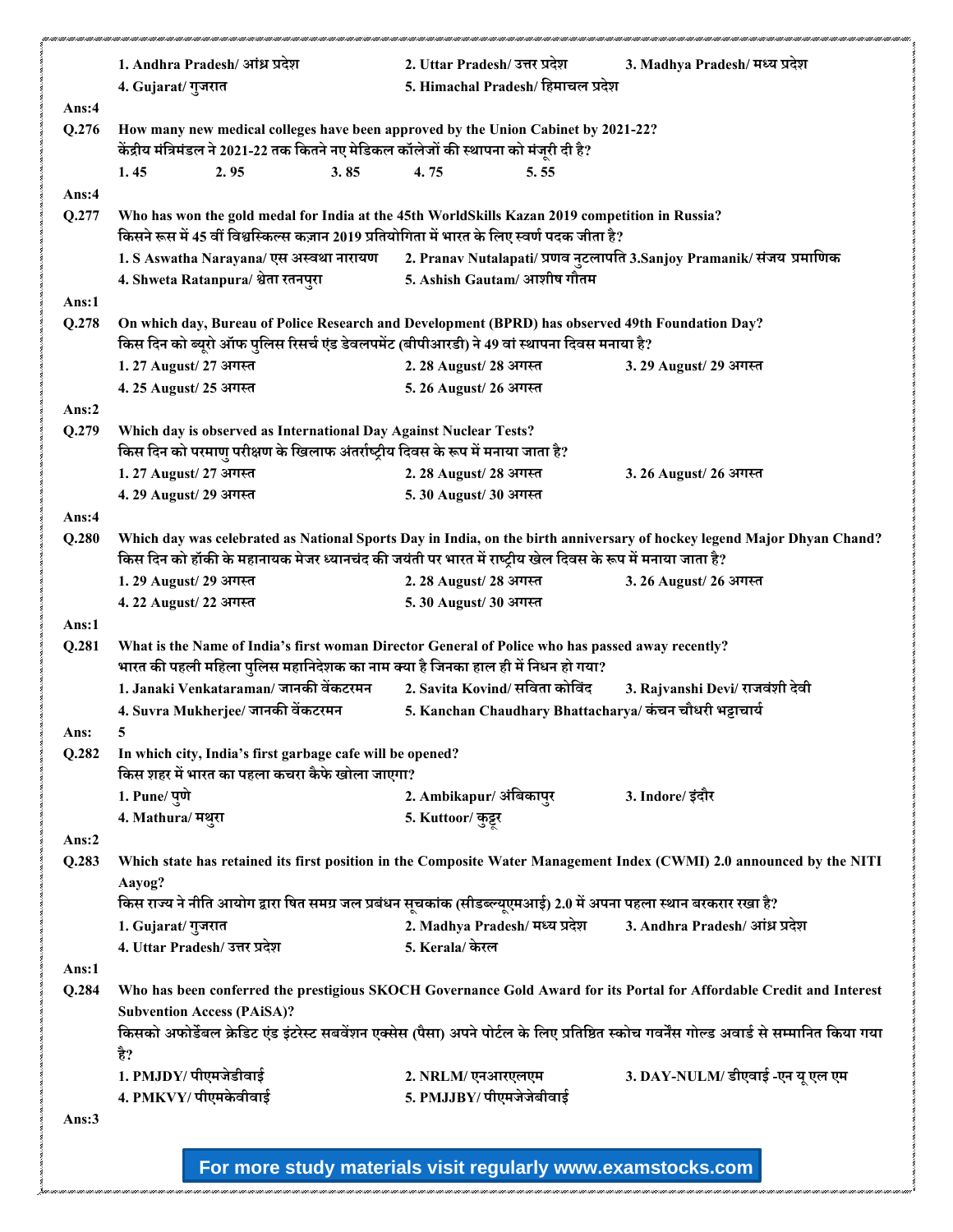1. Andhra Pradesh/ आंध्र प्रदेश 2. Uttar Pradesh/ उत्तर प्रदेश 3. Madhya Pradesh/ मध्य प्रदेश
4. Gujarat/ गुजरात 5. Himachal Pradesh/ हिमाचल प्रदेश

**Ans:4**

**Q.276** How many new medical colleges have been approved by the Union Cabinet by 2021-22?
केंद्रीय मंत्रिमंडल ने 2021-22 तक कितने नए मेडिकल कॉलेजों की स्थापना को मंजूरी दी है?
1. 45 2. 95 3. 85 4. 75 5. 55

**Ans:4**

**Q.277** Who has won the gold medal for India at the 45th WorldSkills Kazan 2019 competition in Russia?
किसने रूस में 45 वीं विश्वस्किल्स कज़ान 2019 प्रतियोगिता में भारत के लिए स्वर्ण पदक जीता है?
1. S Aswatha Narayana/ एस अस्वथा नारायण 2. Pranav Nutalapati/ प्रणव नुटलापति 3.Sanjoy Pramanik/ संजय प्रमाणिक
4. Shweta Ratanpura/ श्वेता रतनपुरा 5. Ashish Gautam/ आशीष गौतम

**Ans:1**

**Q.278** On which day, Bureau of Police Research and Development (BPRD) has observed 49th Foundation Day?
किस दिन को ब्यूरो ऑफ पुलिस रिसर्च एंड डेवलपमेंट (बीपीआरडी) ने 49 वां स्थापना दिवस मनाया है?
1. 27 August/ 27 अगस्त 2. 28 August/ 28 अगस्त 3. 29 August/ 29 अगस्त
4. 25 August/ 25 अगस्त 5. 26 August/ 26 अगस्त

**Ans:2**

**Q.279** Which day is observed as International Day Against Nuclear Tests?
किस दिन को परमाणु परीक्षण के खिलाफ अंतर्राष्ट्रीय दिवस के रूप में मनाया जाता है?
1. 27 August/ 27 अगस्त 2. 28 August/ 28 अगस्त 3. 26 August/ 26 अगस्त
4. 29 August/ 29 अगस्त 5. 30 August/ 30 अगस्त

**Ans:4**

**Q.280** Which day was celebrated as National Sports Day in India, on the birth anniversary of hockey legend Major Dhyan Chand?
किस दिन को हॉकी के महानायक मेजर ध्यानचंद की जयंती पर भारत में राष्ट्रीय खेल दिवस के रूप में मनाया जाता है?
1. 29 August/ 29 अगस्त 2. 28 August/ 28 अगस्त 3. 26 August/ 26 अगस्त
4. 22 August/ 22 अगस्त 5. 30 August/ 30 अगस्त

**Ans:1**

**Q.281** What is the Name of India's first woman Director General of Police who has passed away recently?
भारत की पहली महिला पुलिस महानिदेशक का नाम क्या है जिनका हाल ही में निधन हो गया?
1. Janaki Venkataraman/ जानकी वेंकटरमन 2. Savita Kovind/ सविता कोविंद 3. Rajvanshi Devi/ राजवंशी देवी
4. Suvra Mukherjee/ जानकी वेंकटरमन 5. Kanchan Chaudhary Bhattacharya/ कंचन चौधरी भट्टाचार्य

**Ans: 5**

**Q.282** In which city, India's first garbage cafe will be opened?
किस शहर में भारत का पहला कचरा कैफे खोला जाएगा?
1. Pune/ पुणे 2. Ambikapur/ अंबिकापुर 3. Indore/ इंदौर
4. Mathura/ मथुरा 5. Kuttoor/ कुट्टूर

**Ans:2**

**Q.283** Which state has retained its first position in the Composite Water Management Index (CWMI) 2.0 announced by the NITI Aayog?
किस राज्य ने नीति आयोग द्वारा षित समग्र जल प्रबंधन सूचकांक (सीडब्ल्यूएमआई) 2.0 में अपना पहला स्थान बरकरार रखा है?
1. Gujarat/ गुजरात 2. Madhya Pradesh/ मध्य प्रदेश 3. Andhra Pradesh/ आंध्र प्रदेश
4. Uttar Pradesh/ उत्तर प्रदेश 5. Kerala/ केरल

**Ans:1**

**Q.284** Who has been conferred the prestigious SKOCH Governance Gold Award for its Portal for Affordable Credit and Interest Subvention Access (PAiSA)?
किसको अफोर्डेबल क्रेडिट एंड इंटरेस्ट सबवेंशन एक्सेस (पैसा) अपने पोर्टल के लिए प्रतिष्ठित स्कोच गवर्नेंस गोल्ड अवार्ड से सम्मानित किया गया है?
1. PMJDY/ पीएमजेडीवाई 2. NRLM/ एनआरएलएम 3. DAY-NULM/ डीएवाई -एन यू एल एम
4. PMKVY/ पीएमकेवीवाई 5. PMJJBY/ पीएमजेजेबीवाई

**Ans:3**

For more study materials visit regularly www.examstocks.com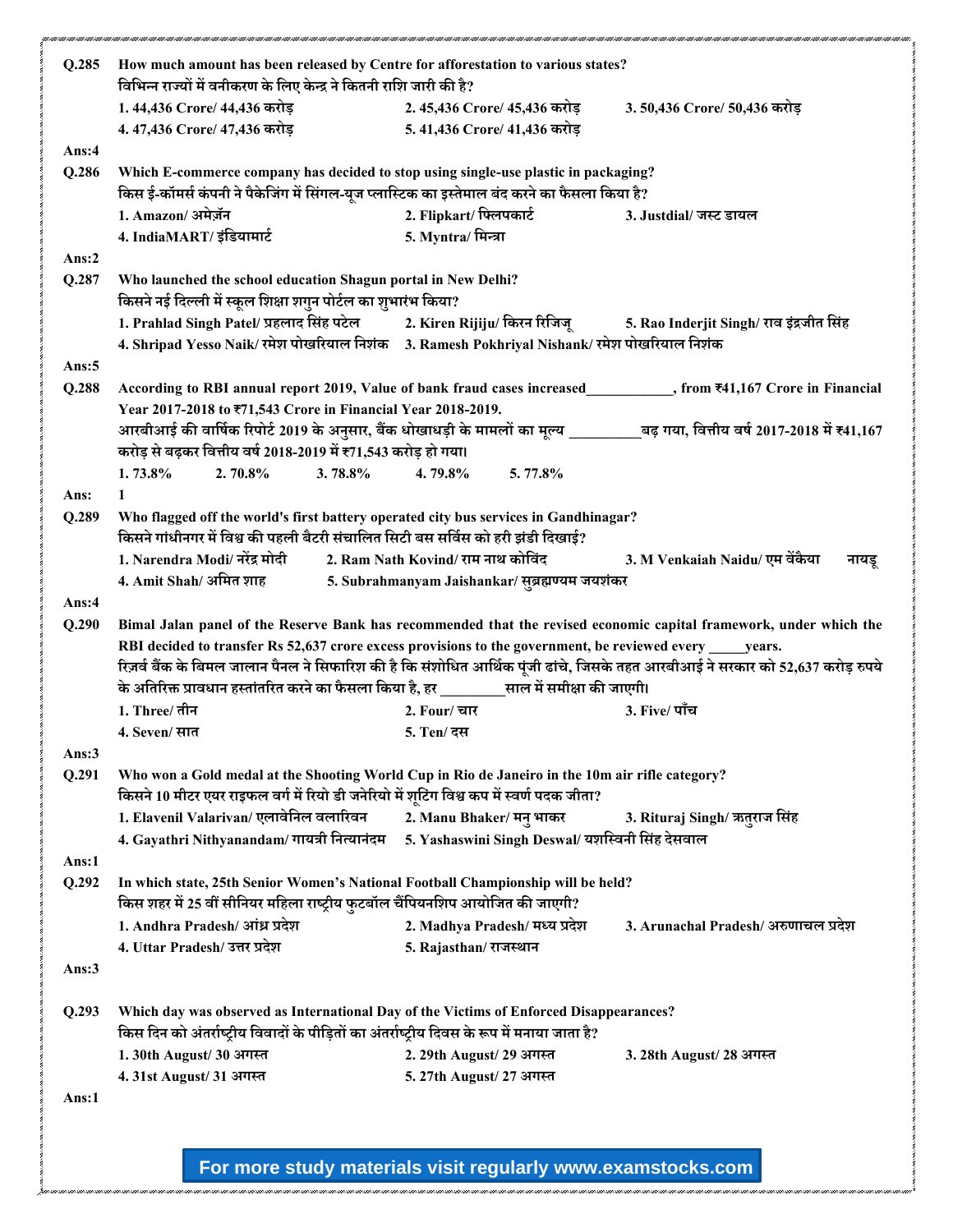**Q.285** How much amount has been released by Centre for afforestation to various states?
विभिन्न राज्यों में वनीकरण के लिए केन्द्र ने कितनी राशि जारी की है?

1. 44,436 Crore/ 44,436 करोड़
2. 45,436 Crore/ 45,436 करोड़
3. 50,436 Crore/ 50,436 करोड़
4. 47,436 Crore/ 47,436 करोड़
5. 41,436 Crore/ 41,436 करोड़

**Ans:4**

**Q.286** Which E-commerce company has decided to stop using single-use plastic in packaging?
किस ई-कॉमर्स कंपनी ने पैकेजिंग में सिंगल-यूज प्लास्टिक का इस्तेमाल बंद करने का फैसला किया है?

1. Amazon/ अमेज़ॅन
2. Flipkart/ फ्लिपकार्ट
3. Justdial/ जस्ट डायल
4. IndiaMART/ इंडियामार्ट
5. Myntra/ मिन्त्रा

**Ans:2**

**Q.287** Who launched the school education Shagun portal in New Delhi?
किसने नई दिल्ली में स्कूल शिक्षा शगुन पोर्टल का शुभारंभ किया?

1. Prahlad Singh Patel/ प्रहलाद सिंह पटेल
2. Kiren Rijiju/ किरन रिजिजू
5. Rao Inderjit Singh/ राव इंद्रजीत सिंह
4. Shripad Yesso Naik/ रमेश पोखरियाल निशंक
3. Ramesh Pokhriyal Nishank/ रमेश पोखरियाल निशंक

**Ans:5**

**Q.288** According to RBI annual report 2019, Value of bank fraud cases increased___________, from ₹41,167 Crore in Financial Year 2017-2018 to ₹71,543 Crore in Financial Year 2018-2019.
आरबीआई की वार्षिक रिपोर्ट 2019 के अनुसार, बैंक धोखाधड़ी के मामलों का मूल्य _________बढ़ गया, वित्तीय वर्ष 2017-2018 में ₹41,167 करोड़ से बढ़कर वित्तीय वर्ष 2018-2019 में ₹71,543 करोड़ हो गया।

1. 73.8%
2. 70.8%
3. 78.8%
4. 79.8%
5. 77.8%

**Ans: 1**

**Q.289** Who flagged off the world's first battery operated city bus services in Gandhinagar?
किसने गांधीनगर में विश्व की पहली बैटरी संचालित सिटी बस सर्विस को हरी झंडी दिखाई?

1. Narendra Modi/ नरेंद्र मोदी
2. Ram Nath Kovind/ राम नाथ कोविंद
3. M Venkaiah Naidu/ एम वेंकैया नायडू
4. Amit Shah/ अमित शाह
5. Subrahmanyam Jaishankar/ सुब्रह्मण्यम जयशंकर

**Ans:4**

**Q.290** Bimal Jalan panel of the Reserve Bank has recommended that the revised economic capital framework, under which the RBI decided to transfer Rs 52,637 crore excess provisions to the government, be reviewed every _____years.
रिज़र्व बैंक के बिमल जालान पैनल ने सिफारिश की है कि संशोधित आर्थिक पूंजी ढांचे, जिसके तहत आरबीआई ने सरकार को 52,637 करोड़ रुपये के अतिरिक्त प्रावधान हस्तांतरित करने का फैसला किया है, हर ________साल में समीक्षा की जाएगी।

1. Three/ तीन
2. Four/ चार
3. Five/ पाँच
4. Seven/ सात
5. Ten/ दस

**Ans:3**

**Q.291** Who won a Gold medal at the Shooting World Cup in Rio de Janeiro in the 10m air rifle category?
किसने 10 मीटर एयर राइफल वर्ग में रियो डी जनेरियो में शूटिंग विश्व कप में स्वर्ण पदक जीता?

1. Elavenil Valarivan/ एलावेनिल वलारिवन
2. Manu Bhaker/ मनु भाकर
3. Rituraj Singh/ ऋतुराज सिंह
4. Gayathri Nithyanandam/ गायत्री नित्यानंदम
5. Yashaswini Singh Deswal/ यशस्विनी सिंह देसवाल

**Ans:1**

**Q.292** In which state, 25th Senior Women's National Football Championship will be held?
किस शहर में 25 वीं सीनियर महिला राष्ट्रीय फुटबॉल चैंपियनशिप आयोजित की जाएगी?

1. Andhra Pradesh/ आंध्र प्रदेश
2. Madhya Pradesh/ मध्य प्रदेश
3. Arunachal Pradesh/ अरुणाचल प्रदेश
4. Uttar Pradesh/ उत्तर प्रदेश
5. Rajasthan/ राजस्थान

**Ans:3**

**Q.293** Which day was observed as International Day of the Victims of Enforced Disappearances?
किस दिन को अंतर्राष्ट्रीय विवादों के पीड़ितों का अंतर्राष्ट्रीय दिवस के रूप में मनाया जाता है?

1. 30th August/ 30 अगस्त
2. 29th August/ 29 अगस्त
3. 28th August/ 28 अगस्त
4. 31st August/ 31 अगस्त
5. 27th August/ 27 अगस्त

**Ans:1**

For more study materials visit regularly www.examstocks.com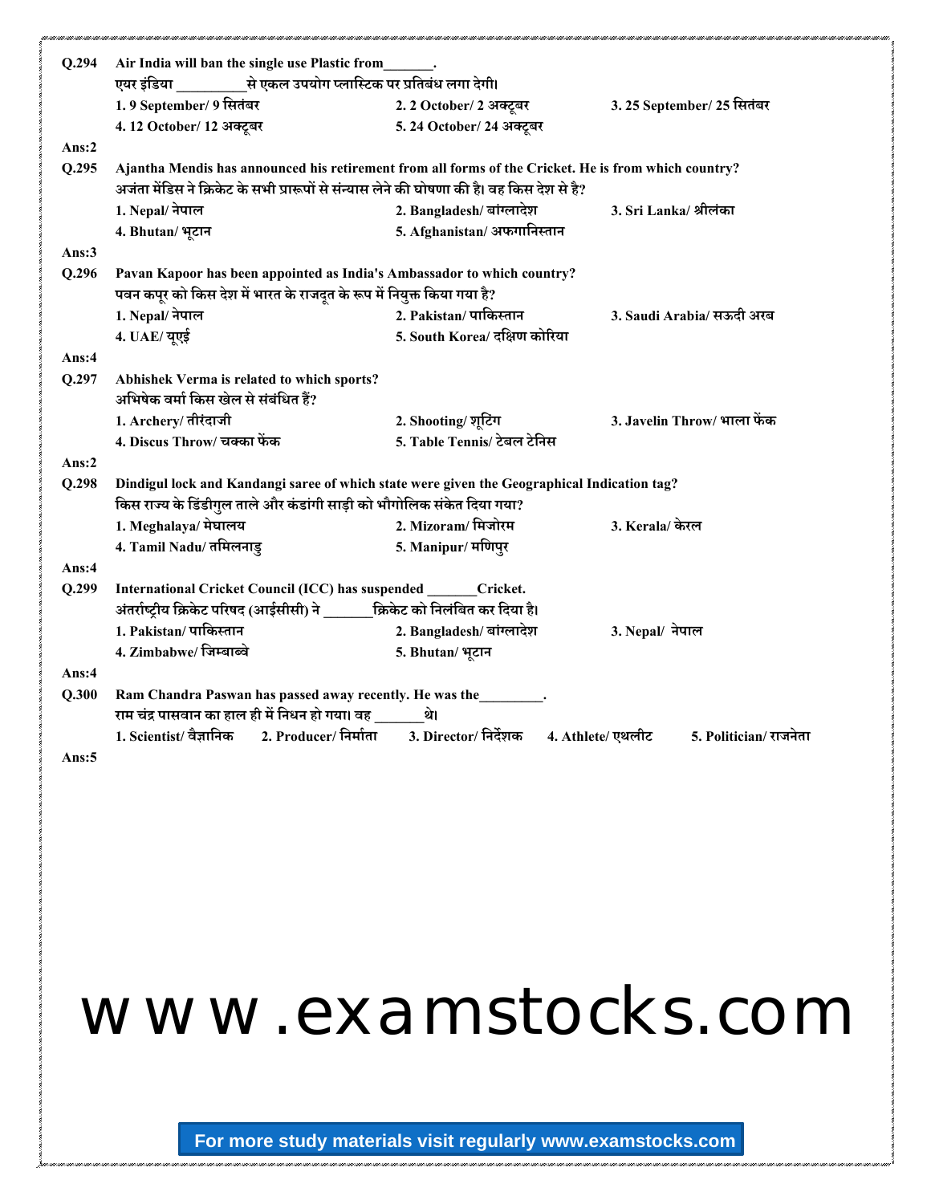**Q.294** Air India will ban the single use Plastic from_______.

एयर इंडिया _________से एकल उपयोग प्लास्टिक पर प्रतिबंध लगा देगी।

1. 9 September/ 9 सितंबर
2. 2 October/ 2 अक्टूबर
3. 25 September/ 25 सितंबर
4. 12 October/ 12 अक्टूबर
5. 24 October/ 24 अक्टूबर

**Ans:2**

**Q.295** Ajantha Mendis has announced his retirement from all forms of the Cricket. He is from which country?

अजंता मेंडिस ने क्रिकेट के सभी प्रारूपों से संन्यास लेने की घोषणा की है। वह किस देश से है?

1. Nepal/ नेपाल
2. Bangladesh/ बांग्लादेश
3. Sri Lanka/ श्रीलंका
4. Bhutan/ भूटान
5. Afghanistan/ अफगानिस्तान

**Ans:3**

**Q.296** Pavan Kapoor has been appointed as India's Ambassador to which country?

पवन कपूर को किस देश में भारत के राजदूत के रूप में नियुक्त किया गया है?

1. Nepal/ नेपाल
2. Pakistan/ पाकिस्तान
3. Saudi Arabia/ सऊदी अरब
4. UAE/ यूएई
5. South Korea/ दक्षिण कोरिया

**Ans:4**

**Q.297** Abhishek Verma is related to which sports?

अभिषेक वर्मा किस खेल से संबंधित हैं?

1. Archery/ तीरंदाजी
2. Shooting/ शूटिंग
3. Javelin Throw/ भाला फेंक
4. Discus Throw/ चक्का फेंक
5. Table Tennis/ टेबल टेनिस

**Ans:2**

**Q.298** Dindigul lock and Kandangi saree of which state were given the Geographical Indication tag?

किस राज्य के डिंडीगुल ताले और कंडांगी साड़ी को भौगोलिक संकेत दिया गया?

1. Meghalaya/ मेघालय
2. Mizoram/ मिजोरम
3. Kerala/ केरल
4. Tamil Nadu/ तमिलनाडु
5. Manipur/ मणिपुर

**Ans:4**

**Q.299** International Cricket Council (ICC) has suspended _______Cricket.

अंतर्राष्ट्रीय क्रिकेट परिषद (आईसीसी) ने _______क्रिकेट को निलंबित कर दिया है।

1. Pakistan/ पाकिस्तान
2. Bangladesh/ बांग्लादेश
3. Nepal/ नेपाल
4. Zimbabwe/ जिम्बाब्वे
5. Bhutan/ भूटान

**Ans:4**

**Q.300** Ram Chandra Paswan has passed away recently. He was the_________.

राम चंद्र पासवान का हाल ही में निधन हो गया। वह _______थे।

1. Scientist/ वैज्ञानिक
2. Producer/ निर्माता
3. Director/ निर्देशक
4. Athlete/ एथलीट
5. Politician/ राजनेता

**Ans:5**

www.examstocks.com

For more study materials visit regularly www.examstocks.com